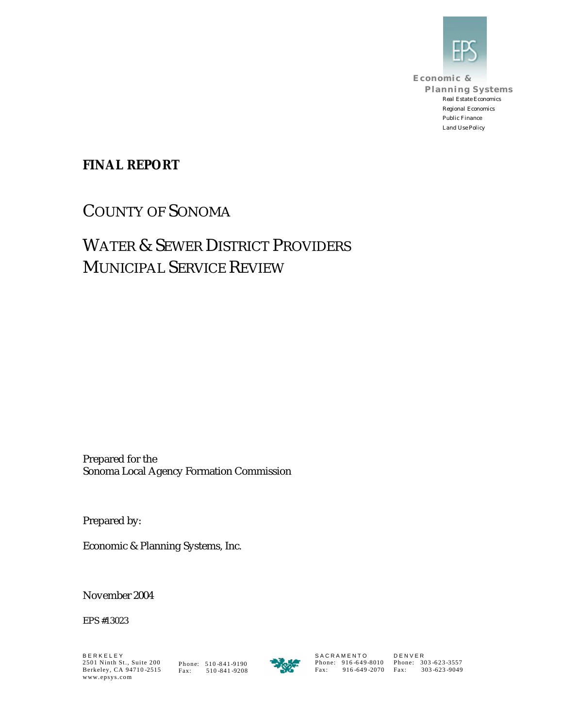Economic & Planning Systems
Real Estate Economics
Regional Economics
Public Finance
Land Use Policy

**FINAL REPORT**

# COUNTY OF SONOMA

# WATER & SEWER DISTRICT PROVIDERS MUNICIPAL SERVICE REVIEW

Prepared for the
Sonoma Local Agency Formation Commission

Prepared by:

Economic & Planning Systems, Inc.

November 2004

EPS #13023

BERKELEY
2501 Ninth St., Suite 200
Berkeley, CA 94710-2515
www.epsys.com

Phone: 510-841-9190
Fax: 510-841-9208

SACRAMENTO
Phone: 916-649-8010
Fax: 916-649-2070

DENVER
Phone: 303-623-3557
Fax: 303-623-9049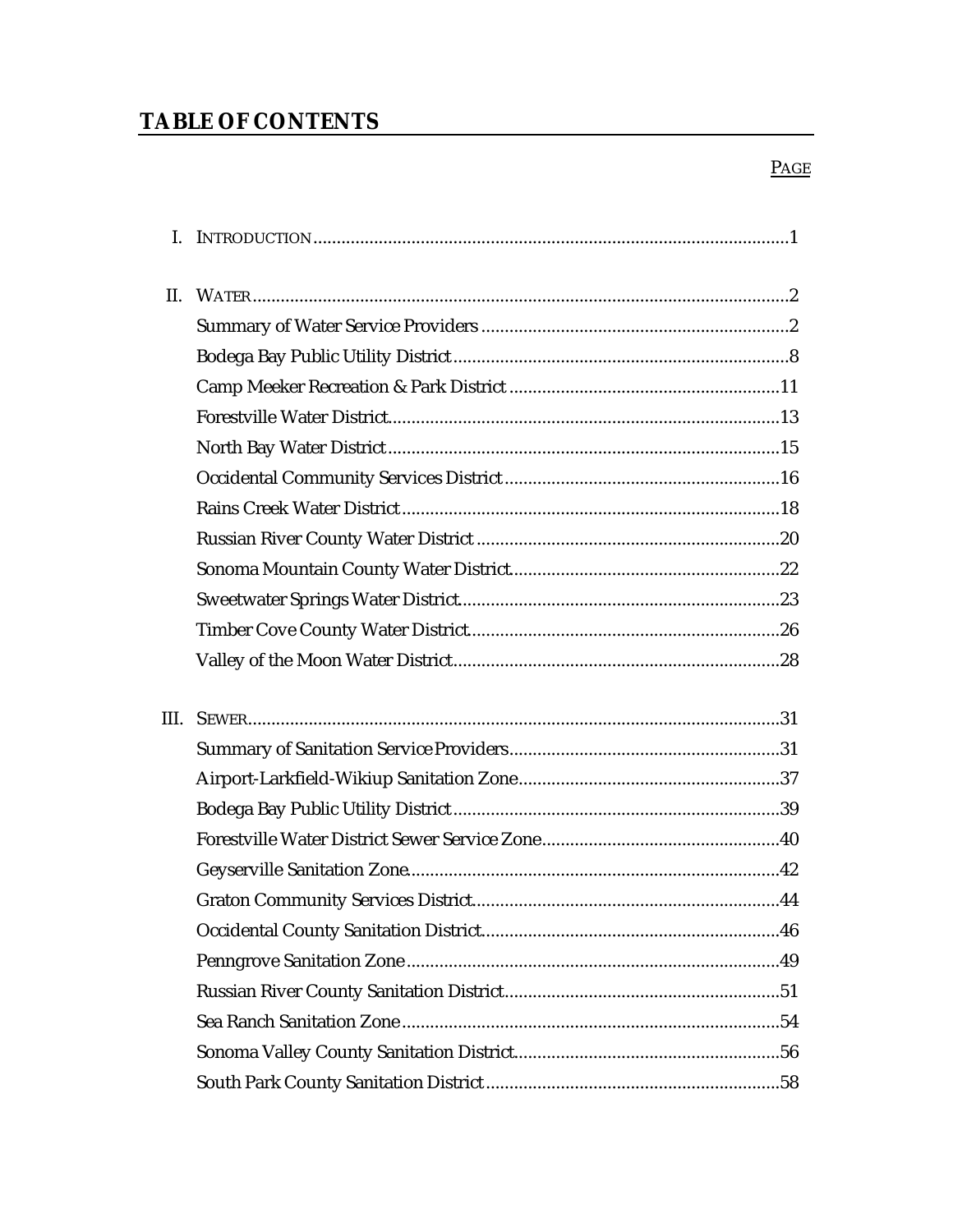# TABLE OF CONTENTS

| | PAGE |
|---|---|
| I. INTRODUCTION | 1 |
| II. WATER | 2 |
| Summary of Water Service Providers | 2 |
| Bodega Bay Public Utility District | 8 |
| Camp Meeker Recreation & Park District | 11 |
| Forestville Water District | 13 |
| North Bay Water District | 15 |
| Occidental Community Services District | 16 |
| Rains Creek Water District | 18 |
| Russian River County Water District | 20 |
| Sonoma Mountain County Water District | 22 |
| Sweetwater Springs Water District | 23 |
| Timber Cove County Water District | 26 |
| Valley of the Moon Water District | 28 |
| III. SEWER | 31 |
| Summary of Sanitation Service Providers | 31 |
| Airport-Larkfield-Wikiup Sanitation Zone | 37 |
| Bodega Bay Public Utility District | 39 |
| Forestville Water District Sewer Service Zone | 40 |
| Geyserville Sanitation Zone | 42 |
| Graton Community Services District | 44 |
| Occidental County Sanitation District | 46 |
| Penngrove Sanitation Zone | 49 |
| Russian River County Sanitation District | 51 |
| Sea Ranch Sanitation Zone | 54 |
| Sonoma Valley County Sanitation District | 56 |
| South Park County Sanitation District | 58 |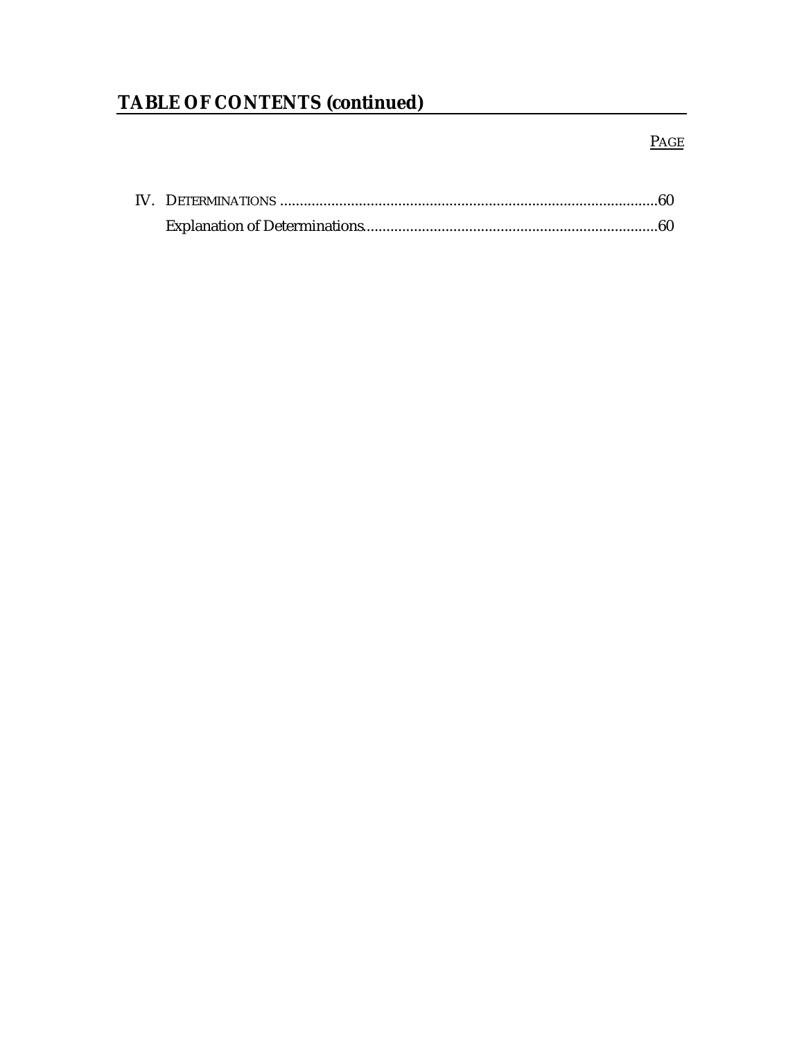## TABLE OF CONTENTS (continued)

| | PAGE |
|---|---|
| IV. DETERMINATIONS | 60 |
| Explanation of Determinations | 60 |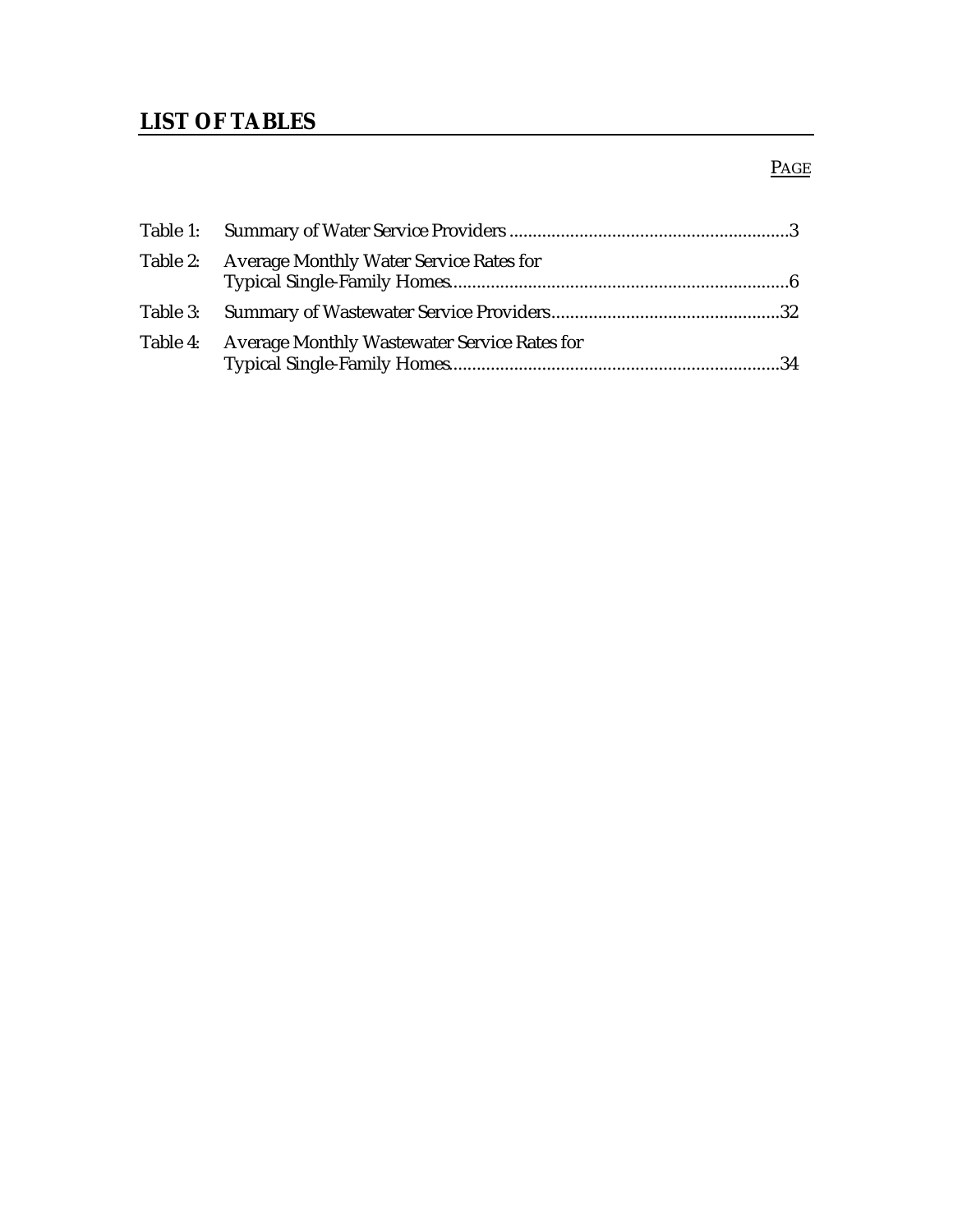## LIST OF TABLES

| | | PAGE |
|---|---|---|
| Table 1: | Summary of Water Service Providers | 3 |
| Table 2: | Average Monthly Water Service Rates for Typical Single-Family Homes | 6 |
| Table 3: | Summary of Wastewater Service Providers | 32 |
| Table 4: | Average Monthly Wastewater Service Rates for Typical Single-Family Homes | 34 |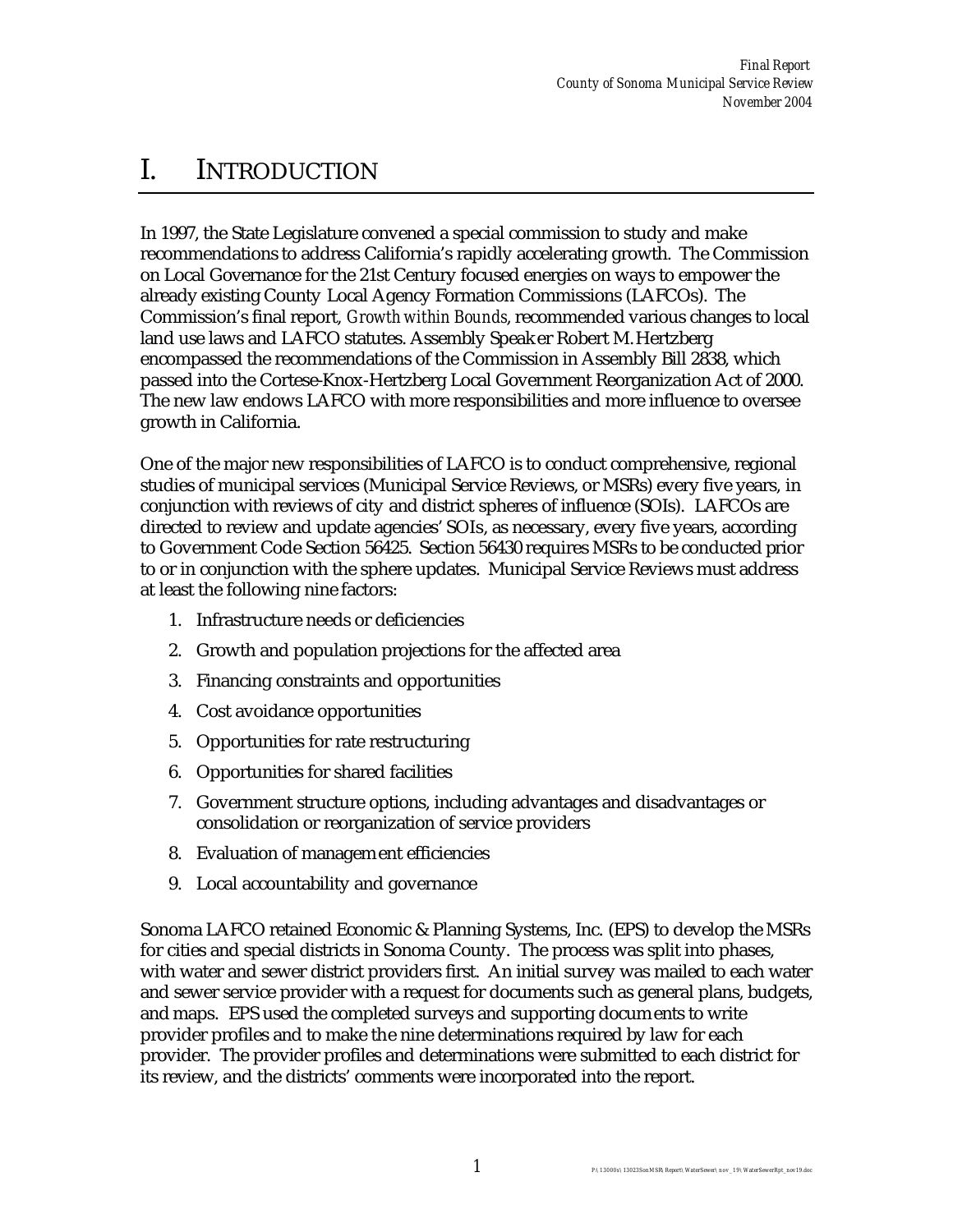# I. INTRODUCTION

In 1997, the State Legislature convened a special commission to study and make recommendations to address California's rapidly accelerating growth. The Commission on Local Governance for the 21st Century focused energies on ways to empower the already existing County Local Agency Formation Commissions (LAFCOs). The Commission's final report, *Growth within Bounds*, recommended various changes to local land use laws and LAFCO statutes. Assembly Speaker Robert M. Hertzberg encompassed the recommendations of the Commission in Assembly Bill 2838, which passed into the Cortese-Knox-Hertzberg Local Government Reorganization Act of 2000. The new law endows LAFCO with more responsibilities and more influence to oversee growth in California.

One of the major new responsibilities of LAFCO is to conduct comprehensive, regional studies of municipal services (Municipal Service Reviews, or MSRs) every five years, in conjunction with reviews of city and district spheres of influence (SOIs). LAFCOs are directed to review and update agencies' SOIs, as necessary, every five years, according to Government Code Section 56425. Section 56430 requires MSRs to be conducted prior to or in conjunction with the sphere updates. Municipal Service Reviews must address at least the following nine factors:

1. Infrastructure needs or deficiencies
2. Growth and population projections for the affected area
3. Financing constraints and opportunities
4. Cost avoidance opportunities
5. Opportunities for rate restructuring
6. Opportunities for shared facilities
7. Government structure options, including advantages and disadvantages or consolidation or reorganization of service providers
8. Evaluation of management efficiencies
9. Local accountability and governance

Sonoma LAFCO retained Economic & Planning Systems, Inc. (EPS) to develop the MSRs for cities and special districts in Sonoma County. The process was split into phases, with water and sewer district providers first. An initial survey was mailed to each water and sewer service provider with a request for documents such as general plans, budgets, and maps. EPS used the completed surveys and supporting documents to write provider profiles and to make the nine determinations required by law for each provider. The provider profiles and determinations were submitted to each district for its review, and the districts' comments were incorporated into the report.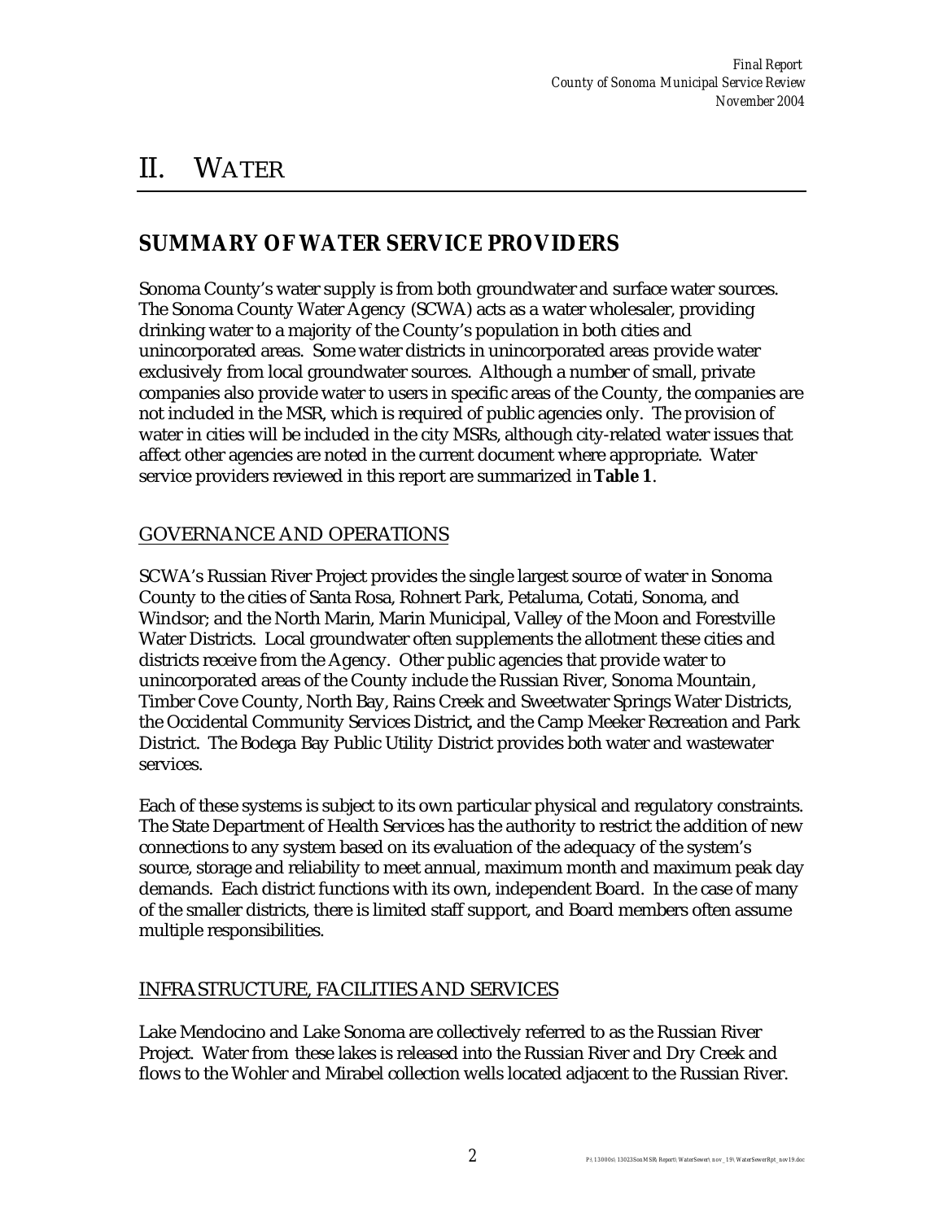# II. WATER

## SUMMARY OF WATER SERVICE PROVIDERS

Sonoma County's water supply is from both groundwater and surface water sources. The Sonoma County Water Agency (SCWA) acts as a water wholesaler, providing drinking water to a majority of the County's population in both cities and unincorporated areas. Some water districts in unincorporated areas provide water exclusively from local groundwater sources. Although a number of small, private companies also provide water to users in specific areas of the County, the companies are not included in the MSR, which is required of public agencies only. The provision of water in cities will be included in the city MSRs, although city-related water issues that affect other agencies are noted in the current document where appropriate. Water service providers reviewed in this report are summarized in **Table 1**.

### GOVERNANCE AND OPERATIONS

SCWA's Russian River Project provides the single largest source of water in Sonoma County to the cities of Santa Rosa, Rohnert Park, Petaluma, Cotati, Sonoma, and Windsor; and the North Marin, Marin Municipal, Valley of the Moon and Forestville Water Districts. Local groundwater often supplements the allotment these cities and districts receive from the Agency. Other public agencies that provide water to unincorporated areas of the County include the Russian River, Sonoma Mountain, Timber Cove County, North Bay, Rains Creek and Sweetwater Springs Water Districts, the Occidental Community Services District, and the Camp Meeker Recreation and Park District. The Bodega Bay Public Utility District provides both water and wastewater services.

Each of these systems is subject to its own particular physical and regulatory constraints. The State Department of Health Services has the authority to restrict the addition of new connections to any system based on its evaluation of the adequacy of the system's source, storage and reliability to meet annual, maximum month and maximum peak day demands. Each district functions with its own, independent Board. In the case of many of the smaller districts, there is limited staff support, and Board members often assume multiple responsibilities.

### INFRASTRUCTURE, FACILITIES AND SERVICES

Lake Mendocino and Lake Sonoma are collectively referred to as the Russian River Project. Water from these lakes is released into the Russian River and Dry Creek and flows to the Wohler and Mirabel collection wells located adjacent to the Russian River.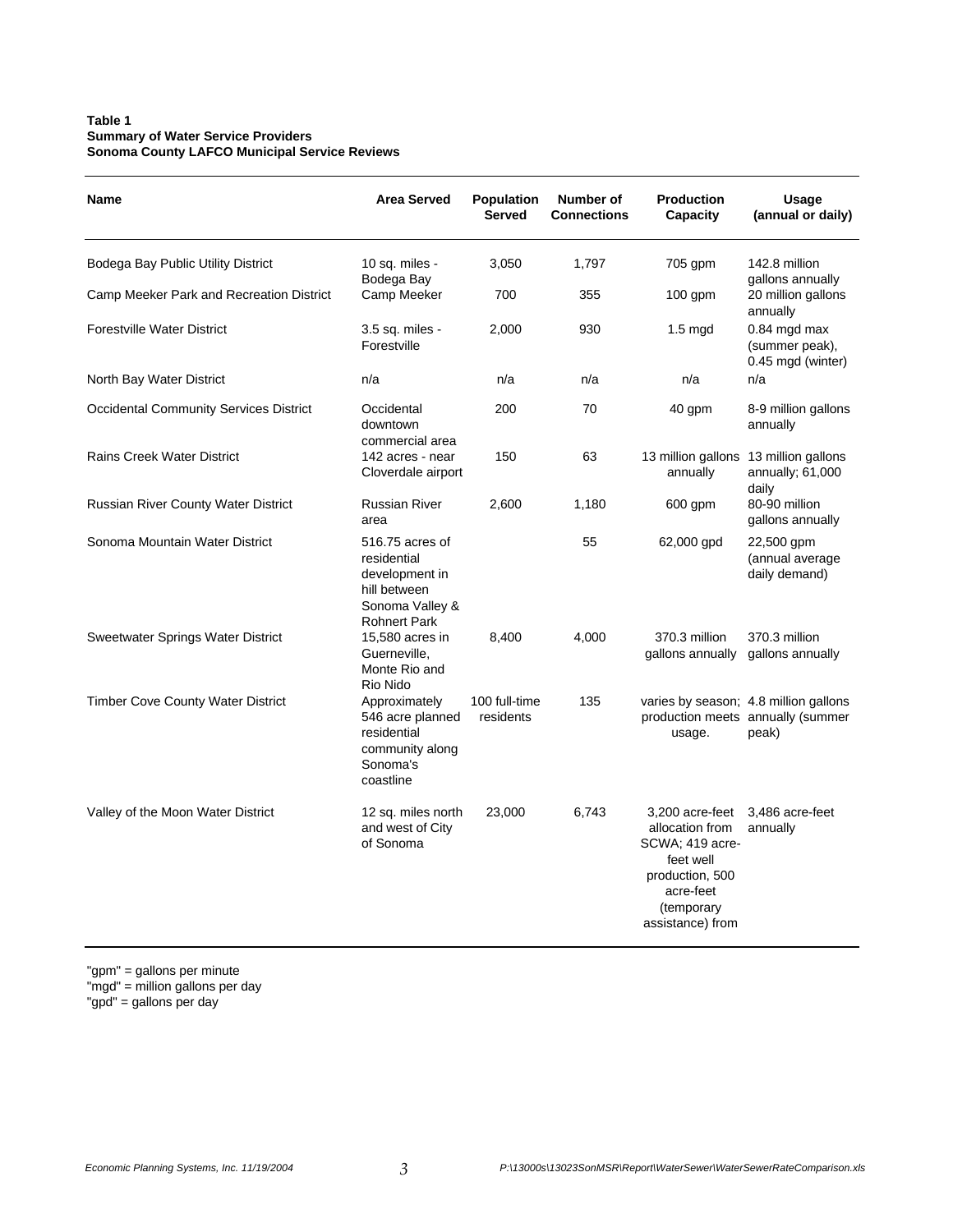**Table 1**
**Summary of Water Service Providers**
**Sonoma County LAFCO Municipal Service Reviews**

| Name | Area Served | Population Served | Number of Connections | Production Capacity | Usage (annual or daily) |
|---|---|---|---|---|---|
| Bodega Bay Public Utility District | 10 sq. miles - Bodega Bay | 3,050 | 1,797 | 705 gpm | 142.8 million gallons annually |
| Camp Meeker Park and Recreation District | Camp Meeker | 700 | 355 | 100 gpm | 20 million gallons annually |
| Forestville Water District | 3.5 sq. miles - Forestville | 2,000 | 930 | 1.5 mgd | 0.84 mgd max (summer peak), 0.45 mgd (winter) |
| North Bay Water District | n/a | n/a | n/a | n/a | n/a |
| Occidental Community Services District | Occidental downtown commercial area | 200 | 70 | 40 gpm | 8-9 million gallons annually |
| Rains Creek Water District | 142 acres - near Cloverdale airport | 150 | 63 | 13 million gallons annually | 13 million gallons annually; 61,000 daily |
| Russian River County Water District | Russian River area | 2,600 | 1,180 | 600 gpm | 80-90 million gallons annually |
| Sonoma Mountain Water District | 516.75 acres of residential development in hill between Sonoma Valley & Rohnert Park | | 55 | 62,000 gpd | 22,500 gpm (annual average daily demand) |
| Sweetwater Springs Water District | 15,580 acres in Guerneville, Monte Rio and Rio Nido | 8,400 | 4,000 | 370.3 million gallons annually | 370.3 million gallons annually |
| Timber Cove County Water District | Approximately 546 acre planned residential community along Sonoma's coastline | 100 full-time residents | 135 | varies by season; production meets usage. | 4.8 million gallons annually (summer peak) |
| Valley of the Moon Water District | 12 sq. miles north and west of City of Sonoma | 23,000 | 6,743 | 3,200 acre-feet allocation from SCWA; 419 acre-feet well production, 500 acre-feet (temporary assistance) from | 3,486 acre-feet annually |

"gpm" = gallons per minute
"mgd" = million gallons per day
"gpd" = gallons per day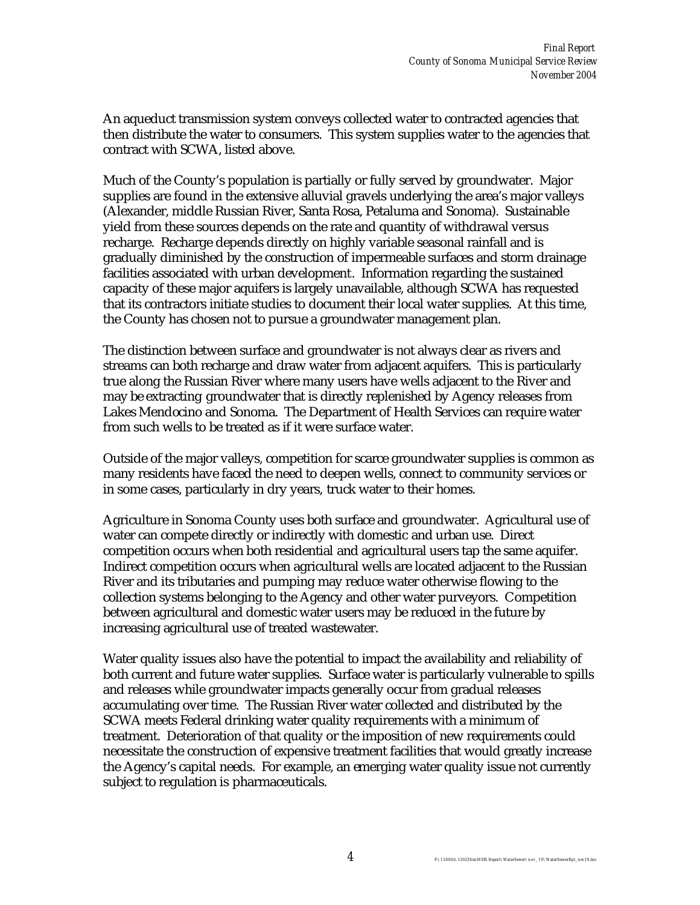An aqueduct transmission system conveys collected water to contracted agencies that then distribute the water to consumers. This system supplies water to the agencies that contract with SCWA, listed above.

Much of the County's population is partially or fully served by groundwater. Major supplies are found in the extensive alluvial gravels underlying the area's major valleys (Alexander, middle Russian River, Santa Rosa, Petaluma and Sonoma). Sustainable yield from these sources depends on the rate and quantity of withdrawal versus recharge. Recharge depends directly on highly variable seasonal rainfall and is gradually diminished by the construction of impermeable surfaces and storm drainage facilities associated with urban development. Information regarding the sustained capacity of these major aquifers is largely unavailable, although SCWA has requested that its contractors initiate studies to document their local water supplies. At this time, the County has chosen not to pursue a groundwater management plan.

The distinction between surface and groundwater is not always clear as rivers and streams can both recharge and draw water from adjacent aquifers. This is particularly true along the Russian River where many users have wells adjacent to the River and may be extracting groundwater that is directly replenished by Agency releases from Lakes Mendocino and Sonoma. The Department of Health Services can require water from such wells to be treated as if it were surface water.

Outside of the major valleys, competition for scarce groundwater supplies is common as many residents have faced the need to deepen wells, connect to community services or in some cases, particularly in dry years, truck water to their homes.

Agriculture in Sonoma County uses both surface and groundwater. Agricultural use of water can compete directly or indirectly with domestic and urban use. Direct competition occurs when both residential and agricultural users tap the same aquifer. Indirect competition occurs when agricultural wells are located adjacent to the Russian River and its tributaries and pumping may reduce water otherwise flowing to the collection systems belonging to the Agency and other water purveyors. Competition between agricultural and domestic water users may be reduced in the future by increasing agricultural use of treated wastewater.

Water quality issues also have the potential to impact the availability and reliability of both current and future water supplies. Surface water is particularly vulnerable to spills and releases while groundwater impacts generally occur from gradual releases accumulating over time. The Russian River water collected and distributed by the SCWA meets Federal drinking water quality requirements with a minimum of treatment. Deterioration of that quality or the imposition of new requirements could necessitate the construction of expensive treatment facilities that would greatly increase the Agency's capital needs. For example, an emerging water quality issue not currently subject to regulation is pharmaceuticals.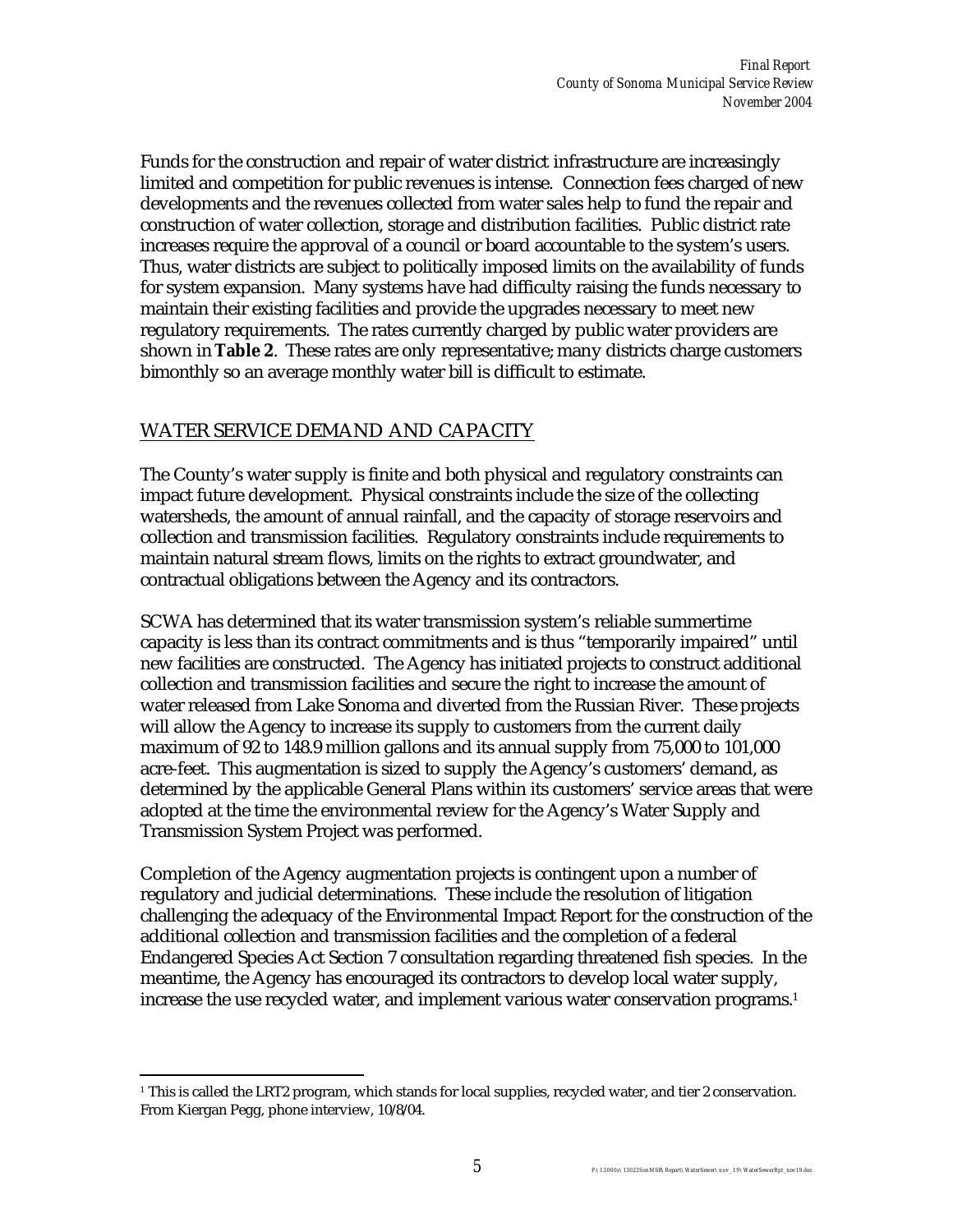Funds for the construction and repair of water district infrastructure are increasingly limited and competition for public revenues is intense. Connection fees charged of new developments and the revenues collected from water sales help to fund the repair and construction of water collection, storage and distribution facilities. Public district rate increases require the approval of a council or board accountable to the system's users. Thus, water districts are subject to politically imposed limits on the availability of funds for system expansion. Many systems have had difficulty raising the funds necessary to maintain their existing facilities and provide the upgrades necessary to meet new regulatory requirements. The rates currently charged by public water providers are shown in **Table 2**. These rates are only representative; many districts charge customers bimonthly so an average monthly water bill is difficult to estimate.

## WATER SERVICE DEMAND AND CAPACITY

The County's water supply is finite and both physical and regulatory constraints can impact future development. Physical constraints include the size of the collecting watersheds, the amount of annual rainfall, and the capacity of storage reservoirs and collection and transmission facilities. Regulatory constraints include requirements to maintain natural stream flows, limits on the rights to extract groundwater, and contractual obligations between the Agency and its contractors.

SCWA has determined that its water transmission system's reliable summertime capacity is less than its contract commitments and is thus "temporarily impaired" until new facilities are constructed. The Agency has initiated projects to construct additional collection and transmission facilities and secure the right to increase the amount of water released from Lake Sonoma and diverted from the Russian River. These projects will allow the Agency to increase its supply to customers from the current daily maximum of 92 to 148.9 million gallons and its annual supply from 75,000 to 101,000 acre-feet. This augmentation is sized to supply the Agency's customers' demand, as determined by the applicable General Plans within its customers' service areas that were adopted at the time the environmental review for the Agency's Water Supply and Transmission System Project was performed.

Completion of the Agency augmentation projects is contingent upon a number of regulatory and judicial determinations. These include the resolution of litigation challenging the adequacy of the Environmental Impact Report for the construction of the additional collection and transmission facilities and the completion of a federal Endangered Species Act Section 7 consultation regarding threatened fish species. In the meantime, the Agency has encouraged its contractors to develop local water supply, increase the use recycled water, and implement various water conservation programs.[1]

[1] This is called the LRT2 program, which stands for local supplies, recycled water, and tier 2 conservation. From Kiergan Pegg, phone interview, 10/8/04.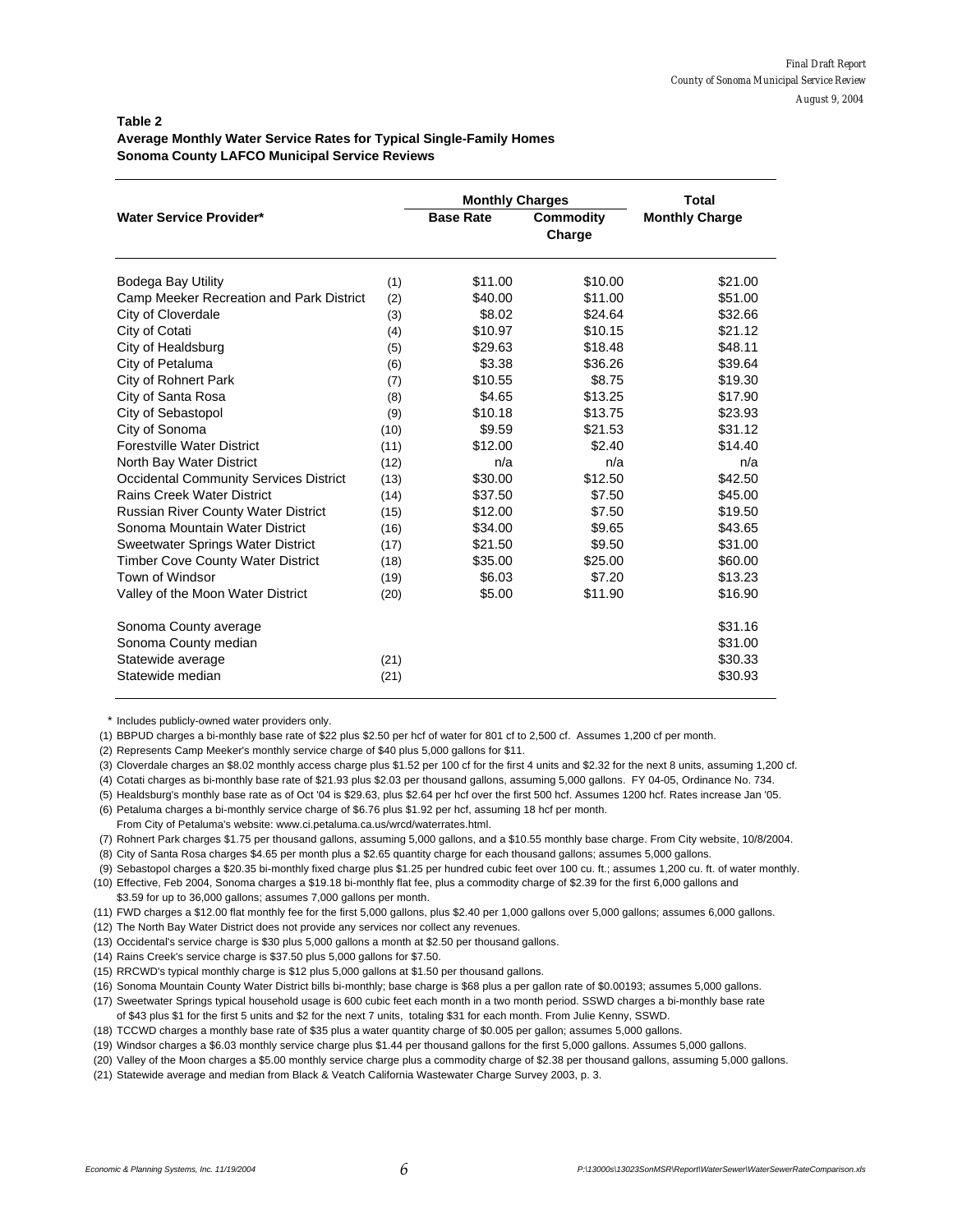**Table 2**
**Average Monthly Water Service Rates for Typical Single-Family Homes**
**Sonoma County LAFCO Municipal Service Reviews**

| Water Service Provider* | | Monthly Charges | | Total |
|---|---|---|---|---|
| | | Base Rate | Commodity Charge | Monthly Charge |
| Bodega Bay Utility | (1) | $11.00 | $10.00 | $21.00 |
| Camp Meeker Recreation and Park District | (2) | $40.00 | $11.00 | $51.00 |
| City of Cloverdale | (3) | $8.02 | $24.64 | $32.66 |
| City of Cotati | (4) | $10.97 | $10.15 | $21.12 |
| City of Healdsburg | (5) | $29.63 | $18.48 | $48.11 |
| City of Petaluma | (6) | $3.38 | $36.26 | $39.64 |
| City of Rohnert Park | (7) | $10.55 | $8.75 | $19.30 |
| City of Santa Rosa | (8) | $4.65 | $13.25 | $17.90 |
| City of Sebastopol | (9) | $10.18 | $13.75 | $23.93 |
| City of Sonoma | (10) | $9.59 | $21.53 | $31.12 |
| Forestville Water District | (11) | $12.00 | $2.40 | $14.40 |
| North Bay Water District | (12) | n/a | n/a | n/a |
| Occidental Community Services District | (13) | $30.00 | $12.50 | $42.50 |
| Rains Creek Water District | (14) | $37.50 | $7.50 | $45.00 |
| Russian River County Water District | (15) | $12.00 | $7.50 | $19.50 |
| Sonoma Mountain Water District | (16) | $34.00 | $9.65 | $43.65 |
| Sweetwater Springs Water District | (17) | $21.50 | $9.50 | $31.00 |
| Timber Cove County Water District | (18) | $35.00 | $25.00 | $60.00 |
| Town of Windsor | (19) | $6.03 | $7.20 | $13.23 |
| Valley of the Moon Water District | (20) | $5.00 | $11.90 | $16.90 |
| Sonoma County average | | | | $31.16 |
| Sonoma County median | | | | $31.00 |
| Statewide average | (21) | | | $30.33 |
| Statewide median | (21) | | | $30.93 |

\* Includes publicly-owned water providers only.

(1) BBPUD charges a bi-monthly base rate of $22 plus $2.50 per hcf of water for 801 cf to 2,500 cf. Assumes 1,200 cf per month.
(2) Represents Camp Meeker's monthly service charge of $40 plus 5,000 gallons for $11.
(3) Cloverdale charges an $8.02 monthly access charge plus $1.52 per 100 cf for the first 4 units and $2.32 for the next 8 units, assuming 1,200 cf.
(4) Cotati charges as bi-monthly base rate of $21.93 plus $2.03 per thousand gallons, assuming 5,000 gallons. FY 04-05, Ordinance No. 734.
(5) Healdsburg's monthly base rate as of Oct '04 is $29.63, plus $2.64 per hcf over the first 500 hcf. Assumes 1200 hcf. Rates increase Jan '05.
(6) Petaluma charges a bi-monthly service charge of $6.76 plus $1.92 per hcf, assuming 18 hcf per month.
From City of Petaluma's website: www.ci.petaluma.ca.us/wrcd/waterrates.html.
(7) Rohnert Park charges $1.75 per thousand gallons, assuming 5,000 gallons, and a $10.55 monthly base charge. From City website, 10/8/2004.
(8) City of Santa Rosa charges $4.65 per month plus a $2.65 quantity charge for each thousand gallons; assumes 5,000 gallons.
(9) Sebastopol charges a $20.35 bi-monthly fixed charge plus $1.25 per hundred cubic feet over 100 cu. ft.; assumes 1,200 cu. ft. of water monthly.
(10) Effective, Feb 2004, Sonoma charges a $19.18 bi-monthly flat fee, plus a commodity charge of $2.39 for the first 6,000 gallons and $3.59 for up to 36,000 gallons; assumes 7,000 gallons per month.
(11) FWD charges a $12.00 flat monthly fee for the first 5,000 gallons, plus $2.40 per 1,000 gallons over 5,000 gallons; assumes 6,000 gallons.
(12) The North Bay Water District does not provide any services nor collect any revenues.
(13) Occidental's service charge is $30 plus 5,000 gallons a month at $2.50 per thousand gallons.
(14) Rains Creek's service charge is $37.50 plus 5,000 gallons for $7.50.
(15) RRCWD's typical monthly charge is $12 plus 5,000 gallons at $1.50 per thousand gallons.
(16) Sonoma Mountain County Water District bills bi-monthly; base charge is $68 plus a per gallon rate of $0.00193; assumes 5,000 gallons.
(17) Sweetwater Springs typical household usage is 600 cubic feet each month in a two month period. SSWD charges a bi-monthly base rate of $43 plus $1 for the first 5 units and $2 for the next 7 units, totaling $31 for each month. From Julie Kenny, SSWD.
(18) TCCWD charges a monthly base rate of $35 plus a water quantity charge of $0.005 per gallon; assumes 5,000 gallons.
(19) Windsor charges a $6.03 monthly service charge plus $1.44 per thousand gallons for the first 5,000 gallons. Assumes 5,000 gallons.
(20) Valley of the Moon charges a $5.00 monthly service charge plus a commodity charge of $2.38 per thousand gallons, assuming 5,000 gallons.
(21) Statewide average and median from Black & Veatch California Wastewater Charge Survey 2003, p. 3.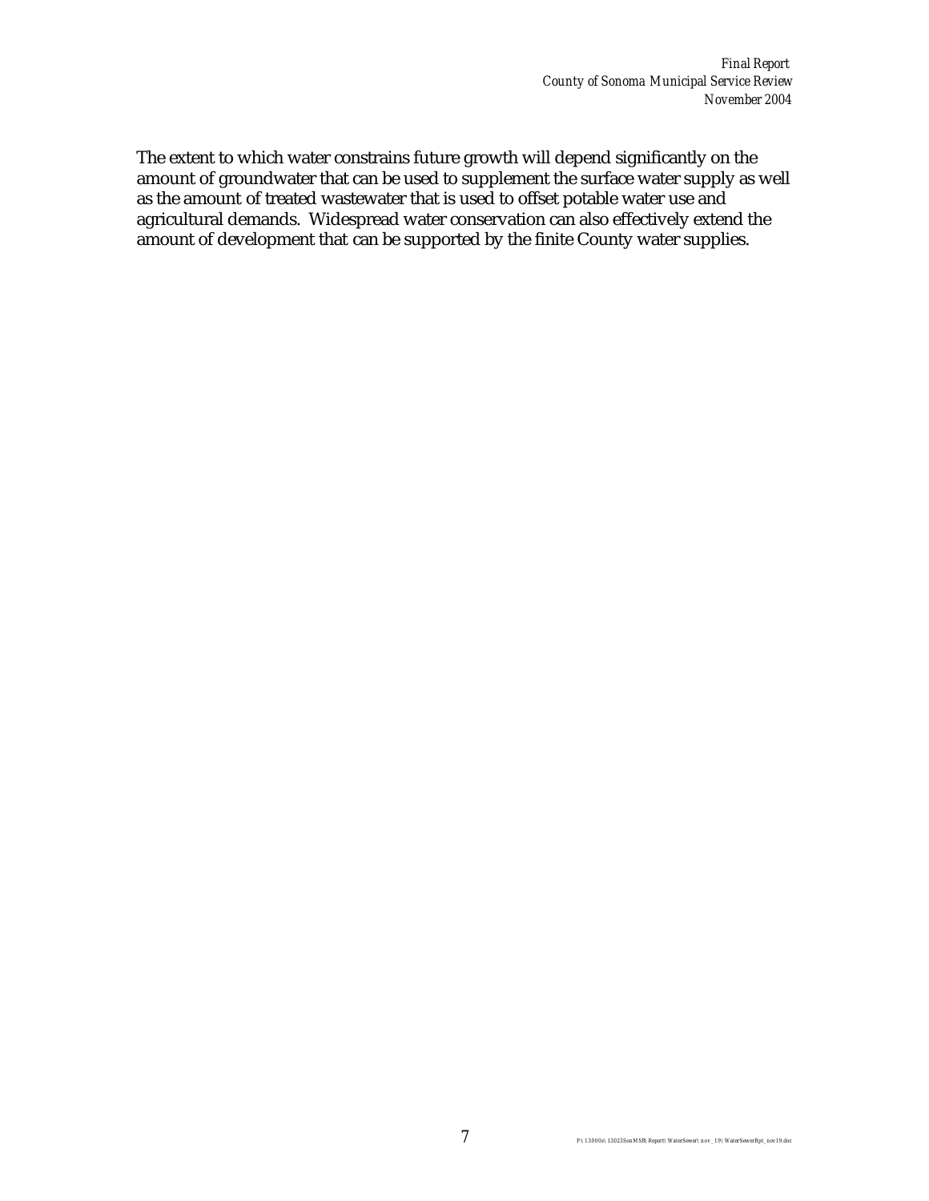The extent to which water constrains future growth will depend significantly on the amount of groundwater that can be used to supplement the surface water supply as well as the amount of treated wastewater that is used to offset potable water use and agricultural demands. Widespread water conservation can also effectively extend the amount of development that can be supported by the finite County water supplies.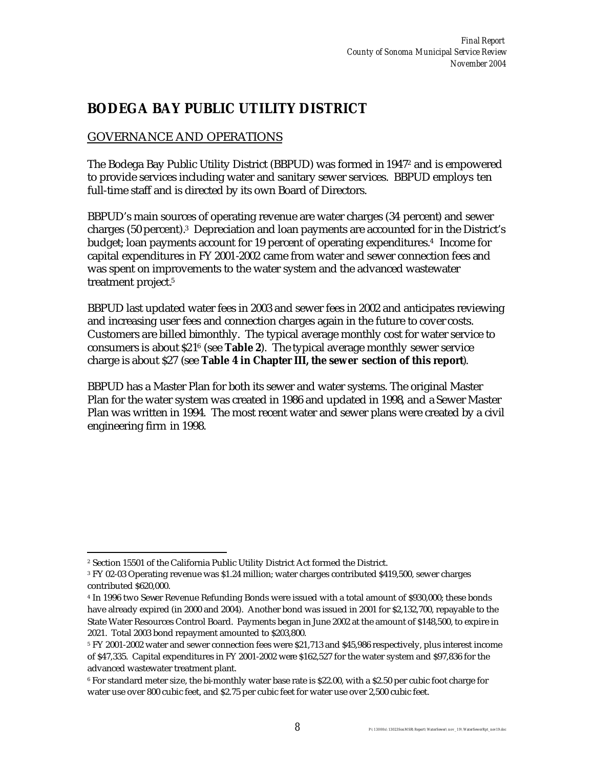# BODEGA BAY PUBLIC UTILITY DISTRICT

## GOVERNANCE AND OPERATIONS

The Bodega Bay Public Utility District (BBPUD) was formed in 1947[2] and is empowered to provide services including water and sanitary sewer services. BBPUD employs ten full-time staff and is directed by its own Board of Directors.

BBPUD's main sources of operating revenue are water charges (34 percent) and sewer charges (50 percent).[3] Depreciation and loan payments are accounted for in the District's budget; loan payments account for 19 percent of operating expenditures.[4] Income for capital expenditures in FY 2001-2002 came from water and sewer connection fees and was spent on improvements to the water system and the advanced wastewater treatment project.[5]

BBPUD last updated water fees in 2003 and sewer fees in 2002 and anticipates reviewing and increasing user fees and connection charges again in the future to cover costs. Customers are billed bimonthly. The typical average monthly cost for water service to consumers is about $21[6] (see **Table 2**). The typical average monthly sewer service charge is about $27 (see **Table 4 in Chapter III, the sewer section of this report**).

BBPUD has a Master Plan for both its sewer and water systems. The original Master Plan for the water system was created in 1986 and updated in 1998, and a Sewer Master Plan was written in 1994. The most recent water and sewer plans were created by a civil engineering firm in 1998.

---

[2] Section 15501 of the California Public Utility District Act formed the District.

[3] FY 02-03 Operating revenue was $1.24 million; water charges contributed $419,500, sewer charges contributed $620,000.

[4] In 1996 two Sewer Revenue Refunding Bonds were issued with a total amount of $930,000; these bonds have already expired (in 2000 and 2004). Another bond was issued in 2001 for $2,132,700, repayable to the State Water Resources Control Board. Payments began in June 2002 at the amount of $148,500, to expire in 2021. Total 2003 bond repayment amounted to $203,800.

[5] FY 2001-2002 water and sewer connection fees were $21,713 and $45,986 respectively, plus interest income of $47,335. Capital expenditures in FY 2001-2002 were $162,527 for the water system and $97,836 for the advanced wastewater treatment plant.

[6] For standard meter size, the bi-monthly water base rate is $22.00, with a $2.50 per cubic foot charge for water use over 800 cubic feet, and $2.75 per cubic feet for water use over 2,500 cubic feet.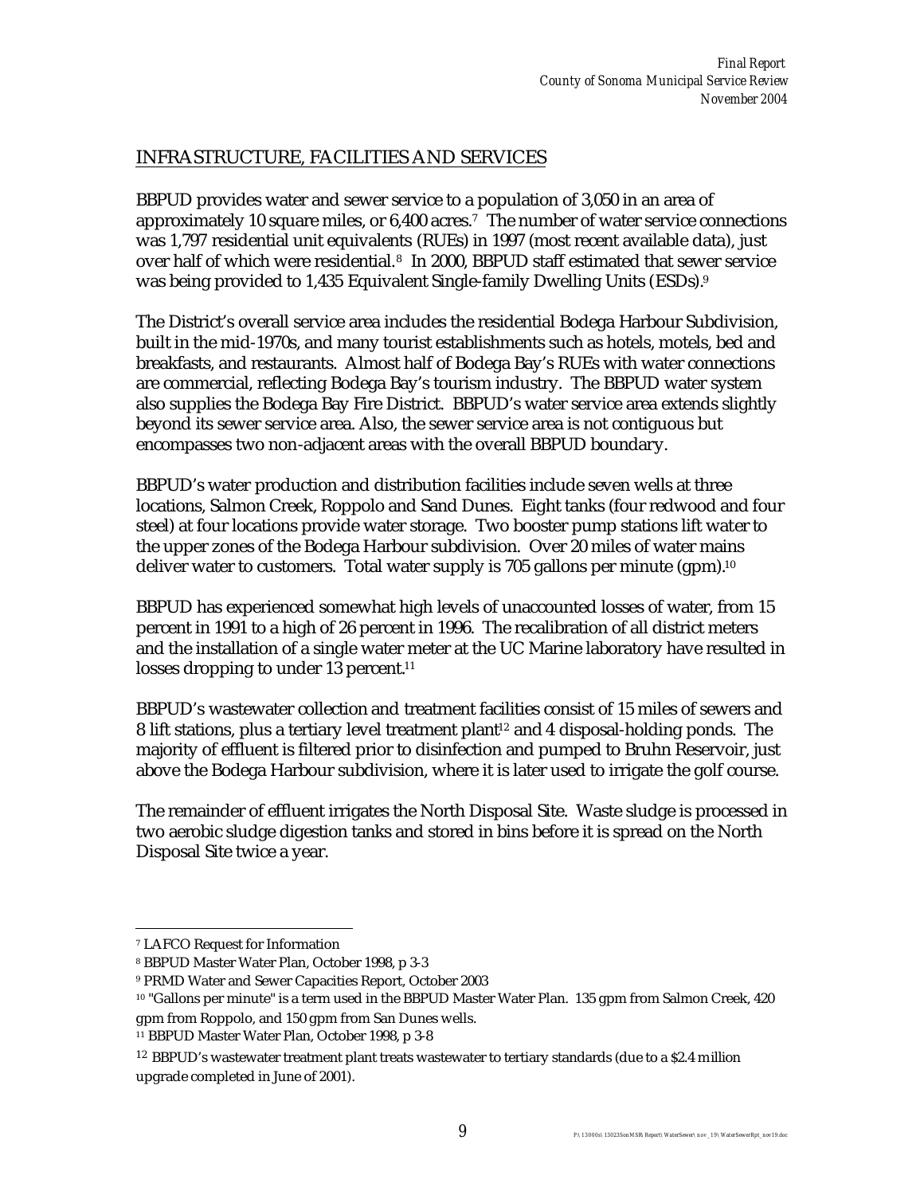## INFRASTRUCTURE, FACILITIES AND SERVICES

BBPUD provides water and sewer service to a population of 3,050 in an area of approximately 10 square miles, or 6,400 acres.[7] The number of water service connections was 1,797 residential unit equivalents (RUEs) in 1997 (most recent available data), just over half of which were residential.[8] In 2000, BBPUD staff estimated that sewer service was being provided to 1,435 Equivalent Single-family Dwelling Units (ESDs).[9]

The District's overall service area includes the residential Bodega Harbour Subdivision, built in the mid-1970s, and many tourist establishments such as hotels, motels, bed and breakfasts, and restaurants. Almost half of Bodega Bay's RUEs with water connections are commercial, reflecting Bodega Bay's tourism industry. The BBPUD water system also supplies the Bodega Bay Fire District. BBPUD's water service area extends slightly beyond its sewer service area. Also, the sewer service area is not contiguous but encompasses two non-adjacent areas with the overall BBPUD boundary.

BBPUD's water production and distribution facilities include seven wells at three locations, Salmon Creek, Roppolo and Sand Dunes. Eight tanks (four redwood and four steel) at four locations provide water storage. Two booster pump stations lift water to the upper zones of the Bodega Harbour subdivision. Over 20 miles of water mains deliver water to customers. Total water supply is 705 gallons per minute (gpm).[10]

BBPUD has experienced somewhat high levels of unaccounted losses of water, from 15 percent in 1991 to a high of 26 percent in 1996. The recalibration of all district meters and the installation of a single water meter at the UC Marine laboratory have resulted in losses dropping to under 13 percent.[11]

BBPUD's wastewater collection and treatment facilities consist of 15 miles of sewers and 8 lift stations, plus a tertiary level treatment plant[12] and 4 disposal-holding ponds. The majority of effluent is filtered prior to disinfection and pumped to Bruhn Reservoir, just above the Bodega Harbour subdivision, where it is later used to irrigate the golf course.

The remainder of effluent irrigates the North Disposal Site. Waste sludge is processed in two aerobic sludge digestion tanks and stored in bins before it is spread on the North Disposal Site twice a year.

---

[7] LAFCO Request for Information

[8] BBPUD Master Water Plan, October 1998, p 3-3

[9] PRMD Water and Sewer Capacities Report, October 2003

[10] "Gallons per minute" is a term used in the BBPUD Master Water Plan. 135 gpm from Salmon Creek, 420 gpm from Roppolo, and 150 gpm from San Dunes wells.

[11] BBPUD Master Water Plan, October 1998, p 3-8

[12] BBPUD's wastewater treatment plant treats wastewater to tertiary standards (due to a $2.4 million upgrade completed in June of 2001).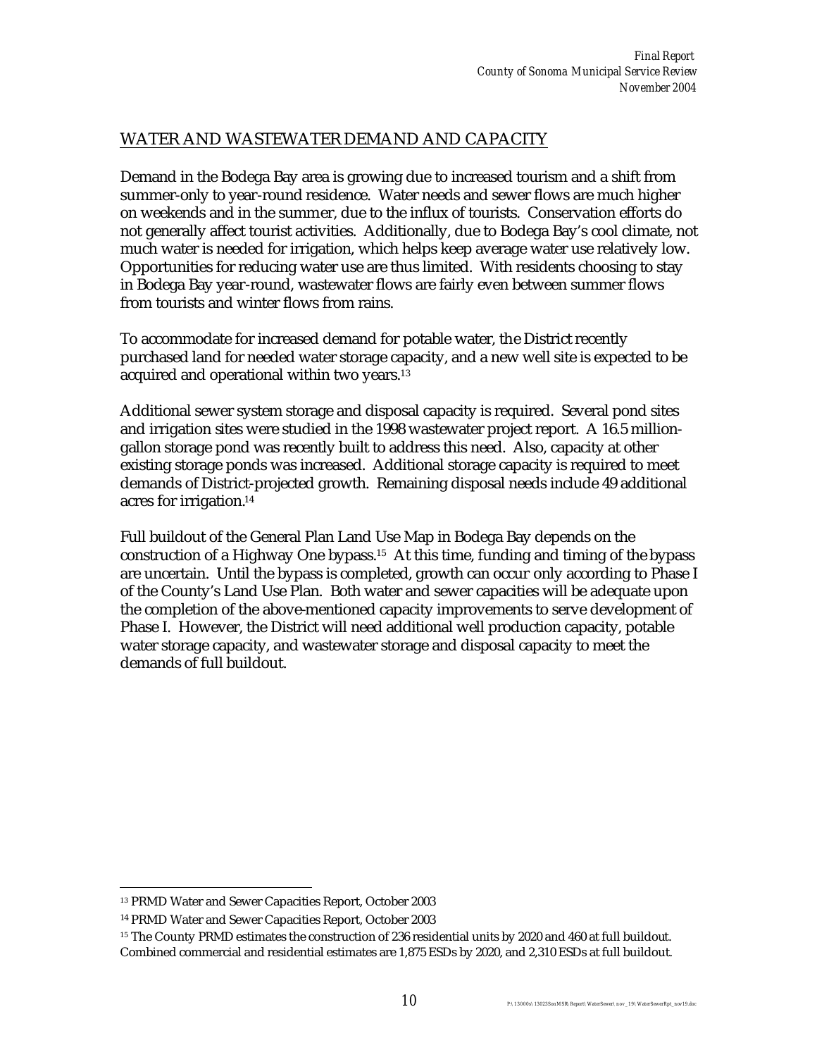## WATER AND WASTEWATER DEMAND AND CAPACITY

Demand in the Bodega Bay area is growing due to increased tourism and a shift from summer-only to year-round residence. Water needs and sewer flows are much higher on weekends and in the summer, due to the influx of tourists. Conservation efforts do not generally affect tourist activities. Additionally, due to Bodega Bay's cool climate, not much water is needed for irrigation, which helps keep average water use relatively low. Opportunities for reducing water use are thus limited. With residents choosing to stay in Bodega Bay year-round, wastewater flows are fairly even between summer flows from tourists and winter flows from rains.

To accommodate for increased demand for potable water, the District recently purchased land for needed water storage capacity, and a new well site is expected to be acquired and operational within two years.[13]

Additional sewer system storage and disposal capacity is required. Several pond sites and irrigation sites were studied in the 1998 wastewater project report. A 16.5 million-gallon storage pond was recently built to address this need. Also, capacity at other existing storage ponds was increased. Additional storage capacity is required to meet demands of District-projected growth. Remaining disposal needs include 49 additional acres for irrigation.[14]

Full buildout of the General Plan Land Use Map in Bodega Bay depends on the construction of a Highway One bypass.[15] At this time, funding and timing of the bypass are uncertain. Until the bypass is completed, growth can occur only according to Phase I of the County's Land Use Plan. Both water and sewer capacities will be adequate upon the completion of the above-mentioned capacity improvements to serve development of Phase I. However, the District will need additional well production capacity, potable water storage capacity, and wastewater storage and disposal capacity to meet the demands of full buildout.

---

[13] PRMD Water and Sewer Capacities Report, October 2003

[14] PRMD Water and Sewer Capacities Report, October 2003

[15] The County PRMD estimates the construction of 236 residential units by 2020 and 460 at full buildout. Combined commercial and residential estimates are 1,875 ESDs by 2020, and 2,310 ESDs at full buildout.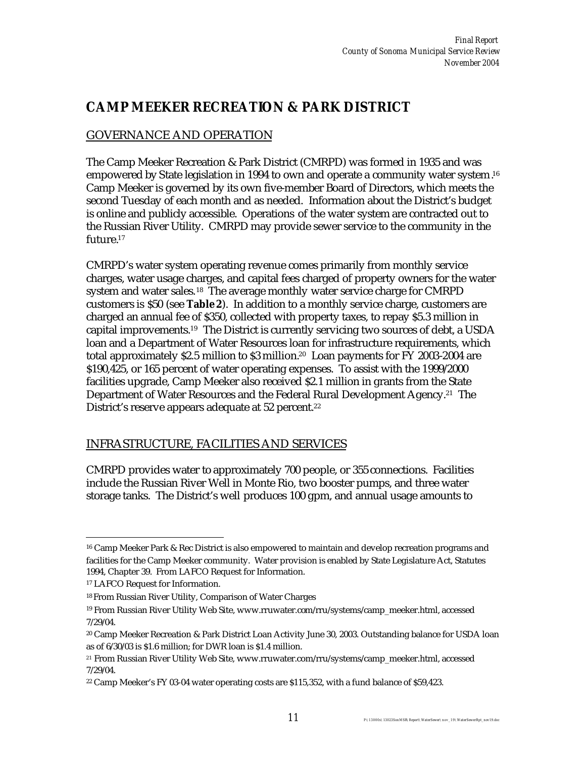# CAMP MEEKER RECREATION & PARK DISTRICT

## GOVERNANCE AND OPERATION

The Camp Meeker Recreation & Park District (CMRPD) was formed in 1935 and was empowered by State legislation in 1994 to own and operate a community water system.[16] Camp Meeker is governed by its own five-member Board of Directors, which meets the second Tuesday of each month and as needed. Information about the District's budget is online and publicly accessible. Operations of the water system are contracted out to the Russian River Utility. CMRPD may provide sewer service to the community in the future.[17]

CMRPD's water system operating revenue comes primarily from monthly service charges, water usage charges, and capital fees charged of property owners for the water system and water sales.[18] The average monthly water service charge for CMRPD customers is $50 (see **Table 2**). In addition to a monthly service charge, customers are charged an annual fee of $350, collected with property taxes, to repay $5.3 million in capital improvements.[19] The District is currently servicing two sources of debt, a USDA loan and a Department of Water Resources loan for infrastructure requirements, which total approximately $2.5 million to $3 million.[20] Loan payments for FY 2003-2004 are $190,425, or 165 percent of water operating expenses. To assist with the 1999/2000 facilities upgrade, Camp Meeker also received $2.1 million in grants from the State Department of Water Resources and the Federal Rural Development Agency.[21] The District's reserve appears adequate at 52 percent.[22]

## INFRASTRUCTURE, FACILITIES AND SERVICES

CMRPD provides water to approximately 700 people, or 355 connections. Facilities include the Russian River Well in Monte Rio, two booster pumps, and three water storage tanks. The District's well produces 100 gpm, and annual usage amounts to

---

[16] Camp Meeker Park & Rec District is also empowered to maintain and develop recreation programs and facilities for the Camp Meeker community. Water provision is enabled by State Legislature Act, Statutes 1994, Chapter 39. From LAFCO Request for Information.

[17] LAFCO Request for Information.

[18] From Russian River Utility, Comparison of Water Charges

[19] From Russian River Utility Web Site, www.rruwater.com/rru/systems/camp_meeker.html, accessed 7/29/04.

[20] Camp Meeker Recreation & Park District Loan Activity June 30, 2003. Outstanding balance for USDA loan as of 6/30/03 is $1.6 million; for DWR loan is $1.4 million.

[21] From Russian River Utility Web Site, www.rruwater.com/rru/systems/camp_meeker.html, accessed 7/29/04.

[22] Camp Meeker's FY 03-04 water operating costs are $115,352, with a fund balance of $59,423.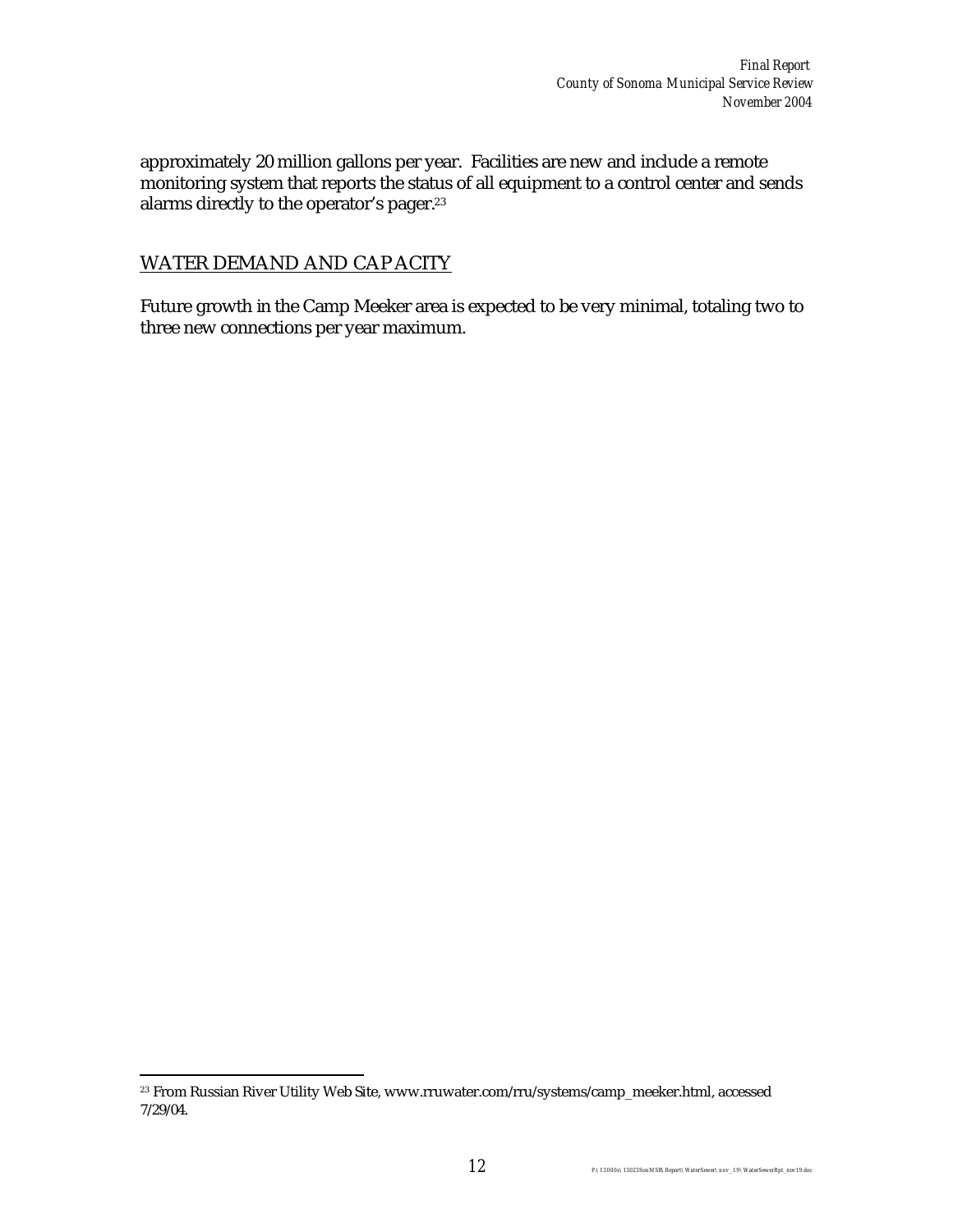approximately 20 million gallons per year. Facilities are new and include a remote monitoring system that reports the status of all equipment to a control center and sends alarms directly to the operator's pager.[23]

## WATER DEMAND AND CAPACITY

Future growth in the Camp Meeker area is expected to be very minimal, totaling two to three new connections per year maximum.

---

[23] From Russian River Utility Web Site, www.rruwater.com/rru/systems/camp_meeker.html, accessed 7/29/04.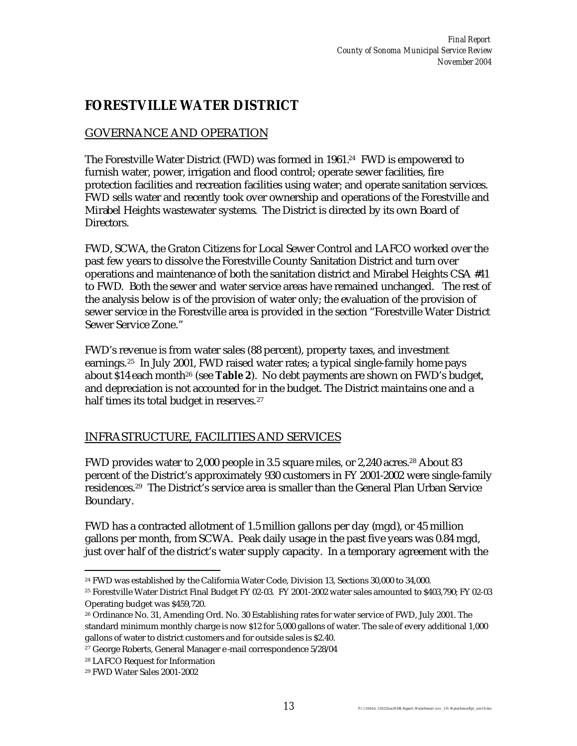# FORESTVILLE WATER DISTRICT

## GOVERNANCE AND OPERATION

The Forestville Water District (FWD) was formed in 1961.[24] FWD is empowered to furnish water, power, irrigation and flood control; operate sewer facilities, fire protection facilities and recreation facilities using water; and operate sanitation services. FWD sells water and recently took over ownership and operations of the Forestville and Mirabel Heights wastewater systems. The District is directed by its own Board of Directors.

FWD, SCWA, the Graton Citizens for Local Sewer Control and LAFCO worked over the past few years to dissolve the Forestville County Sanitation District and turn over operations and maintenance of both the sanitation district and Mirabel Heights CSA #41 to FWD. Both the sewer and water service areas have remained unchanged. The rest of the analysis below is of the provision of water only; the evaluation of the provision of sewer service in the Forestville area is provided in the section "Forestville Water District Sewer Service Zone."

FWD's revenue is from water sales (88 percent), property taxes, and investment earnings.[25] In July 2001, FWD raised water rates; a typical single-family home pays about $14 each month[26] (see **Table 2**). No debt payments are shown on FWD's budget, and depreciation is not accounted for in the budget. The District maintains one and a half times its total budget in reserves.[27]

## INFRASTRUCTURE, FACILITIES AND SERVICES

FWD provides water to 2,000 people in 3.5 square miles, or 2,240 acres.[28] About 83 percent of the District's approximately 930 customers in FY 2001-2002 were single-family residences.[29] The District's service area is smaller than the General Plan Urban Service Boundary.

FWD has a contracted allotment of 1.5 million gallons per day (mgd), or 45 million gallons per month, from SCWA. Peak daily usage in the past five years was 0.84 mgd, just over half of the district's water supply capacity. In a temporary agreement with the

---

[24] FWD was established by the California Water Code, Division 13, Sections 30,000 to 34,000.

[25] Forestville Water District Final Budget FY 02-03. FY 2001-2002 water sales amounted to $403,790; FY 02-03 Operating budget was $459,720.

[26] Ordinance No. 31, Amending Ord. No. 30 Establishing rates for water service of FWD, July 2001. The standard minimum monthly charge is now $12 for 5,000 gallons of water. The sale of every additional 1,000 gallons of water to district customers and for outside sales is $2.40.

[27] George Roberts, General Manager e-mail correspondence 5/28/04

[28] LAFCO Request for Information

[29] FWD Water Sales 2001-2002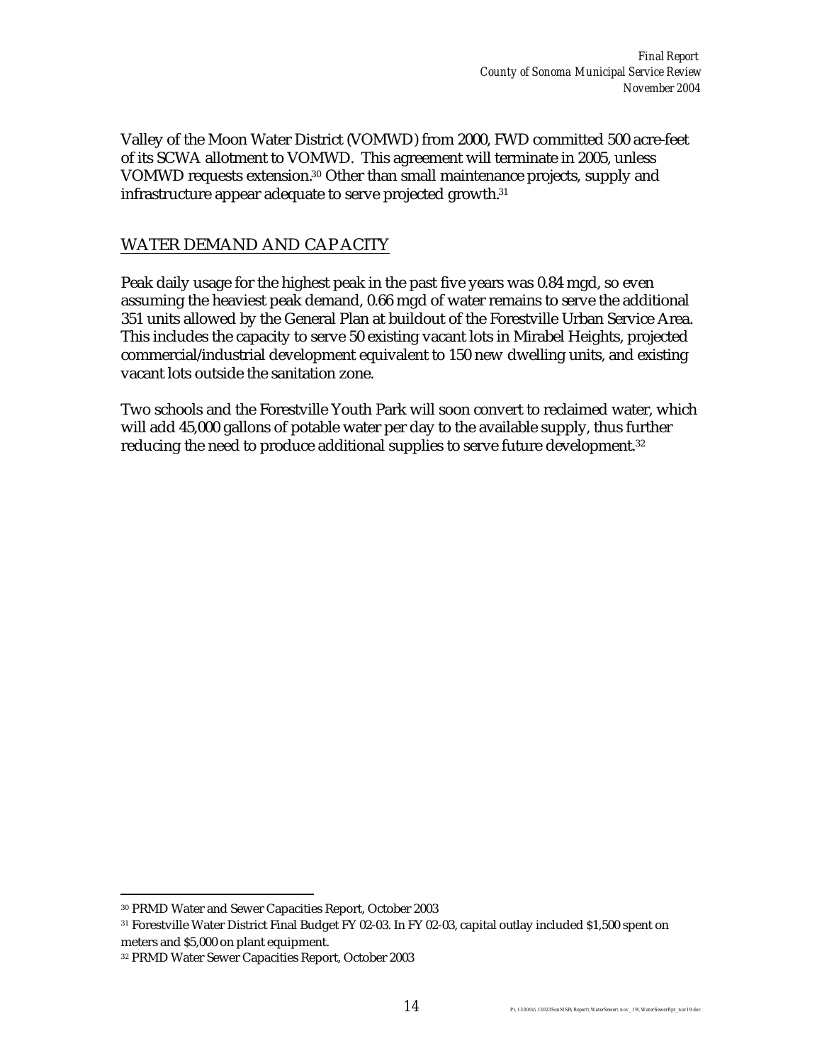Valley of the Moon Water District (VOMWD) from 2000, FWD committed 500 acre-feet of its SCWA allotment to VOMWD. This agreement will terminate in 2005, unless VOMWD requests extension.[30] Other than small maintenance projects, supply and infrastructure appear adequate to serve projected growth.[31]

## WATER DEMAND AND CAPACITY

Peak daily usage for the highest peak in the past five years was 0.84 mgd, so even assuming the heaviest peak demand, 0.66 mgd of water remains to serve the additional 351 units allowed by the General Plan at buildout of the Forestville Urban Service Area. This includes the capacity to serve 50 existing vacant lots in Mirabel Heights, projected commercial/industrial development equivalent to 150 new dwelling units, and existing vacant lots outside the sanitation zone.

Two schools and the Forestville Youth Park will soon convert to reclaimed water, which will add 45,000 gallons of potable water per day to the available supply, thus further reducing the need to produce additional supplies to serve future development.[32]

---

[30] PRMD Water and Sewer Capacities Report, October 2003

[31] Forestville Water District Final Budget FY 02-03. In FY 02-03, capital outlay included $1,500 spent on meters and $5,000 on plant equipment.

[32] PRMD Water Sewer Capacities Report, October 2003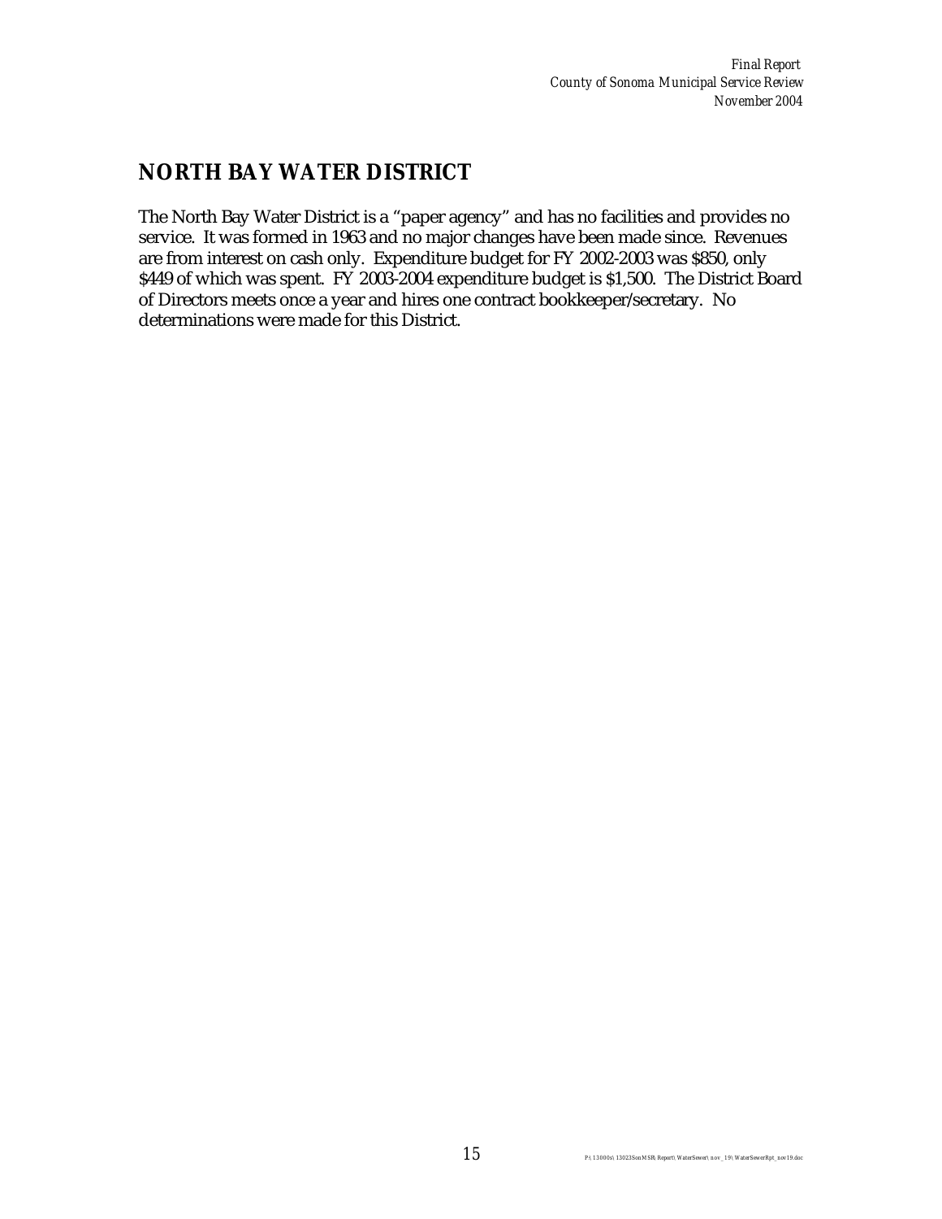## NORTH BAY WATER DISTRICT

The North Bay Water District is a "paper agency" and has no facilities and provides no service. It was formed in 1963 and no major changes have been made since. Revenues are from interest on cash only. Expenditure budget for FY 2002-2003 was $850, only $449 of which was spent. FY 2003-2004 expenditure budget is $1,500. The District Board of Directors meets once a year and hires one contract bookkeeper/secretary. No determinations were made for this District.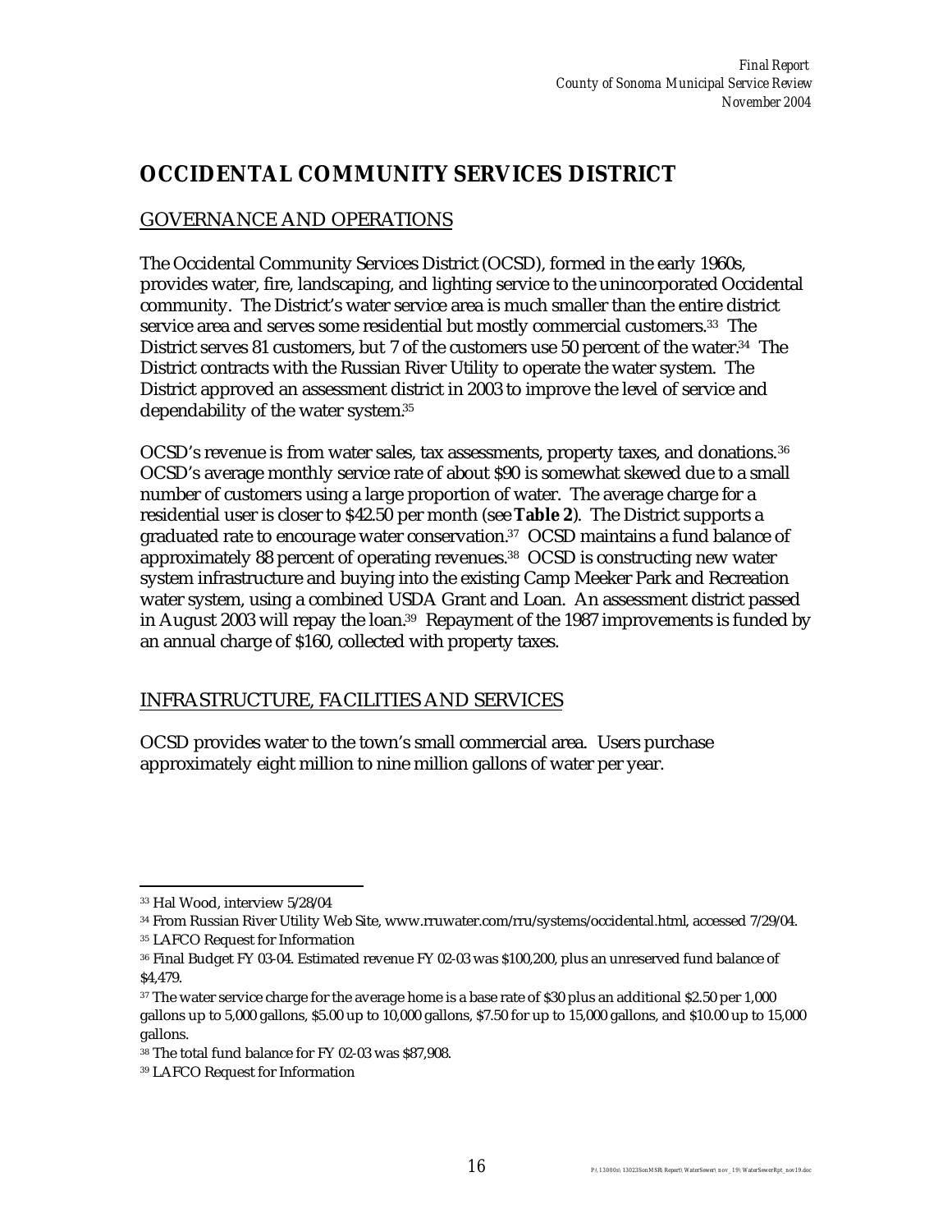# OCCIDENTAL COMMUNITY SERVICES DISTRICT

## GOVERNANCE AND OPERATIONS

The Occidental Community Services District (OCSD), formed in the early 1960s, provides water, fire, landscaping, and lighting service to the unincorporated Occidental community. The District's water service area is much smaller than the entire district service area and serves some residential but mostly commercial customers.[33] The District serves 81 customers, but 7 of the customers use 50 percent of the water.[34] The District contracts with the Russian River Utility to operate the water system. The District approved an assessment district in 2003 to improve the level of service and dependability of the water system.[35]

OCSD's revenue is from water sales, tax assessments, property taxes, and donations.[36] OCSD's average monthly service rate of about $90 is somewhat skewed due to a small number of customers using a large proportion of water. The average charge for a residential user is closer to $42.50 per month (see **Table 2**). The District supports a graduated rate to encourage water conservation.[37] OCSD maintains a fund balance of approximately 88 percent of operating revenues.[38] OCSD is constructing new water system infrastructure and buying into the existing Camp Meeker Park and Recreation water system, using a combined USDA Grant and Loan. An assessment district passed in August 2003 will repay the loan.[39] Repayment of the 1987 improvements is funded by an annual charge of $160, collected with property taxes.

## INFRASTRUCTURE, FACILITIES AND SERVICES

OCSD provides water to the town's small commercial area. Users purchase approximately eight million to nine million gallons of water per year.

---

[33] Hal Wood, interview 5/28/04

[34] From Russian River Utility Web Site, www.rruwater.com/rru/systems/occidental.html, accessed 7/29/04.

[35] LAFCO Request for Information

[36] Final Budget FY 03-04. Estimated revenue FY 02-03 was $100,200, plus an unreserved fund balance of $4,479.

[37] The water service charge for the average home is a base rate of $30 plus an additional $2.50 per 1,000 gallons up to 5,000 gallons, $5.00 up to 10,000 gallons, $7.50 for up to 15,000 gallons, and $10.00 up to 15,000 gallons.

[38] The total fund balance for FY 02-03 was $87,908.

[39] LAFCO Request for Information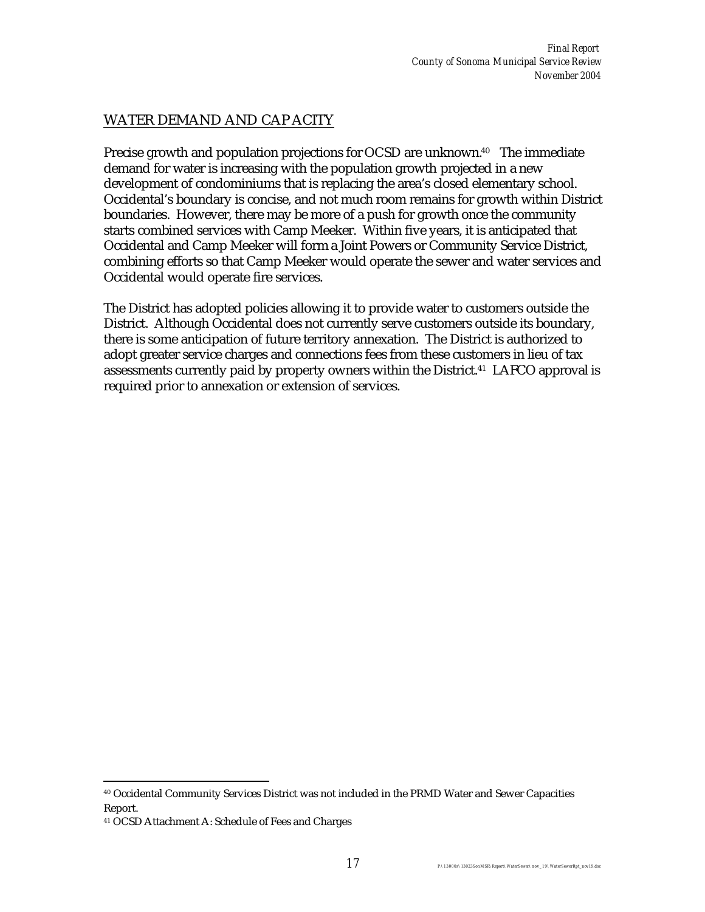## WATER DEMAND AND CAPACITY

Precise growth and population projections for OCSD are unknown.[40] The immediate demand for water is increasing with the population growth projected in a new development of condominiums that is replacing the area's closed elementary school. Occidental's boundary is concise, and not much room remains for growth within District boundaries. However, there may be more of a push for growth once the community starts combined services with Camp Meeker. Within five years, it is anticipated that Occidental and Camp Meeker will form a Joint Powers or Community Service District, combining efforts so that Camp Meeker would operate the sewer and water services and Occidental would operate fire services.

The District has adopted policies allowing it to provide water to customers outside the District. Although Occidental does not currently serve customers outside its boundary, there is some anticipation of future territory annexation. The District is authorized to adopt greater service charges and connections fees from these customers in lieu of tax assessments currently paid by property owners within the District.[41] LAFCO approval is required prior to annexation or extension of services.

---

[40] Occidental Community Services District was not included in the PRMD Water and Sewer Capacities Report.

[41] OCSD Attachment A: Schedule of Fees and Charges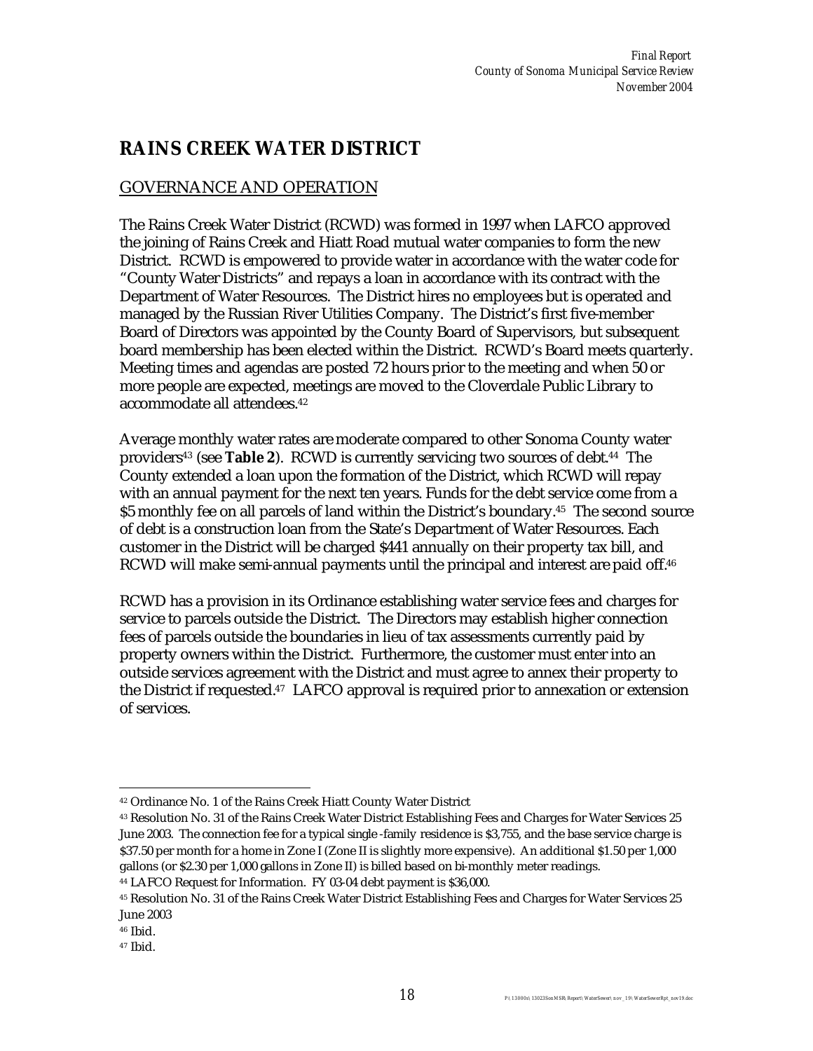# RAINS CREEK WATER DISTRICT

## GOVERNANCE AND OPERATION

The Rains Creek Water District (RCWD) was formed in 1997 when LAFCO approved the joining of Rains Creek and Hiatt Road mutual water companies to form the new District. RCWD is empowered to provide water in accordance with the water code for "County Water Districts" and repays a loan in accordance with its contract with the Department of Water Resources. The District hires no employees but is operated and managed by the Russian River Utilities Company. The District's first five-member Board of Directors was appointed by the County Board of Supervisors, but subsequent board membership has been elected within the District. RCWD's Board meets quarterly. Meeting times and agendas are posted 72 hours prior to the meeting and when 50 or more people are expected, meetings are moved to the Cloverdale Public Library to accommodate all attendees.[42]

Average monthly water rates are moderate compared to other Sonoma County water providers[43] (see **Table 2**). RCWD is currently servicing two sources of debt.[44] The County extended a loan upon the formation of the District, which RCWD will repay with an annual payment for the next ten years. Funds for the debt service come from a $5 monthly fee on all parcels of land within the District's boundary.[45] The second source of debt is a construction loan from the State's Department of Water Resources. Each customer in the District will be charged $441 annually on their property tax bill, and RCWD will make semi-annual payments until the principal and interest are paid off.[46]

RCWD has a provision in its Ordinance establishing water service fees and charges for service to parcels outside the District. The Directors may establish higher connection fees of parcels outside the boundaries in lieu of tax assessments currently paid by property owners within the District. Furthermore, the customer must enter into an outside services agreement with the District and must agree to annex their property to the District if requested.[47] LAFCO approval is required prior to annexation or extension of services.

---

[42] Ordinance No. 1 of the Rains Creek Hiatt County Water District

[43] Resolution No. 31 of the Rains Creek Water District Establishing Fees and Charges for Water Services 25 June 2003. The connection fee for a typical single-family residence is $3,755, and the base service charge is $37.50 per month for a home in Zone I (Zone II is slightly more expensive). An additional $1.50 per 1,000 gallons (or $2.30 per 1,000 gallons in Zone II) is billed based on bi-monthly meter readings.

[44] LAFCO Request for Information. FY 03-04 debt payment is $36,000.

[45] Resolution No. 31 of the Rains Creek Water District Establishing Fees and Charges for Water Services 25 June 2003

[46] Ibid.

[47] Ibid.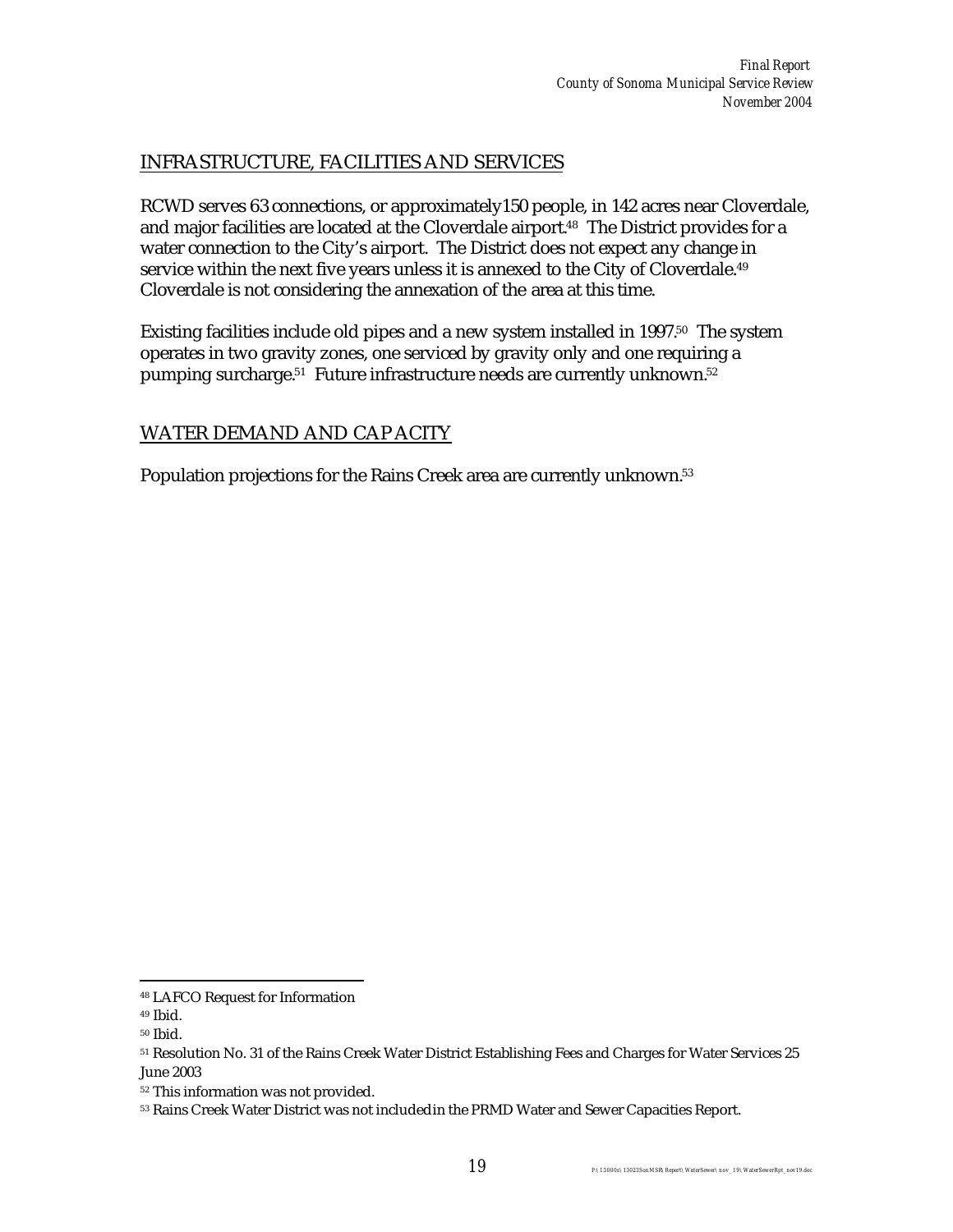## INFRASTRUCTURE, FACILITIES AND SERVICES

RCWD serves 63 connections, or approximately150 people, in 142 acres near Cloverdale, and major facilities are located at the Cloverdale airport.[48] The District provides for a water connection to the City's airport. The District does not expect any change in service within the next five years unless it is annexed to the City of Cloverdale.[49] Cloverdale is not considering the annexation of the area at this time.

Existing facilities include old pipes and a new system installed in 1997.[50] The system operates in two gravity zones, one serviced by gravity only and one requiring a pumping surcharge.[51] Future infrastructure needs are currently unknown.[52]

## WATER DEMAND AND CAPACITY

Population projections for the Rains Creek area are currently unknown.[53]

---

[48] LAFCO Request for Information

[49] Ibid.

[50] Ibid.

[51] Resolution No. 31 of the Rains Creek Water District Establishing Fees and Charges for Water Services 25 June 2003

[52] This information was not provided.

[53] Rains Creek Water District was not included in the PRMD Water and Sewer Capacities Report.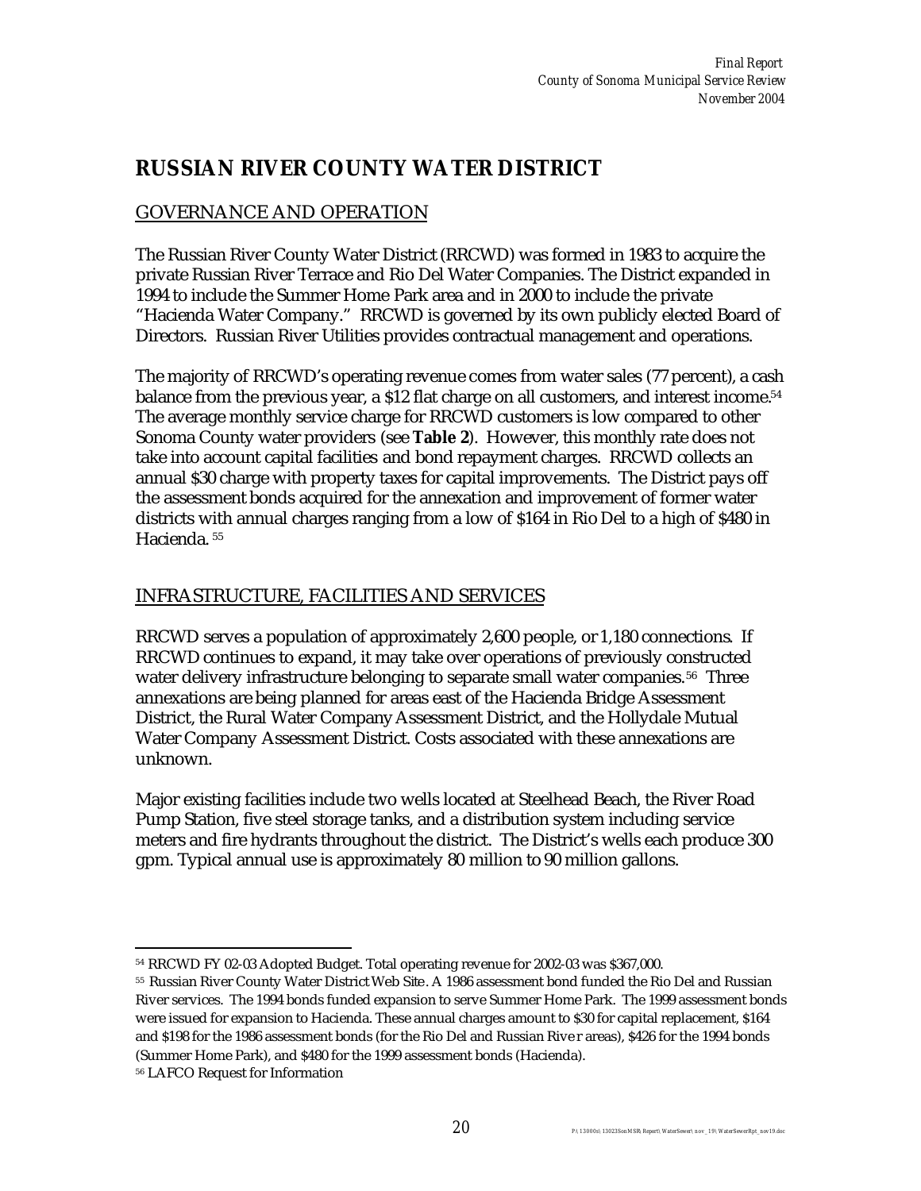# RUSSIAN RIVER COUNTY WATER DISTRICT

## GOVERNANCE AND OPERATION

The Russian River County Water District (RRCWD) was formed in 1983 to acquire the private Russian River Terrace and Rio Del Water Companies. The District expanded in 1994 to include the Summer Home Park area and in 2000 to include the private "Hacienda Water Company." RRCWD is governed by its own publicly elected Board of Directors. Russian River Utilities provides contractual management and operations.

The majority of RRCWD's operating revenue comes from water sales (77 percent), a cash balance from the previous year, a $12 flat charge on all customers, and interest income.[54] The average monthly service charge for RRCWD customers is low compared to other Sonoma County water providers (see **Table 2**). However, this monthly rate does not take into account capital facilities and bond repayment charges. RRCWD collects an annual $30 charge with property taxes for capital improvements. The District pays off the assessment bonds acquired for the annexation and improvement of former water districts with annual charges ranging from a low of $164 in Rio Del to a high of $480 in Hacienda.[55]

## INFRASTRUCTURE, FACILITIES AND SERVICES

RRCWD serves a population of approximately 2,600 people, or 1,180 connections. If RRCWD continues to expand, it may take over operations of previously constructed water delivery infrastructure belonging to separate small water companies.[56] Three annexations are being planned for areas east of the Hacienda Bridge Assessment District, the Rural Water Company Assessment District, and the Hollydale Mutual Water Company Assessment District. Costs associated with these annexations are unknown.

Major existing facilities include two wells located at Steelhead Beach, the River Road Pump Station, five steel storage tanks, and a distribution system including service meters and fire hydrants throughout the district. The District's wells each produce 300 gpm. Typical annual use is approximately 80 million to 90 million gallons.

---

[54] RRCWD FY 02-03 Adopted Budget. Total operating revenue for 2002-03 was $367,000.

[55] Russian River County Water District Web Site. A 1986 assessment bond funded the Rio Del and Russian River services. The 1994 bonds funded expansion to serve Summer Home Park. The 1999 assessment bonds were issued for expansion to Hacienda. These annual charges amount to $30 for capital replacement, $164 and $198 for the 1986 assessment bonds (for the Rio Del and Russian River areas), $426 for the 1994 bonds (Summer Home Park), and $480 for the 1999 assessment bonds (Hacienda).

[56] LAFCO Request for Information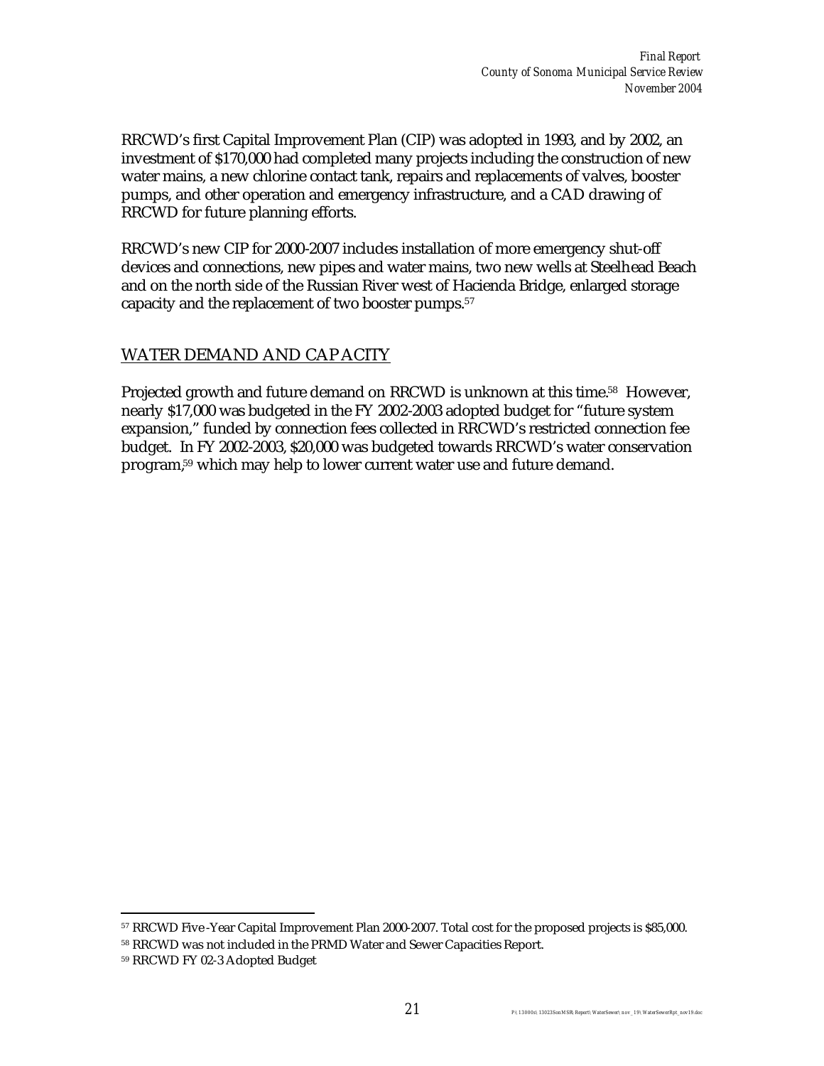RRCWD's first Capital Improvement Plan (CIP) was adopted in 1993, and by 2002, an investment of $170,000 had completed many projects including the construction of new water mains, a new chlorine contact tank, repairs and replacements of valves, booster pumps, and other operation and emergency infrastructure, and a CAD drawing of RRCWD for future planning efforts.

RRCWD's new CIP for 2000-2007 includes installation of more emergency shut-off devices and connections, new pipes and water mains, two new wells at Steelhead Beach and on the north side of the Russian River west of Hacienda Bridge, enlarged storage capacity and the replacement of two booster pumps.[57]

## WATER DEMAND AND CAPACITY

Projected growth and future demand on RRCWD is unknown at this time.[58] However, nearly $17,000 was budgeted in the FY 2002-2003 adopted budget for "future system expansion," funded by connection fees collected in RRCWD's restricted connection fee budget. In FY 2002-2003, $20,000 was budgeted towards RRCWD's water conservation program,[59] which may help to lower current water use and future demand.

---

[57] RRCWD Five-Year Capital Improvement Plan 2000-2007. Total cost for the proposed projects is $85,000.

[58] RRCWD was not included in the PRMD Water and Sewer Capacities Report.

[59] RRCWD FY 02-3 Adopted Budget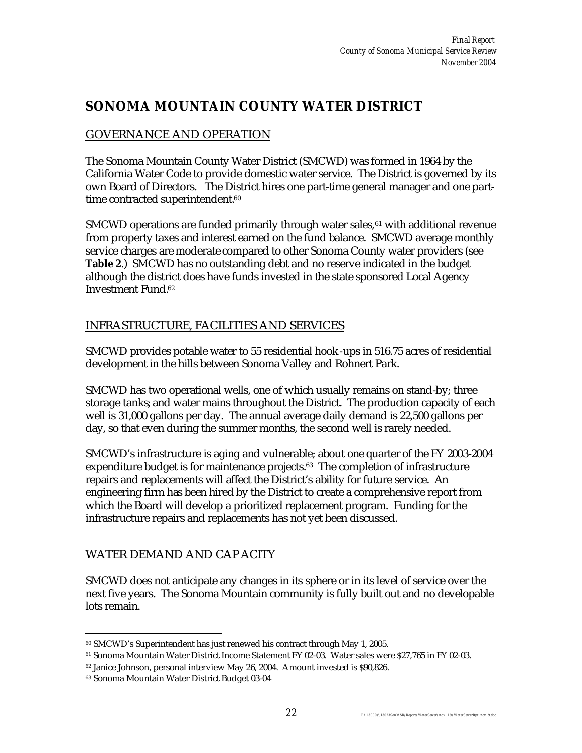# SONOMA MOUNTAIN COUNTY WATER DISTRICT

## GOVERNANCE AND OPERATION

The Sonoma Mountain County Water District (SMCWD) was formed in 1964 by the California Water Code to provide domestic water service. The District is governed by its own Board of Directors. The District hires one part-time general manager and one part-time contracted superintendent.[60]

SMCWD operations are funded primarily through water sales,[61] with additional revenue from property taxes and interest earned on the fund balance. SMCWD average monthly service charges are moderate compared to other Sonoma County water providers (see **Table 2**.) SMCWD has no outstanding debt and no reserve indicated in the budget although the district does have funds invested in the state sponsored Local Agency Investment Fund.[62]

## INFRASTRUCTURE, FACILITIES AND SERVICES

SMCWD provides potable water to 55 residential hook-ups in 516.75 acres of residential development in the hills between Sonoma Valley and Rohnert Park.

SMCWD has two operational wells, one of which usually remains on stand-by; three storage tanks; and water mains throughout the District. The production capacity of each well is 31,000 gallons per day. The annual average daily demand is 22,500 gallons per day, so that even during the summer months, the second well is rarely needed.

SMCWD's infrastructure is aging and vulnerable; about one quarter of the FY 2003-2004 expenditure budget is for maintenance projects.[63] The completion of infrastructure repairs and replacements will affect the District's ability for future service. An engineering firm has been hired by the District to create a comprehensive report from which the Board will develop a prioritized replacement program. Funding for the infrastructure repairs and replacements has not yet been discussed.

## WATER DEMAND AND CAPACITY

SMCWD does not anticipate any changes in its sphere or in its level of service over the next five years. The Sonoma Mountain community is fully built out and no developable lots remain.

---

[60] SMCWD's Superintendent has just renewed his contract through May 1, 2005.

[61] Sonoma Mountain Water District Income Statement FY 02-03. Water sales were $27,765 in FY 02-03.

[62] Janice Johnson, personal interview May 26, 2004. Amount invested is $90,826.

[63] Sonoma Mountain Water District Budget 03-04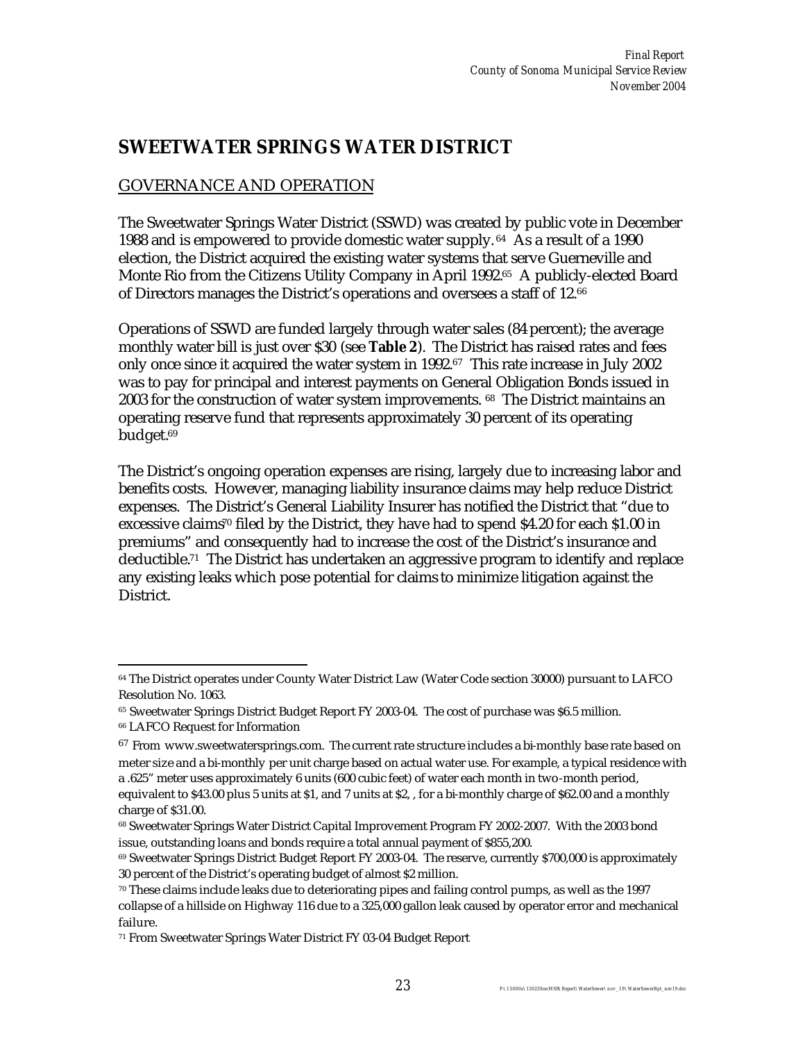# SWEETWATER SPRINGS WATER DISTRICT

## GOVERNANCE AND OPERATION

The Sweetwater Springs Water District (SSWD) was created by public vote in December 1988 and is empowered to provide domestic water supply.[64] As a result of a 1990 election, the District acquired the existing water systems that serve Guerneville and Monte Rio from the Citizens Utility Company in April 1992.[65] A publicly-elected Board of Directors manages the District's operations and oversees a staff of 12.[66]

Operations of SSWD are funded largely through water sales (84 percent); the average monthly water bill is just over $30 (see **Table 2**). The District has raised rates and fees only once since it acquired the water system in 1992.[67] This rate increase in July 2002 was to pay for principal and interest payments on General Obligation Bonds issued in 2003 for the construction of water system improvements.[68] The District maintains an operating reserve fund that represents approximately 30 percent of its operating budget.[69]

The District's ongoing operation expenses are rising, largely due to increasing labor and benefits costs. However, managing liability insurance claims may help reduce District expenses. The District's General Liability Insurer has notified the District that "due to excessive claims[70] filed by the District, they have had to spend $4.20 for each $1.00 in premiums" and consequently had to increase the cost of the District's insurance and deductible.[71] The District has undertaken an aggressive program to identify and replace any existing leaks which pose potential for claims to minimize litigation against the District.

---

[64] The District operates under County Water District Law (Water Code section 30000) pursuant to LAFCO Resolution No. 1063.

[65] Sweetwater Springs District Budget Report FY 2003-04. The cost of purchase was $6.5 million.

[66] LAFCO Request for Information

[67] From www.sweetwatersprings.com. The current rate structure includes a bi-monthly base rate based on meter size and a bi-monthly per unit charge based on actual water use. For example, a typical residence with a .625" meter uses approximately 6 units (600 cubic feet) of water each month in two-month period, equivalent to $43.00 plus 5 units at $1, and 7 units at $2, , for a bi-monthly charge of $62.00 and a monthly charge of $31.00.

[68] Sweetwater Springs Water District Capital Improvement Program FY 2002-2007. With the 2003 bond issue, outstanding loans and bonds require a total annual payment of $855,200.

[69] Sweetwater Springs District Budget Report FY 2003-04. The reserve, currently $700,000 is approximately 30 percent of the District's operating budget of almost $2 million.

[70] These claims include leaks due to deteriorating pipes and failing control pumps, as well as the 1997 collapse of a hillside on Highway 116 due to a 325,000 gallon leak caused by operator error and mechanical failure.

[71] From Sweetwater Springs Water District FY 03-04 Budget Report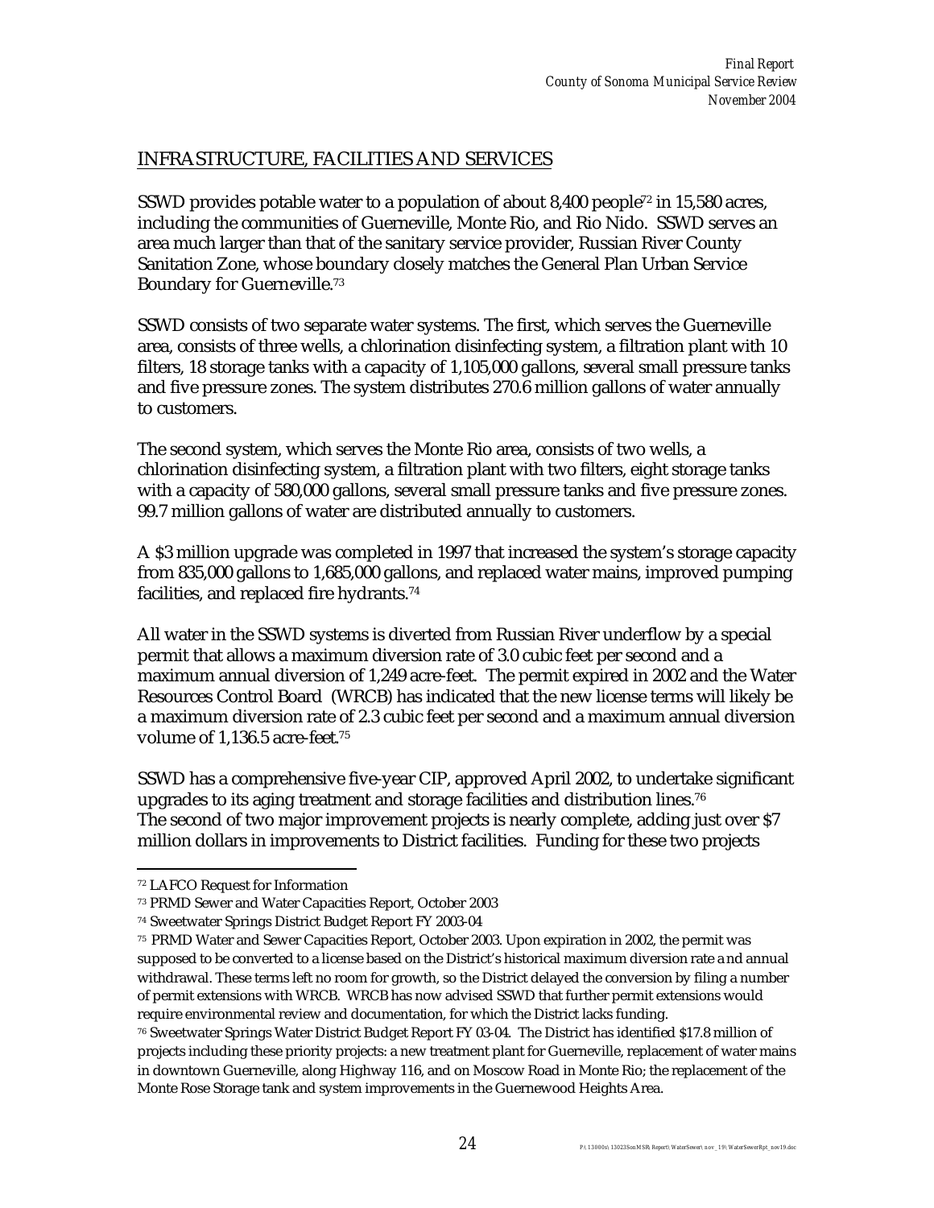## INFRASTRUCTURE, FACILITIES AND SERVICES

SSWD provides potable water to a population of about 8,400 people[72] in 15,580 acres, including the communities of Guerneville, Monte Rio, and Rio Nido. SSWD serves an area much larger than that of the sanitary service provider, Russian River County Sanitation Zone, whose boundary closely matches the General Plan Urban Service Boundary for Guerneville.[73]

SSWD consists of two separate water systems. The first, which serves the Guerneville area, consists of three wells, a chlorination disinfecting system, a filtration plant with 10 filters, 18 storage tanks with a capacity of 1,105,000 gallons, several small pressure tanks and five pressure zones. The system distributes 270.6 million gallons of water annually to customers.

The second system, which serves the Monte Rio area, consists of two wells, a chlorination disinfecting system, a filtration plant with two filters, eight storage tanks with a capacity of 580,000 gallons, several small pressure tanks and five pressure zones. 99.7 million gallons of water are distributed annually to customers.

A $3 million upgrade was completed in 1997 that increased the system's storage capacity from 835,000 gallons to 1,685,000 gallons, and replaced water mains, improved pumping facilities, and replaced fire hydrants.[74]

All water in the SSWD systems is diverted from Russian River underflow by a special permit that allows a maximum diversion rate of 3.0 cubic feet per second and a maximum annual diversion of 1,249 acre-feet. The permit expired in 2002 and the Water Resources Control Board (WRCB) has indicated that the new license terms will likely be a maximum diversion rate of 2.3 cubic feet per second and a maximum annual diversion volume of 1,136.5 acre-feet.[75]

SSWD has a comprehensive five-year CIP, approved April 2002, to undertake significant upgrades to its aging treatment and storage facilities and distribution lines.[76] The second of two major improvement projects is nearly complete, adding just over $7 million dollars in improvements to District facilities. Funding for these two projects

---

[72] LAFCO Request for Information

[73] PRMD Sewer and Water Capacities Report, October 2003

[74] Sweetwater Springs District Budget Report FY 2003-04

[75] PRMD Water and Sewer Capacities Report, October 2003. Upon expiration in 2002, the permit was supposed to be converted to a license based on the District's historical maximum diversion rate and annual withdrawal. These terms left no room for growth, so the District delayed the conversion by filing a number of permit extensions with WRCB. WRCB has now advised SSWD that further permit extensions would require environmental review and documentation, for which the District lacks funding.

[76] Sweetwater Springs Water District Budget Report FY 03-04. The District has identified $17.8 million of projects including these priority projects: a new treatment plant for Guerneville, replacement of water mains in downtown Guerneville, along Highway 116, and on Moscow Road in Monte Rio; the replacement of the Monte Rose Storage tank and system improvements in the Guernewood Heights Area.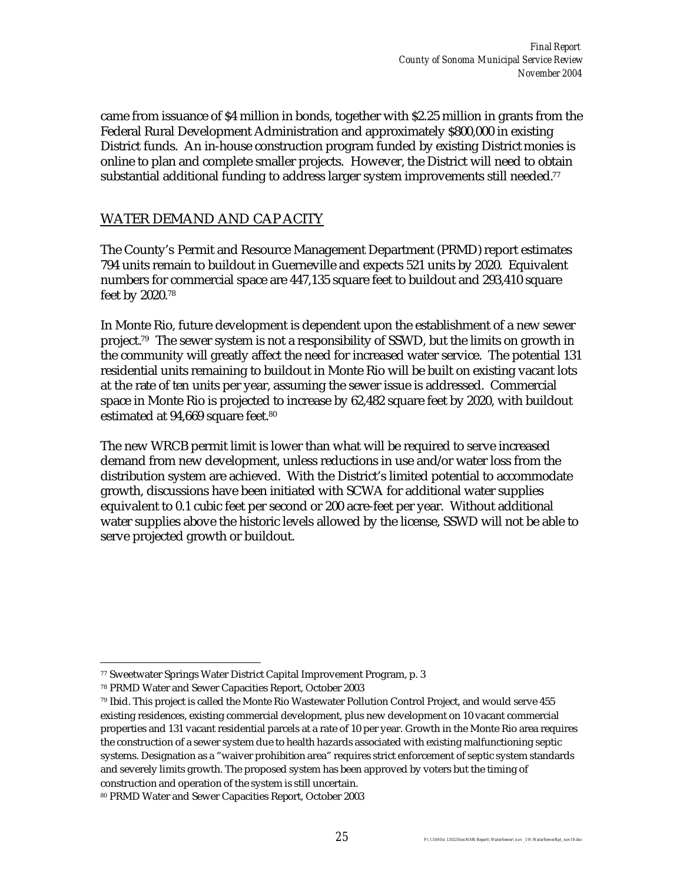came from issuance of $4 million in bonds, together with $2.25 million in grants from the Federal Rural Development Administration and approximately $800,000 in existing District funds. An in-house construction program funded by existing District monies is online to plan and complete smaller projects. However, the District will need to obtain substantial additional funding to address larger system improvements still needed.[77]

## WATER DEMAND AND CAPACITY

The County's Permit and Resource Management Department (PRMD) report estimates 794 units remain to buildout in Guerneville and expects 521 units by 2020. Equivalent numbers for commercial space are 447,135 square feet to buildout and 293,410 square feet by 2020.[78]

In Monte Rio, future development is dependent upon the establishment of a new sewer project.[79] The sewer system is not a responsibility of SSWD, but the limits on growth in the community will greatly affect the need for increased water service. The potential 131 residential units remaining to buildout in Monte Rio will be built on existing vacant lots at the rate of ten units per year, assuming the sewer issue is addressed. Commercial space in Monte Rio is projected to increase by 62,482 square feet by 2020, with buildout estimated at 94,669 square feet.[80]

The new WRCB permit limit is lower than what will be required to serve increased demand from new development, unless reductions in use and/or water loss from the distribution system are achieved. With the District's limited potential to accommodate growth, discussions have been initiated with SCWA for additional water supplies equivalent to 0.1 cubic feet per second or 200 acre-feet per year. Without additional water supplies above the historic levels allowed by the license, SSWD will not be able to serve projected growth or buildout.

---

[77] Sweetwater Springs Water District Capital Improvement Program, p. 3

[78] PRMD Water and Sewer Capacities Report, October 2003

[79] Ibid. This project is called the Monte Rio Wastewater Pollution Control Project, and would serve 455 existing residences, existing commercial development, plus new development on 10 vacant commercial properties and 131 vacant residential parcels at a rate of 10 per year. Growth in the Monte Rio area requires the construction of a sewer system due to health hazards associated with existing malfunctioning septic systems. Designation as a "waiver prohibition area" requires strict enforcement of septic system standards and severely limits growth. The proposed system has been approved by voters but the timing of construction and operation of the system is still uncertain.

[80] PRMD Water and Sewer Capacities Report, October 2003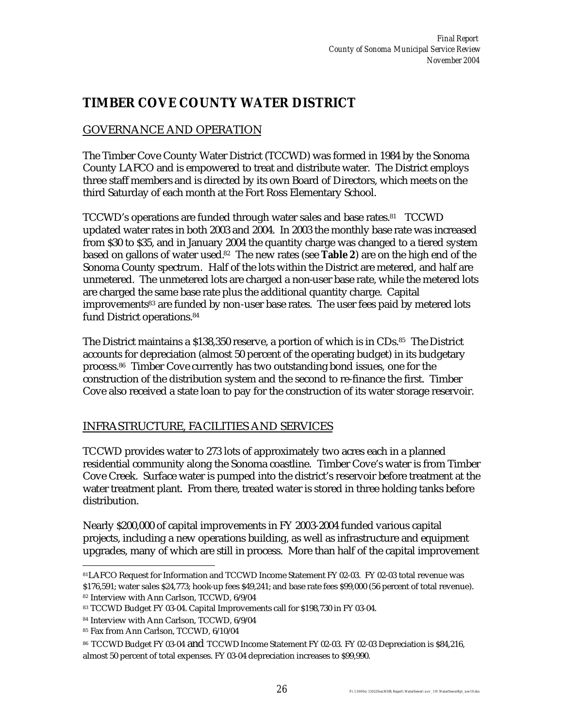# TIMBER COVE COUNTY WATER DISTRICT

## GOVERNANCE AND OPERATION

The Timber Cove County Water District (TCCWD) was formed in 1984 by the Sonoma County LAFCO and is empowered to treat and distribute water. The District employs three staff members and is directed by its own Board of Directors, which meets on the third Saturday of each month at the Fort Ross Elementary School.

TCCWD's operations are funded through water sales and base rates.[81] TCCWD updated water rates in both 2003 and 2004. In 2003 the monthly base rate was increased from $30 to $35, and in January 2004 the quantity charge was changed to a tiered system based on gallons of water used.[82] The new rates (see **Table 2**) are on the high end of the Sonoma County spectrum. Half of the lots within the District are metered, and half are unmetered. The unmetered lots are charged a non-user base rate, while the metered lots are charged the same base rate plus the additional quantity charge. Capital improvements[83] are funded by non-user base rates. The user fees paid by metered lots fund District operations.[84]

The District maintains a $138,350 reserve, a portion of which is in CDs.[85] The District accounts for depreciation (almost 50 percent of the operating budget) in its budgetary process.[86] Timber Cove currently has two outstanding bond issues, one for the construction of the distribution system and the second to re-finance the first. Timber Cove also received a state loan to pay for the construction of its water storage reservoir.

## INFRASTRUCTURE, FACILITIES AND SERVICES

TCCWD provides water to 273 lots of approximately two acres each in a planned residential community along the Sonoma coastline. Timber Cove's water is from Timber Cove Creek. Surface water is pumped into the district's reservoir before treatment at the water treatment plant. From there, treated water is stored in three holding tanks before distribution.

Nearly $200,000 of capital improvements in FY 2003-2004 funded various capital projects, including a new operations building, as well as infrastructure and equipment upgrades, many of which are still in process. More than half of the capital improvement

---

[81] LAFCO Request for Information and TCCWD Income Statement FY 02-03. FY 02-03 total revenue was $176,591; water sales $24,773; hook-up fees $49,241; and base rate fees $99,000 (56 percent of total revenue).

[82] Interview with Ann Carlson, TCCWD, 6/9/04

[83] TCCWD Budget FY 03-04. Capital Improvements call for $198,730 in FY 03-04.

[84] Interview with Ann Carlson, TCCWD, 6/9/04

[85] Fax from Ann Carlson, TCCWD, 6/10/04

[86] TCCWD Budget FY 03-04 and TCCWD Income Statement FY 02-03. FY 02-03 Depreciation is $84,216, almost 50 percent of total expenses. FY 03-04 depreciation increases to $99,990.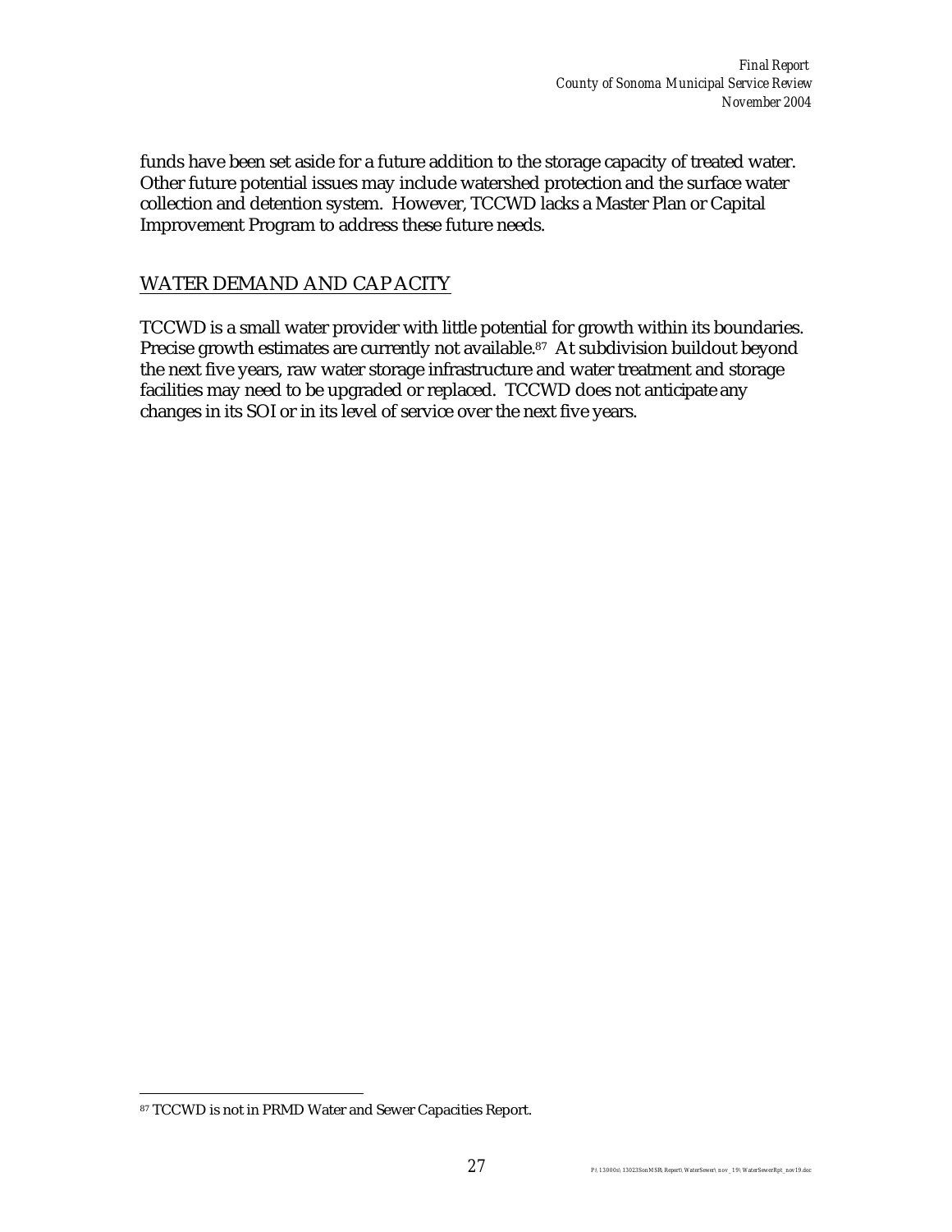funds have been set aside for a future addition to the storage capacity of treated water. Other future potential issues may include watershed protection and the surface water collection and detention system. However, TCCWD lacks a Master Plan or Capital Improvement Program to address these future needs.

## WATER DEMAND AND CAPACITY

TCCWD is a small water provider with little potential for growth within its boundaries. Precise growth estimates are currently not available.[87] At subdivision buildout beyond the next five years, raw water storage infrastructure and water treatment and storage facilities may need to be upgraded or replaced. TCCWD does not anticipate any changes in its SOI or in its level of service over the next five years.

---

[87] TCCWD is not in PRMD Water and Sewer Capacities Report.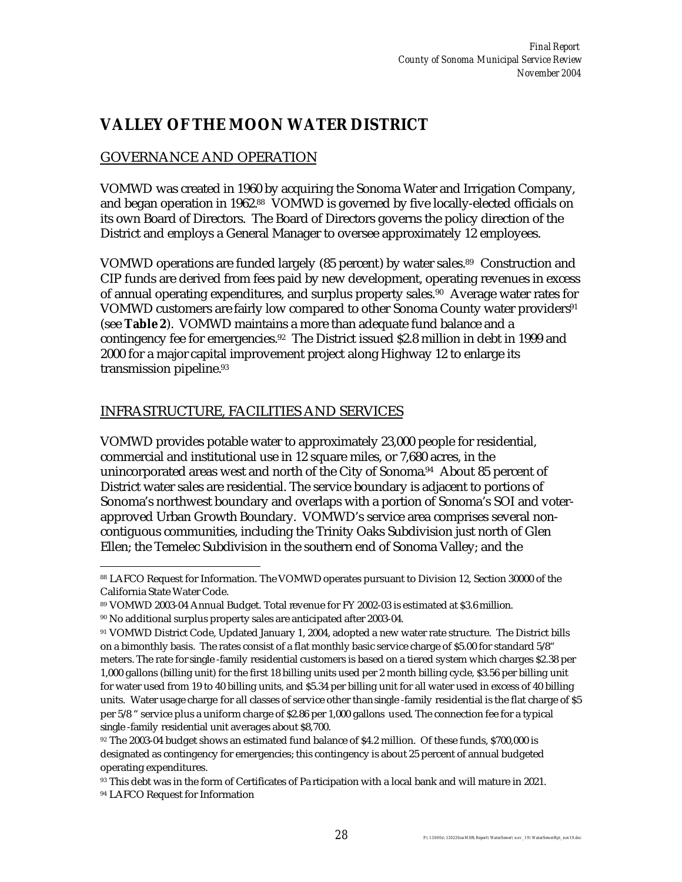# VALLEY OF THE MOON WATER DISTRICT

## GOVERNANCE AND OPERATION

VOMWD was created in 1960 by acquiring the Sonoma Water and Irrigation Company, and began operation in 1962.[88] VOMWD is governed by five locally-elected officials on its own Board of Directors. The Board of Directors governs the policy direction of the District and employs a General Manager to oversee approximately 12 employees.

VOMWD operations are funded largely (85 percent) by water sales.[89] Construction and CIP funds are derived from fees paid by new development, operating revenues in excess of annual operating expenditures, and surplus property sales.[90] Average water rates for VOMWD customers are fairly low compared to other Sonoma County water providers[91] (see **Table 2**). VOMWD maintains a more than adequate fund balance and a contingency fee for emergencies.[92] The District issued $2.8 million in debt in 1999 and 2000 for a major capital improvement project along Highway 12 to enlarge its transmission pipeline.[93]

## INFRASTRUCTURE, FACILITIES AND SERVICES

VOMWD provides potable water to approximately 23,000 people for residential, commercial and institutional use in 12 square miles, or 7,680 acres, in the unincorporated areas west and north of the City of Sonoma.[94] About 85 percent of District water sales are residential. The service boundary is adjacent to portions of Sonoma's northwest boundary and overlaps with a portion of Sonoma's SOI and voter-approved Urban Growth Boundary. VOMWD's service area comprises several non-contiguous communities, including the Trinity Oaks Subdivision just north of Glen Ellen; the Temelec Subdivision in the southern end of Sonoma Valley; and the

---

[88] LAFCO Request for Information. The VOMWD operates pursuant to Division 12, Section 30000 of the California State Water Code.

[89] VOMWD 2003-04 Annual Budget. Total revenue for FY 2002-03 is estimated at $3.6 million.

[90] No additional surplus property sales are anticipated after 2003-04.

[91] VOMWD District Code, Updated January 1, 2004, adopted a new water rate structure. The District bills on a bimonthly basis. The rates consist of a flat monthly basic service charge of $5.00 for standard 5/8" meters. The rate for single-family residential customers is based on a tiered system which charges $2.38 per 1,000 gallons (billing unit) for the first 18 billing units used per 2 month billing cycle, $3.56 per billing unit for water used from 19 to 40 billing units, and $5.34 per billing unit for all water used in excess of 40 billing units. Water usage charge for all classes of service other than single-family residential is the flat charge of $5 per 5/8 " service plus a uniform charge of $2.86 per 1,000 gallons used. The connection fee for a typical single-family residential unit averages about $8,700.

[92] The 2003-04 budget shows an estimated fund balance of $4.2 million. Of these funds, $700,000 is designated as contingency for emergencies; this contingency is about 25 percent of annual budgeted operating expenditures.

[93] This debt was in the form of Certificates of Participation with a local bank and will mature in 2021.

[94] LAFCO Request for Information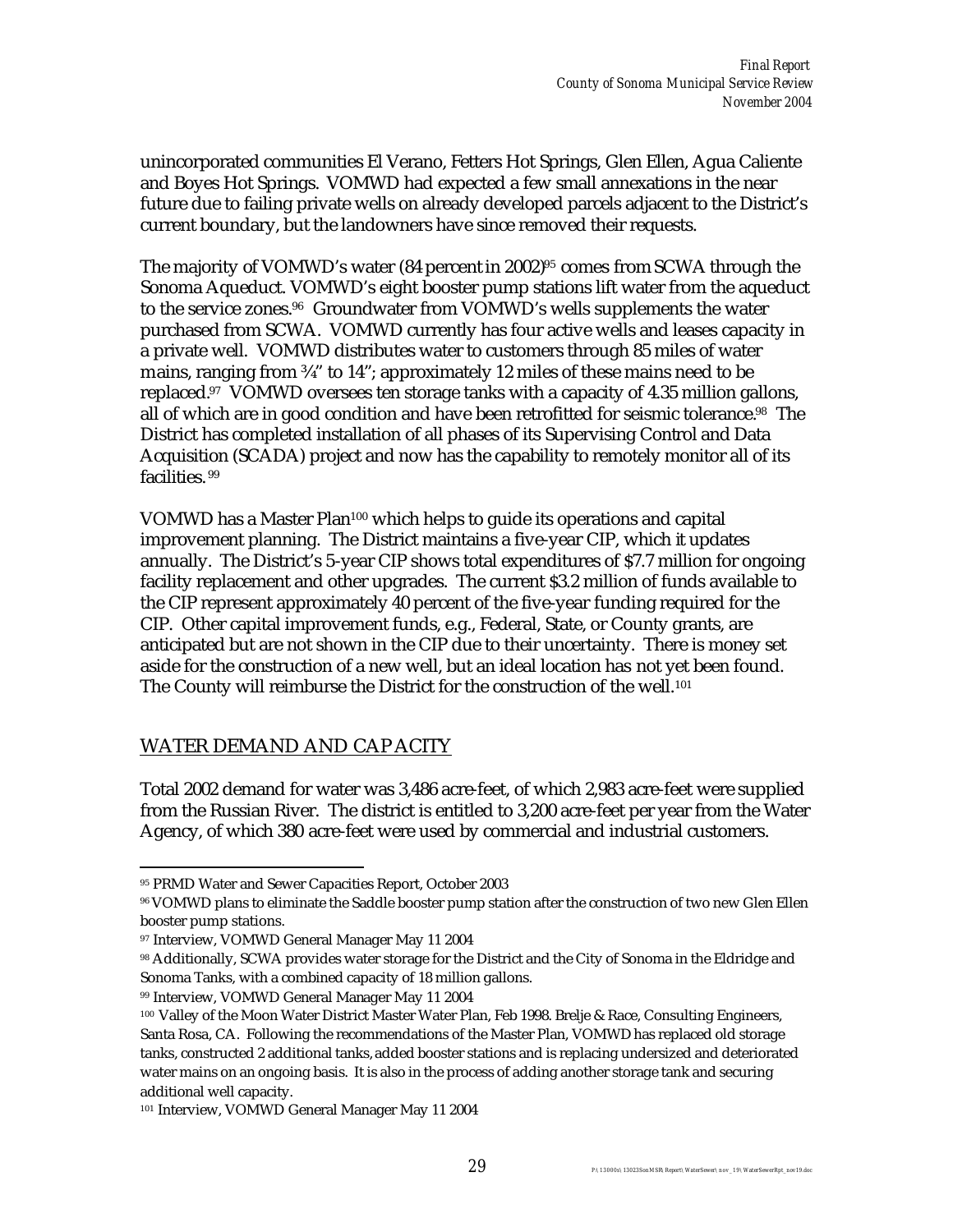unincorporated communities El Verano, Fetters Hot Springs, Glen Ellen, Agua Caliente and Boyes Hot Springs. VOMWD had expected a few small annexations in the near future due to failing private wells on already developed parcels adjacent to the District's current boundary, but the landowners have since removed their requests.

The majority of VOMWD's water (84 percent in 2002)[95] comes from SCWA through the Sonoma Aqueduct. VOMWD's eight booster pump stations lift water from the aqueduct to the service zones.[96] Groundwater from VOMWD's wells supplements the water purchased from SCWA. VOMWD currently has four active wells and leases capacity in a private well. VOMWD distributes water to customers through 85 miles of water mains, ranging from ¾" to 14"; approximately 12 miles of these mains need to be replaced.[97] VOMWD oversees ten storage tanks with a capacity of 4.35 million gallons, all of which are in good condition and have been retrofitted for seismic tolerance.[98] The District has completed installation of all phases of its Supervising Control and Data Acquisition (SCADA) project and now has the capability to remotely monitor all of its facilities.[99]

VOMWD has a Master Plan[100] which helps to guide its operations and capital improvement planning. The District maintains a five-year CIP, which it updates annually. The District's 5-year CIP shows total expenditures of $7.7 million for ongoing facility replacement and other upgrades. The current $3.2 million of funds available to the CIP represent approximately 40 percent of the five-year funding required for the CIP. Other capital improvement funds, e.g., Federal, State, or County grants, are anticipated but are not shown in the CIP due to their uncertainty. There is money set aside for the construction of a new well, but an ideal location has not yet been found. The County will reimburse the District for the construction of the well.[101]

## WATER DEMAND AND CAPACITY

Total 2002 demand for water was 3,486 acre-feet, of which 2,983 acre-feet were supplied from the Russian River. The district is entitled to 3,200 acre-feet per year from the Water Agency, of which 380 acre-feet were used by commercial and industrial customers.

---

[95] PRMD Water and Sewer Capacities Report, October 2003

[96] VOMWD plans to eliminate the Saddle booster pump station after the construction of two new Glen Ellen booster pump stations.

[97] Interview, VOMWD General Manager May 11 2004

[98] Additionally, SCWA provides water storage for the District and the City of Sonoma in the Eldridge and Sonoma Tanks, with a combined capacity of 18 million gallons.

[99] Interview, VOMWD General Manager May 11 2004

[100] Valley of the Moon Water District Master Water Plan, Feb 1998. Brelje & Race, Consulting Engineers, Santa Rosa, CA. Following the recommendations of the Master Plan, VOMWD has replaced old storage tanks, constructed 2 additional tanks, added booster stations and is replacing undersized and deteriorated water mains on an ongoing basis. It is also in the process of adding another storage tank and securing additional well capacity.

[101] Interview, VOMWD General Manager May 11 2004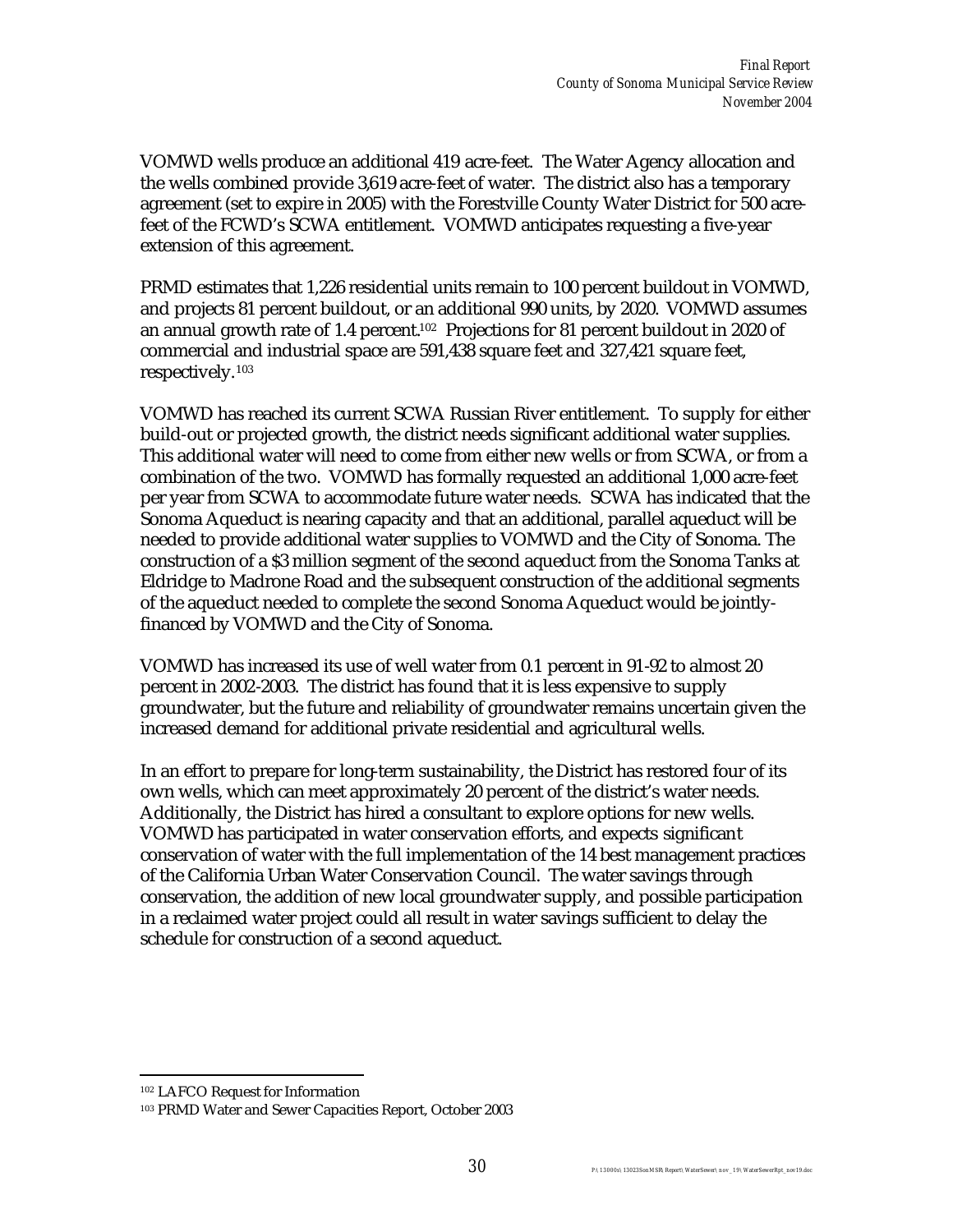VOMWD wells produce an additional 419 acre-feet. The Water Agency allocation and the wells combined provide 3,619 acre-feet of water. The district also has a temporary agreement (set to expire in 2005) with the Forestville County Water District for 500 acre-feet of the FCWD's SCWA entitlement. VOMWD anticipates requesting a five-year extension of this agreement.

PRMD estimates that 1,226 residential units remain to 100 percent buildout in VOMWD, and projects 81 percent buildout, or an additional 990 units, by 2020. VOMWD assumes an annual growth rate of 1.4 percent.[102] Projections for 81 percent buildout in 2020 of commercial and industrial space are 591,438 square feet and 327,421 square feet, respectively.[103]

VOMWD has reached its current SCWA Russian River entitlement. To supply for either build-out or projected growth, the district needs significant additional water supplies. This additional water will need to come from either new wells or from SCWA, or from a combination of the two. VOMWD has formally requested an additional 1,000 acre-feet per year from SCWA to accommodate future water needs. SCWA has indicated that the Sonoma Aqueduct is nearing capacity and that an additional, parallel aqueduct will be needed to provide additional water supplies to VOMWD and the City of Sonoma. The construction of a $3 million segment of the second aqueduct from the Sonoma Tanks at Eldridge to Madrone Road and the subsequent construction of the additional segments of the aqueduct needed to complete the second Sonoma Aqueduct would be jointly-financed by VOMWD and the City of Sonoma.

VOMWD has increased its use of well water from 0.1 percent in 91-92 to almost 20 percent in 2002-2003. The district has found that it is less expensive to supply groundwater, but the future and reliability of groundwater remains uncertain given the increased demand for additional private residential and agricultural wells.

In an effort to prepare for long-term sustainability, the District has restored four of its own wells, which can meet approximately 20 percent of the district's water needs. Additionally, the District has hired a consultant to explore options for new wells. VOMWD has participated in water conservation efforts, and expects significant conservation of water with the full implementation of the 14 best management practices of the California Urban Water Conservation Council. The water savings through conservation, the addition of new local groundwater supply, and possible participation in a reclaimed water project could all result in water savings sufficient to delay the schedule for construction of a second aqueduct.

---

[102] LAFCO Request for Information

[103] PRMD Water and Sewer Capacities Report, October 2003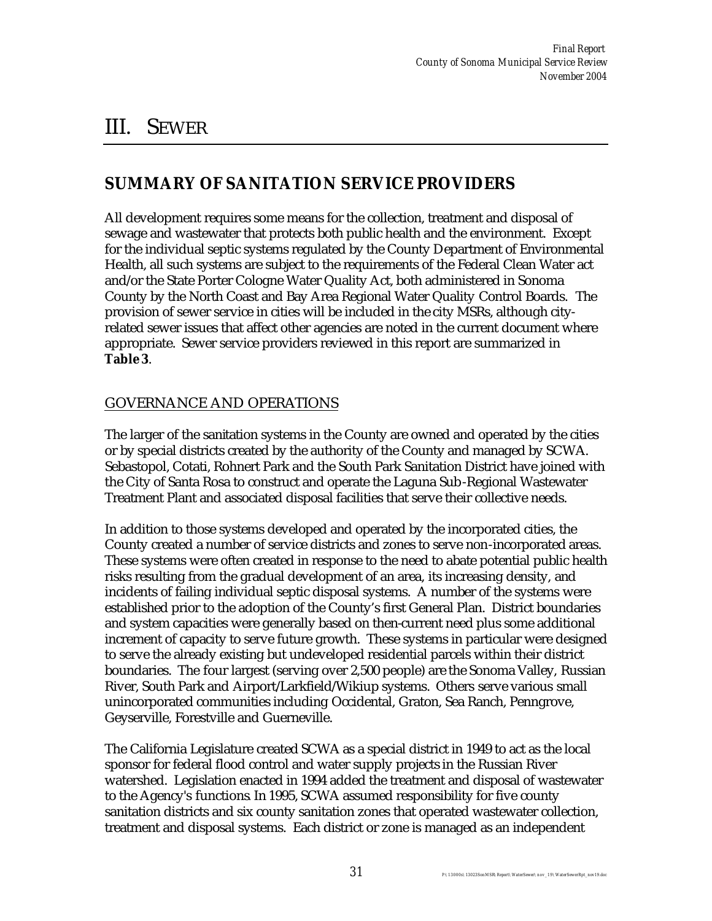# III. SEWER

## SUMMARY OF SANITATION SERVICE PROVIDERS

All development requires some means for the collection, treatment and disposal of sewage and wastewater that protects both public health and the environment. Except for the individual septic systems regulated by the County Department of Environmental Health, all such systems are subject to the requirements of the Federal Clean Water act and/or the State Porter Cologne Water Quality Act, both administered in Sonoma County by the North Coast and Bay Area Regional Water Quality Control Boards. The provision of sewer service in cities will be included in the city MSRs, although city-related sewer issues that affect other agencies are noted in the current document where appropriate. Sewer service providers reviewed in this report are summarized in **Table 3**.

### GOVERNANCE AND OPERATIONS

The larger of the sanitation systems in the County are owned and operated by the cities or by special districts created by the authority of the County and managed by SCWA. Sebastopol, Cotati, Rohnert Park and the South Park Sanitation District have joined with the City of Santa Rosa to construct and operate the Laguna Sub-Regional Wastewater Treatment Plant and associated disposal facilities that serve their collective needs.

In addition to those systems developed and operated by the incorporated cities, the County created a number of service districts and zones to serve non-incorporated areas. These systems were often created in response to the need to abate potential public health risks resulting from the gradual development of an area, its increasing density, and incidents of failing individual septic disposal systems. A number of the systems were established prior to the adoption of the County's first General Plan. District boundaries and system capacities were generally based on then-current need plus some additional increment of capacity to serve future growth. These systems in particular were designed to serve the already existing but undeveloped residential parcels within their district boundaries. The four largest (serving over 2,500 people) are the Sonoma Valley, Russian River, South Park and Airport/Larkfield/Wikiup systems. Others serve various small unincorporated communities including Occidental, Graton, Sea Ranch, Penngrove, Geyserville, Forestville and Guerneville.

The California Legislature created SCWA as a special district in 1949 to act as the local sponsor for federal flood control and water supply projects in the Russian River watershed. Legislation enacted in 1994 added the treatment and disposal of wastewater to the Agency's functions. In 1995, SCWA assumed responsibility for five county sanitation districts and six county sanitation zones that operated wastewater collection, treatment and disposal systems. Each district or zone is managed as an independent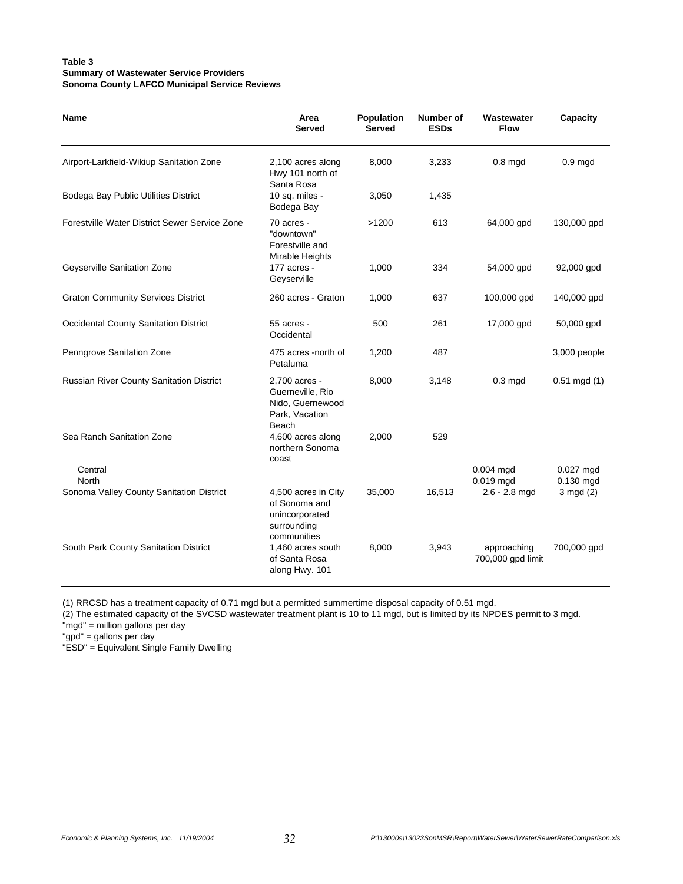**Table 3**
**Summary of Wastewater Service Providers**
**Sonoma County LAFCO Municipal Service Reviews**

| Name | Area Served | Population Served | Number of ESDs | Wastewater Flow | Capacity |
|---|---|---|---|---|---|
| Airport-Larkfield-Wikiup Sanitation Zone | 2,100 acres along Hwy 101 north of Santa Rosa | 8,000 | 3,233 | 0.8 mgd | 0.9 mgd |
| Bodega Bay Public Utilities District | 10 sq. miles - Bodega Bay | 3,050 | 1,435 | | |
| Forestville Water District Sewer Service Zone | 70 acres - "downtown" Forestville and Mirable Heights | >1200 | 613 | 64,000 gpd | 130,000 gpd |
| Geyserville Sanitation Zone | 177 acres - Geyserville | 1,000 | 334 | 54,000 gpd | 92,000 gpd |
| Graton Community Services District | 260 acres - Graton | 1,000 | 637 | 100,000 gpd | 140,000 gpd |
| Occidental County Sanitation District | 55 acres - Occidental | 500 | 261 | 17,000 gpd | 50,000 gpd |
| Penngrove Sanitation Zone | 475 acres -north of Petaluma | 1,200 | 487 | | 3,000 people |
| Russian River County Sanitation District | 2,700 acres - Guerneville, Rio Nido, Guernewood Park, Vacation Beach | 8,000 | 3,148 | 0.3 mgd | 0.51 mgd (1) |
| Sea Ranch Sanitation Zone | 4,600 acres along northern Sonoma coast | 2,000 | 529 | | |
| Central | | | | 0.004 mgd | 0.027 mgd |
| North | | | | 0.019 mgd | 0.130 mgd |
| Sonoma Valley County Sanitation District | 4,500 acres in City of Sonoma and unincorporated surrounding communities | 35,000 | 16,513 | 2.6 - 2.8 mgd | 3 mgd (2) |
| South Park County Sanitation District | 1,460 acres south of Santa Rosa along Hwy. 101 | 8,000 | 3,943 | approaching 700,000 gpd limit | 700,000 gpd |

(1) RRCSD has a treatment capacity of 0.71 mgd but a permitted summertime disposal capacity of 0.51 mgd.
(2) The estimated capacity of the SVCSD wastewater treatment plant is 10 to 11 mgd, but is limited by its NPDES permit to 3 mgd.
"mgd" = million gallons per day
"gpd" = gallons per day
"ESD" = Equivalent Single Family Dwelling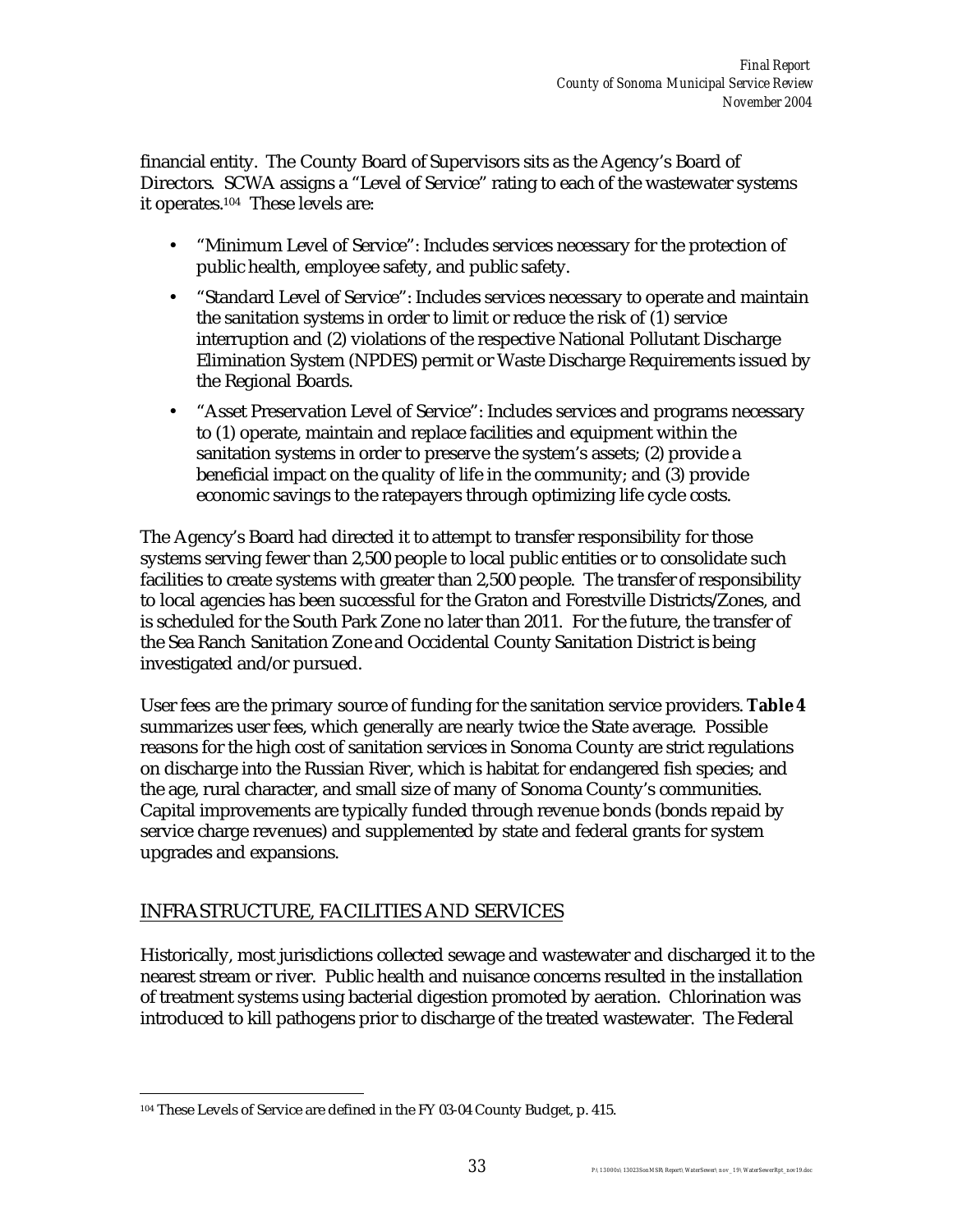financial entity. The County Board of Supervisors sits as the Agency's Board of Directors. SCWA assigns a "Level of Service" rating to each of the wastewater systems it operates.[104] These levels are:

- "Minimum Level of Service": Includes services necessary for the protection of public health, employee safety, and public safety.
- "Standard Level of Service": Includes services necessary to operate and maintain the sanitation systems in order to limit or reduce the risk of (1) service interruption and (2) violations of the respective National Pollutant Discharge Elimination System (NPDES) permit or Waste Discharge Requirements issued by the Regional Boards.
- "Asset Preservation Level of Service": Includes services and programs necessary to (1) operate, maintain and replace facilities and equipment within the sanitation systems in order to preserve the system's assets; (2) provide a beneficial impact on the quality of life in the community; and (3) provide economic savings to the ratepayers through optimizing life cycle costs.

The Agency's Board had directed it to attempt to transfer responsibility for those systems serving fewer than 2,500 people to local public entities or to consolidate such facilities to create systems with greater than 2,500 people. The transfer of responsibility to local agencies has been successful for the Graton and Forestville Districts/Zones, and is scheduled for the South Park Zone no later than 2011. For the future, the transfer of the Sea Ranch Sanitation Zone and Occidental County Sanitation District is being investigated and/or pursued.

User fees are the primary source of funding for the sanitation service providers. **Table 4** summarizes user fees, which generally are nearly twice the State average. Possible reasons for the high cost of sanitation services in Sonoma County are strict regulations on discharge into the Russian River, which is habitat for endangered fish species; and the age, rural character, and small size of many of Sonoma County's communities. Capital improvements are typically funded through revenue bonds (bonds repaid by service charge revenues) and supplemented by state and federal grants for system upgrades and expansions.

## INFRASTRUCTURE, FACILITIES AND SERVICES

Historically, most jurisdictions collected sewage and wastewater and discharged it to the nearest stream or river. Public health and nuisance concerns resulted in the installation of treatment systems using bacterial digestion promoted by aeration. Chlorination was introduced to kill pathogens prior to discharge of the treated wastewater. The Federal

---

[104] These Levels of Service are defined in the FY 03-04 County Budget, p. 415.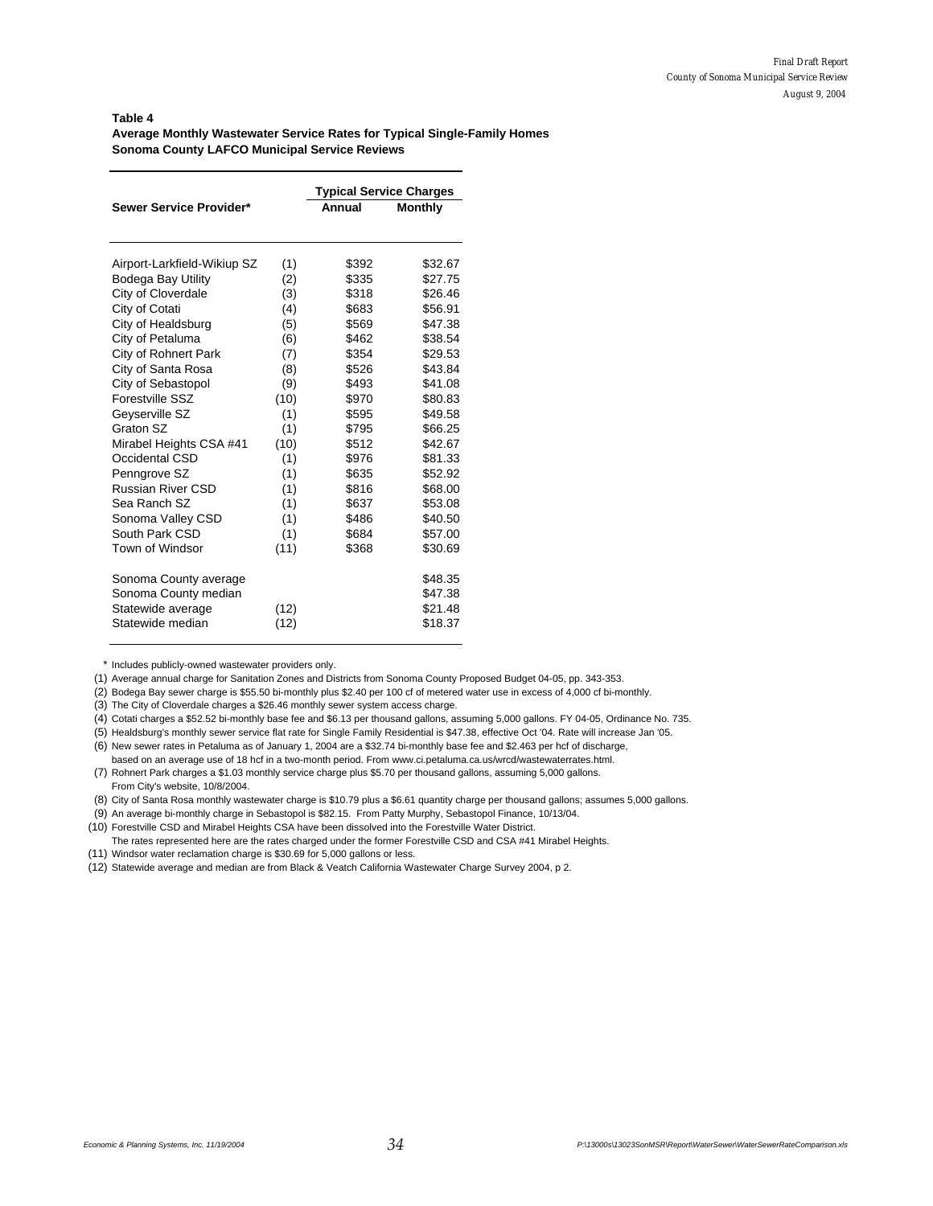**Table 4**
**Average Monthly Wastewater Service Rates for Typical Single-Family Homes**
**Sonoma County LAFCO Municipal Service Reviews**

| Sewer Service Provider* | | Typical Service Charges | |
|---|---|---|---|
| | | Annual | Monthly |
| Airport-Larkfield-Wikiup SZ | (1) | $392 | $32.67 |
| Bodega Bay Utility | (2) | $335 | $27.75 |
| City of Cloverdale | (3) | $318 | $26.46 |
| City of Cotati | (4) | $683 | $56.91 |
| City of Healdsburg | (5) | $569 | $47.38 |
| City of Petaluma | (6) | $462 | $38.54 |
| City of Rohnert Park | (7) | $354 | $29.53 |
| City of Santa Rosa | (8) | $526 | $43.84 |
| City of Sebastopol | (9) | $493 | $41.08 |
| Forestville SSZ | (10) | $970 | $80.83 |
| Geyserville SZ | (1) | $595 | $49.58 |
| Graton SZ | (1) | $795 | $66.25 |
| Mirabel Heights CSA #41 | (10) | $512 | $42.67 |
| Occidental CSD | (1) | $976 | $81.33 |
| Penngrove SZ | (1) | $635 | $52.92 |
| Russian River CSD | (1) | $816 | $68.00 |
| Sea Ranch SZ | (1) | $637 | $53.08 |
| Sonoma Valley CSD | (1) | $486 | $40.50 |
| South Park CSD | (1) | $684 | $57.00 |
| Town of Windsor | (11) | $368 | $30.69 |
| Sonoma County average | | | $48.35 |
| Sonoma County median | | | $47.38 |
| Statewide average | (12) | | $21.48 |
| Statewide median | (12) | | $18.37 |

\* Includes publicly-owned wastewater providers only.

(1) Average annual charge for Sanitation Zones and Districts from Sonoma County Proposed Budget 04-05, pp. 343-353.
(2) Bodega Bay sewer charge is $55.50 bi-monthly plus $2.40 per 100 cf of metered water use in excess of 4,000 cf bi-monthly.
(3) The City of Cloverdale charges a $26.46 monthly sewer system access charge.
(4) Cotati charges a $52.52 bi-monthly base fee and $6.13 per thousand gallons, assuming 5,000 gallons. FY 04-05, Ordinance No. 735.
(5) Healdsburg's monthly sewer service flat rate for Single Family Residential is $47.38, effective Oct '04. Rate will increase Jan '05.
(6) New sewer rates in Petaluma as of January 1, 2004 are a $32.74 bi-monthly base fee and $2.463 per hcf of discharge, based on an average use of 18 hcf in a two-month period. From www.ci.petaluma.ca.us/wrcd/wastewaterrates.html.
(7) Rohnert Park charges a $1.03 monthly service charge plus $5.70 per thousand gallons, assuming 5,000 gallons. From City's website, 10/8/2004.
(8) City of Santa Rosa monthly wastewater charge is $10.79 plus a $6.61 quantity charge per thousand gallons; assumes 5,000 gallons.
(9) An average bi-monthly charge in Sebastopol is $82.15. From Patty Murphy, Sebastopol Finance, 10/13/04.
(10) Forestville CSD and Mirabel Heights CSA have been dissolved into the Forestville Water District. The rates represented here are the rates charged under the former Forestville CSD and CSA #41 Mirabel Heights.
(11) Windsor water reclamation charge is $30.69 for 5,000 gallons or less.
(12) Statewide average and median are from Black & Veatch California Wastewater Charge Survey 2004, p 2.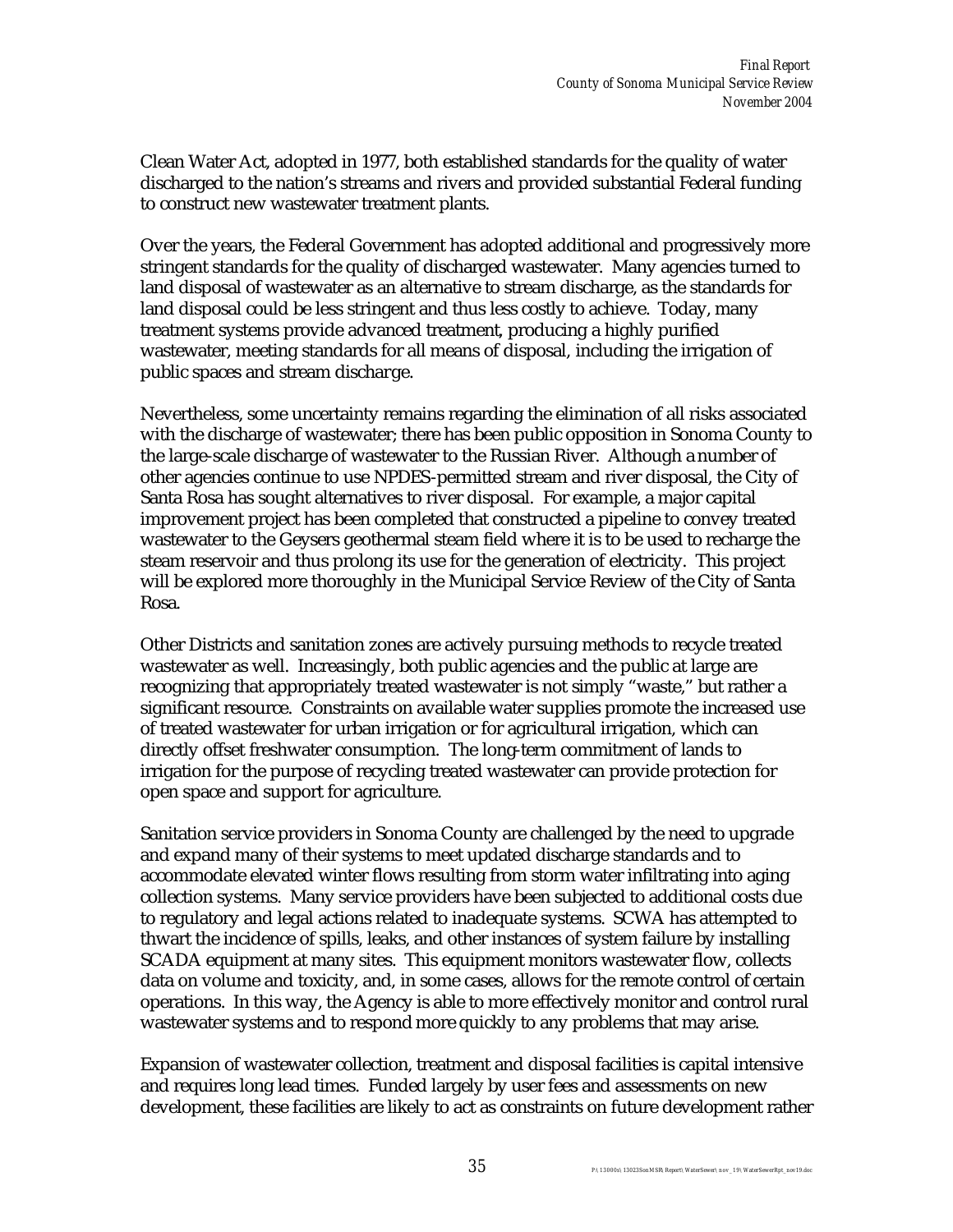Clean Water Act, adopted in 1977, both established standards for the quality of water discharged to the nation's streams and rivers and provided substantial Federal funding to construct new wastewater treatment plants.

Over the years, the Federal Government has adopted additional and progressively more stringent standards for the quality of discharged wastewater. Many agencies turned to land disposal of wastewater as an alternative to stream discharge, as the standards for land disposal could be less stringent and thus less costly to achieve. Today, many treatment systems provide advanced treatment, producing a highly purified wastewater, meeting standards for all means of disposal, including the irrigation of public spaces and stream discharge.

Nevertheless, some uncertainty remains regarding the elimination of all risks associated with the discharge of wastewater; there has been public opposition in Sonoma County to the large-scale discharge of wastewater to the Russian River. Although a number of other agencies continue to use NPDES-permitted stream and river disposal, the City of Santa Rosa has sought alternatives to river disposal. For example, a major capital improvement project has been completed that constructed a pipeline to convey treated wastewater to the Geysers geothermal steam field where it is to be used to recharge the steam reservoir and thus prolong its use for the generation of electricity. This project will be explored more thoroughly in the Municipal Service Review of the City of Santa Rosa.

Other Districts and sanitation zones are actively pursuing methods to recycle treated wastewater as well. Increasingly, both public agencies and the public at large are recognizing that appropriately treated wastewater is not simply "waste," but rather a significant resource. Constraints on available water supplies promote the increased use of treated wastewater for urban irrigation or for agricultural irrigation, which can directly offset freshwater consumption. The long-term commitment of lands to irrigation for the purpose of recycling treated wastewater can provide protection for open space and support for agriculture.

Sanitation service providers in Sonoma County are challenged by the need to upgrade and expand many of their systems to meet updated discharge standards and to accommodate elevated winter flows resulting from storm water infiltrating into aging collection systems. Many service providers have been subjected to additional costs due to regulatory and legal actions related to inadequate systems. SCWA has attempted to thwart the incidence of spills, leaks, and other instances of system failure by installing SCADA equipment at many sites. This equipment monitors wastewater flow, collects data on volume and toxicity, and, in some cases, allows for the remote control of certain operations. In this way, the Agency is able to more effectively monitor and control rural wastewater systems and to respond more quickly to any problems that may arise.

Expansion of wastewater collection, treatment and disposal facilities is capital intensive and requires long lead times. Funded largely by user fees and assessments on new development, these facilities are likely to act as constraints on future development rather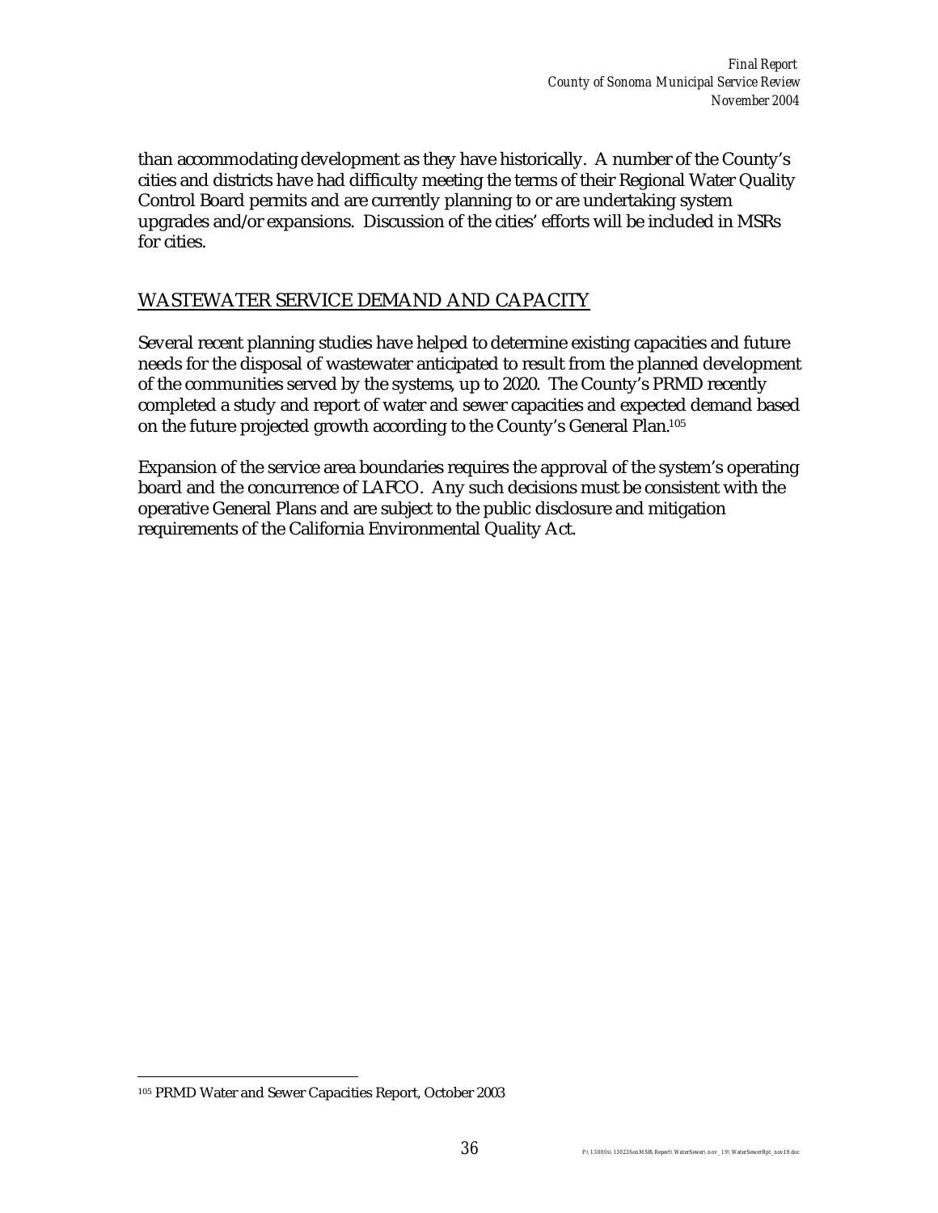than accommodating development as they have historically. A number of the County's cities and districts have had difficulty meeting the terms of their Regional Water Quality Control Board permits and are currently planning to or are undertaking system upgrades and/or expansions. Discussion of the cities' efforts will be included in MSRs for cities.

## WASTEWATER SERVICE DEMAND AND CAPACITY

Several recent planning studies have helped to determine existing capacities and future needs for the disposal of wastewater anticipated to result from the planned development of the communities served by the systems, up to 2020. The County's PRMD recently completed a study and report of water and sewer capacities and expected demand based on the future projected growth according to the County's General Plan.[105]

Expansion of the service area boundaries requires the approval of the system's operating board and the concurrence of LAFCO. Any such decisions must be consistent with the operative General Plans and are subject to the public disclosure and mitigation requirements of the California Environmental Quality Act.

---

[105] PRMD Water and Sewer Capacities Report, October 2003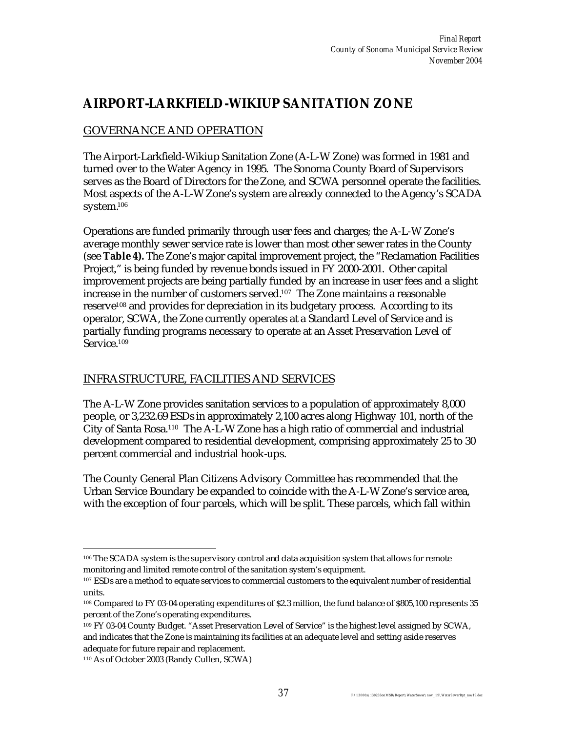# AIRPORT-LARKFIELD-WIKIUP SANITATION ZONE

## GOVERNANCE AND OPERATION

The Airport-Larkfield-Wikiup Sanitation Zone (A-L-W Zone) was formed in 1981 and turned over to the Water Agency in 1995. The Sonoma County Board of Supervisors serves as the Board of Directors for the Zone, and SCWA personnel operate the facilities. Most aspects of the A-L-W Zone's system are already connected to the Agency's SCADA system.[106]

Operations are funded primarily through user fees and charges; the A-L-W Zone's average monthly sewer service rate is lower than most other sewer rates in the County (see **Table 4).** The Zone's major capital improvement project, the "Reclamation Facilities Project," is being funded by revenue bonds issued in FY 2000-2001. Other capital improvement projects are being partially funded by an increase in user fees and a slight increase in the number of customers served.[107] The Zone maintains a reasonable reserve[108] and provides for depreciation in its budgetary process. According to its operator, SCWA, the Zone currently operates at a Standard Level of Service and is partially funding programs necessary to operate at an Asset Preservation Level of Service.[109]

## INFRASTRUCTURE, FACILITIES AND SERVICES

The A-L-W Zone provides sanitation services to a population of approximately 8,000 people, or 3,232.69 ESDs in approximately 2,100 acres along Highway 101, north of the City of Santa Rosa.[110] The A-L-W Zone has a high ratio of commercial and industrial development compared to residential development, comprising approximately 25 to 30 percent commercial and industrial hook-ups.

The County General Plan Citizens Advisory Committee has recommended that the Urban Service Boundary be expanded to coincide with the A-L-W Zone's service area, with the exception of four parcels, which will be split. These parcels, which fall within

---

[106] The SCADA system is the supervisory control and data acquisition system that allows for remote monitoring and limited remote control of the sanitation system's equipment.

[107] ESDs are a method to equate services to commercial customers to the equivalent number of residential units.

[108] Compared to FY 03-04 operating expenditures of $2.3 million, the fund balance of $805,100 represents 35 percent of the Zone's operating expenditures.

[109] FY 03-04 County Budget. "Asset Preservation Level of Service" is the highest level assigned by SCWA, and indicates that the Zone is maintaining its facilities at an adequate level and setting aside reserves adequate for future repair and replacement.

[110] As of October 2003 (Randy Cullen, SCWA)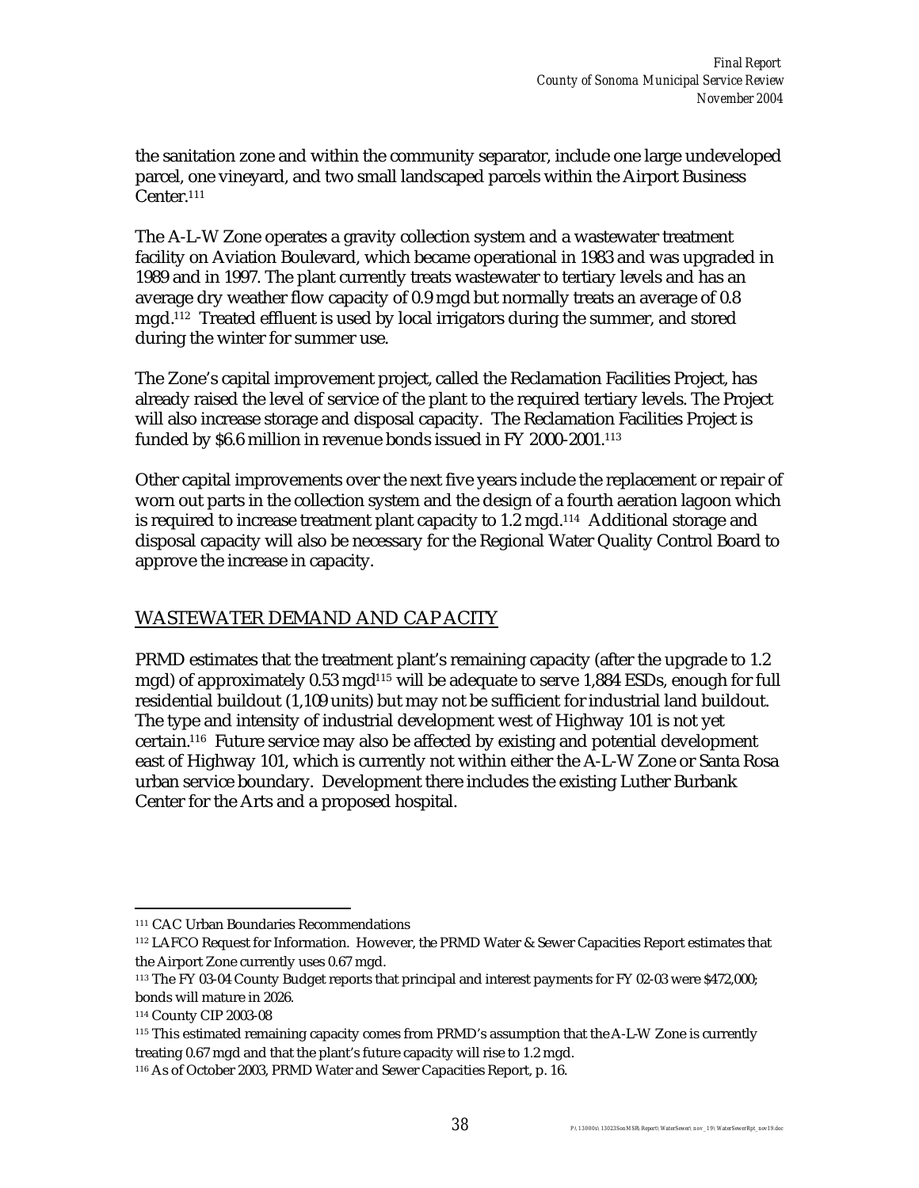the sanitation zone and within the community separator, include one large undeveloped parcel, one vineyard, and two small landscaped parcels within the Airport Business Center.[111]

The A-L-W Zone operates a gravity collection system and a wastewater treatment facility on Aviation Boulevard, which became operational in 1983 and was upgraded in 1989 and in 1997. The plant currently treats wastewater to tertiary levels and has an average dry weather flow capacity of 0.9 mgd but normally treats an average of 0.8 mgd.[112] Treated effluent is used by local irrigators during the summer, and stored during the winter for summer use.

The Zone's capital improvement project, called the Reclamation Facilities Project, has already raised the level of service of the plant to the required tertiary levels. The Project will also increase storage and disposal capacity. The Reclamation Facilities Project is funded by $6.6 million in revenue bonds issued in FY 2000-2001.[113]

Other capital improvements over the next five years include the replacement or repair of worn out parts in the collection system and the design of a fourth aeration lagoon which is required to increase treatment plant capacity to 1.2 mgd.[114] Additional storage and disposal capacity will also be necessary for the Regional Water Quality Control Board to approve the increase in capacity.

## WASTEWATER DEMAND AND CAPACITY

PRMD estimates that the treatment plant's remaining capacity (after the upgrade to 1.2 mgd) of approximately 0.53 mgd[115] will be adequate to serve 1,884 ESDs, enough for full residential buildout (1,109 units) but may not be sufficient for industrial land buildout. The type and intensity of industrial development west of Highway 101 is not yet certain.[116] Future service may also be affected by existing and potential development east of Highway 101, which is currently not within either the A-L-W Zone or Santa Rosa urban service boundary. Development there includes the existing Luther Burbank Center for the Arts and a proposed hospital.

---

[111] CAC Urban Boundaries Recommendations

[112] LAFCO Request for Information. However, the PRMD Water & Sewer Capacities Report estimates that the Airport Zone currently uses 0.67 mgd.

[113] The FY 03-04 County Budget reports that principal and interest payments for FY 02-03 were $472,000; bonds will mature in 2026.

[114] County CIP 2003-08

[115] This estimated remaining capacity comes from PRMD's assumption that the A-L-W Zone is currently treating 0.67 mgd and that the plant's future capacity will rise to 1.2 mgd.

[116] As of October 2003, PRMD Water and Sewer Capacities Report, p. 16.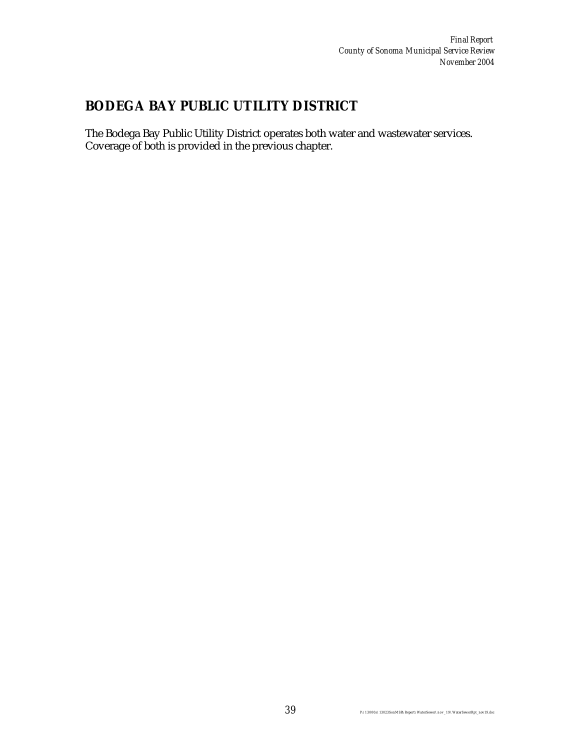# BODEGA BAY PUBLIC UTILITY DISTRICT

The Bodega Bay Public Utility District operates both water and wastewater services. Coverage of both is provided in the previous chapter.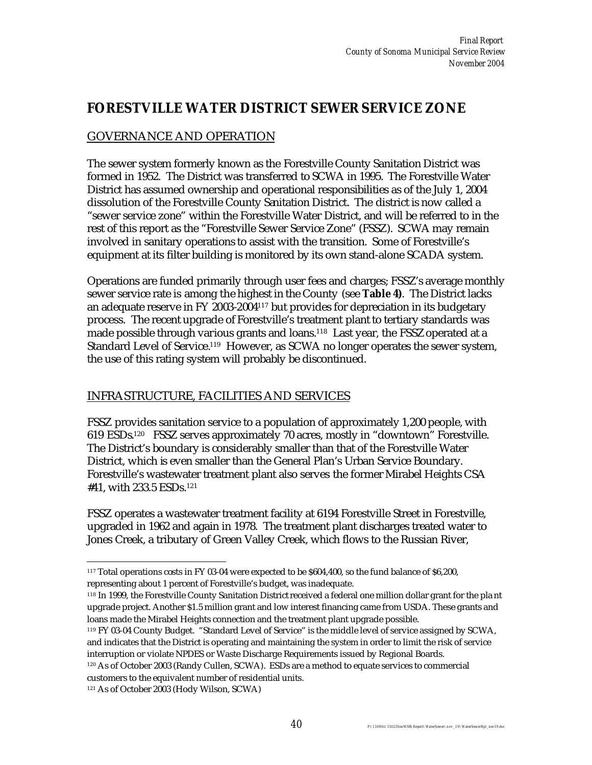# FORESTVILLE WATER DISTRICT SEWER SERVICE ZONE

## GOVERNANCE AND OPERATION

The sewer system formerly known as the Forestville County Sanitation District was formed in 1952. The District was transferred to SCWA in 1995. The Forestville Water District has assumed ownership and operational responsibilities as of the July 1, 2004 dissolution of the Forestville County Sanitation District. The district is now called a "sewer service zone" within the Forestville Water District, and will be referred to in the rest of this report as the "Forestville Sewer Service Zone" (FSSZ). SCWA may remain involved in sanitary operations to assist with the transition. Some of Forestville's equipment at its filter building is monitored by its own stand-alone SCADA system.

Operations are funded primarily through user fees and charges; FSSZ's average monthly sewer service rate is among the highest in the County (see **Table 4)**. The District lacks an adequate reserve in FY 2003-2004[117] but provides for depreciation in its budgetary process. The recent upgrade of Forestville's treatment plant to tertiary standards was made possible through various grants and loans.[118] Last year, the FSSZ operated at a Standard Level of Service.[119] However, as SCWA no longer operates the sewer system, the use of this rating system will probably be discontinued.

## INFRASTRUCTURE, FACILITIES AND SERVICES

FSSZ provides sanitation service to a population of approximately 1,200 people, with 619 ESDs.[120] FSSZ serves approximately 70 acres, mostly in "downtown" Forestville. The District's boundary is considerably smaller than that of the Forestville Water District, which is even smaller than the General Plan's Urban Service Boundary. Forestville's wastewater treatment plant also serves the former Mirabel Heights CSA #41, with 233.5 ESDs.[121]

FSSZ operates a wastewater treatment facility at 6194 Forestville Street in Forestville, upgraded in 1962 and again in 1978. The treatment plant discharges treated water to Jones Creek, a tributary of Green Valley Creek, which flows to the Russian River,

---

[117] Total operations costs in FY 03-04 were expected to be $604,400, so the fund balance of $6,200, representing about 1 percent of Forestville's budget, was inadequate.

[118] In 1999, the Forestville County Sanitation District received a federal one million dollar grant for the plant upgrade project. Another $1.5 million grant and low interest financing came from USDA. These grants and loans made the Mirabel Heights connection and the treatment plant upgrade possible.

[119] FY 03-04 County Budget. "Standard Level of Service" is the middle level of service assigned by SCWA, and indicates that the District is operating and maintaining the system in order to limit the risk of service interruption or violate NPDES or Waste Discharge Requirements issued by Regional Boards.

[120] As of October 2003 (Randy Cullen, SCWA). ESDs are a method to equate services to commercial customers to the equivalent number of residential units.

[121] As of October 2003 (Hody Wilson, SCWA)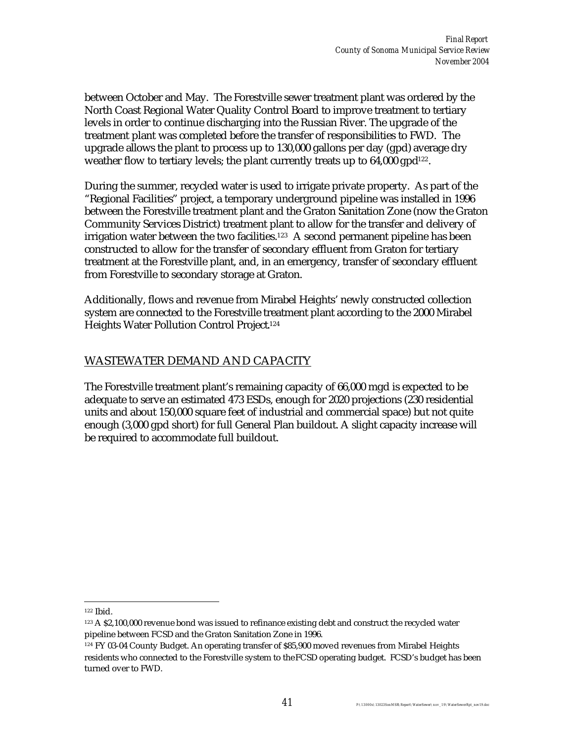between October and May. The Forestville sewer treatment plant was ordered by the North Coast Regional Water Quality Control Board to improve treatment to tertiary levels in order to continue discharging into the Russian River. The upgrade of the treatment plant was completed before the transfer of responsibilities to FWD. The upgrade allows the plant to process up to 130,000 gallons per day (gpd) average dry weather flow to tertiary levels; the plant currently treats up to 64,000 gpd[122].

During the summer, recycled water is used to irrigate private property. As part of the "Regional Facilities" project, a temporary underground pipeline was installed in 1996 between the Forestville treatment plant and the Graton Sanitation Zone (now the Graton Community Services District) treatment plant to allow for the transfer and delivery of irrigation water between the two facilities.[123] A second permanent pipeline has been constructed to allow for the transfer of secondary effluent from Graton for tertiary treatment at the Forestville plant, and, in an emergency, transfer of secondary effluent from Forestville to secondary storage at Graton.

Additionally, flows and revenue from Mirabel Heights' newly constructed collection system are connected to the Forestville treatment plant according to the 2000 Mirabel Heights Water Pollution Control Project.[124]

## WASTEWATER DEMAND AND CAPACITY

The Forestville treatment plant's remaining capacity of 66,000 mgd is expected to be adequate to serve an estimated 473 ESDs, enough for 2020 projections (230 residential units and about 150,000 square feet of industrial and commercial space) but not quite enough (3,000 gpd short) for full General Plan buildout. A slight capacity increase will be required to accommodate full buildout.

---

[122] Ibid.

[123] A $2,100,000 revenue bond was issued to refinance existing debt and construct the recycled water pipeline between FCSD and the Graton Sanitation Zone in 1996.

[124] FY 03-04 County Budget. An operating transfer of $85,900 moved revenues from Mirabel Heights residents who connected to the Forestville system to the FCSD operating budget. FCSD's budget has been turned over to FWD.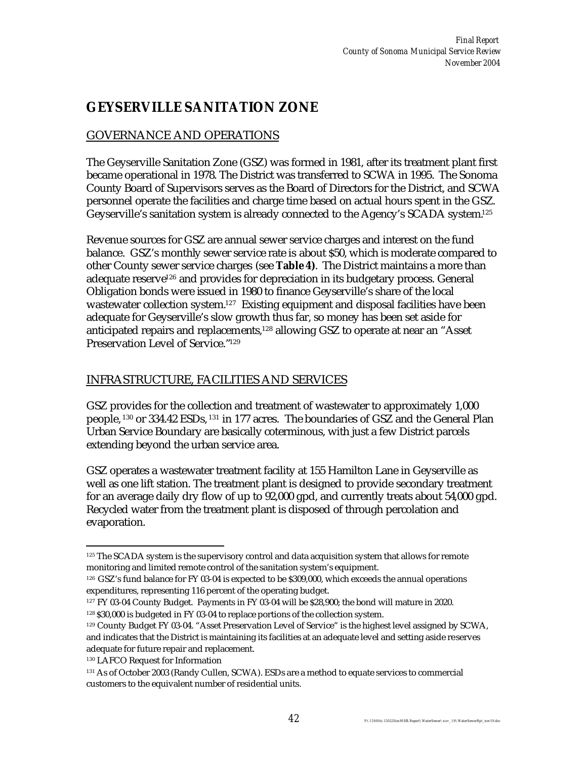# GEYSERVILLE SANITATION ZONE

## GOVERNANCE AND OPERATIONS

The Geyserville Sanitation Zone (GSZ) was formed in 1981, after its treatment plant first became operational in 1978. The District was transferred to SCWA in 1995. The Sonoma County Board of Supervisors serves as the Board of Directors for the District, and SCWA personnel operate the facilities and charge time based on actual hours spent in the GSZ. Geyserville's sanitation system is already connected to the Agency's SCADA system.[125]

Revenue sources for GSZ are annual sewer service charges and interest on the fund balance. GSZ's monthly sewer service rate is about $50, which is moderate compared to other County sewer service charges (see **Table 4)**. The District maintains a more than adequate reserve[126] and provides for depreciation in its budgetary process. General Obligation bonds were issued in 1980 to finance Geyserville's share of the local wastewater collection system.[127] Existing equipment and disposal facilities have been adequate for Geyserville's slow growth thus far, so money has been set aside for anticipated repairs and replacements,[128] allowing GSZ to operate at near an "Asset Preservation Level of Service."[129]

## INFRASTRUCTURE, FACILITIES AND SERVICES

GSZ provides for the collection and treatment of wastewater to approximately 1,000 people,[130] or 334.42 ESDs,[131] in 177 acres. The boundaries of GSZ and the General Plan Urban Service Boundary are basically coterminous, with just a few District parcels extending beyond the urban service area.

GSZ operates a wastewater treatment facility at 155 Hamilton Lane in Geyserville as well as one lift station. The treatment plant is designed to provide secondary treatment for an average daily dry flow of up to 92,000 gpd, and currently treats about 54,000 gpd. Recycled water from the treatment plant is disposed of through percolation and evaporation.

---

[125] The SCADA system is the supervisory control and data acquisition system that allows for remote monitoring and limited remote control of the sanitation system's equipment.

[126] GSZ's fund balance for FY 03-04 is expected to be $309,000, which exceeds the annual operations expenditures, representing 116 percent of the operating budget.

[127] FY 03-04 County Budget. Payments in FY 03-04 will be $28,900; the bond will mature in 2020.

[128] $30,000 is budgeted in FY 03-04 to replace portions of the collection system.

[129] County Budget FY 03-04. "Asset Preservation Level of Service" is the highest level assigned by SCWA, and indicates that the District is maintaining its facilities at an adequate level and setting aside reserves adequate for future repair and replacement.

[130] LAFCO Request for Information

[131] As of October 2003 (Randy Cullen, SCWA). ESDs are a method to equate services to commercial customers to the equivalent number of residential units.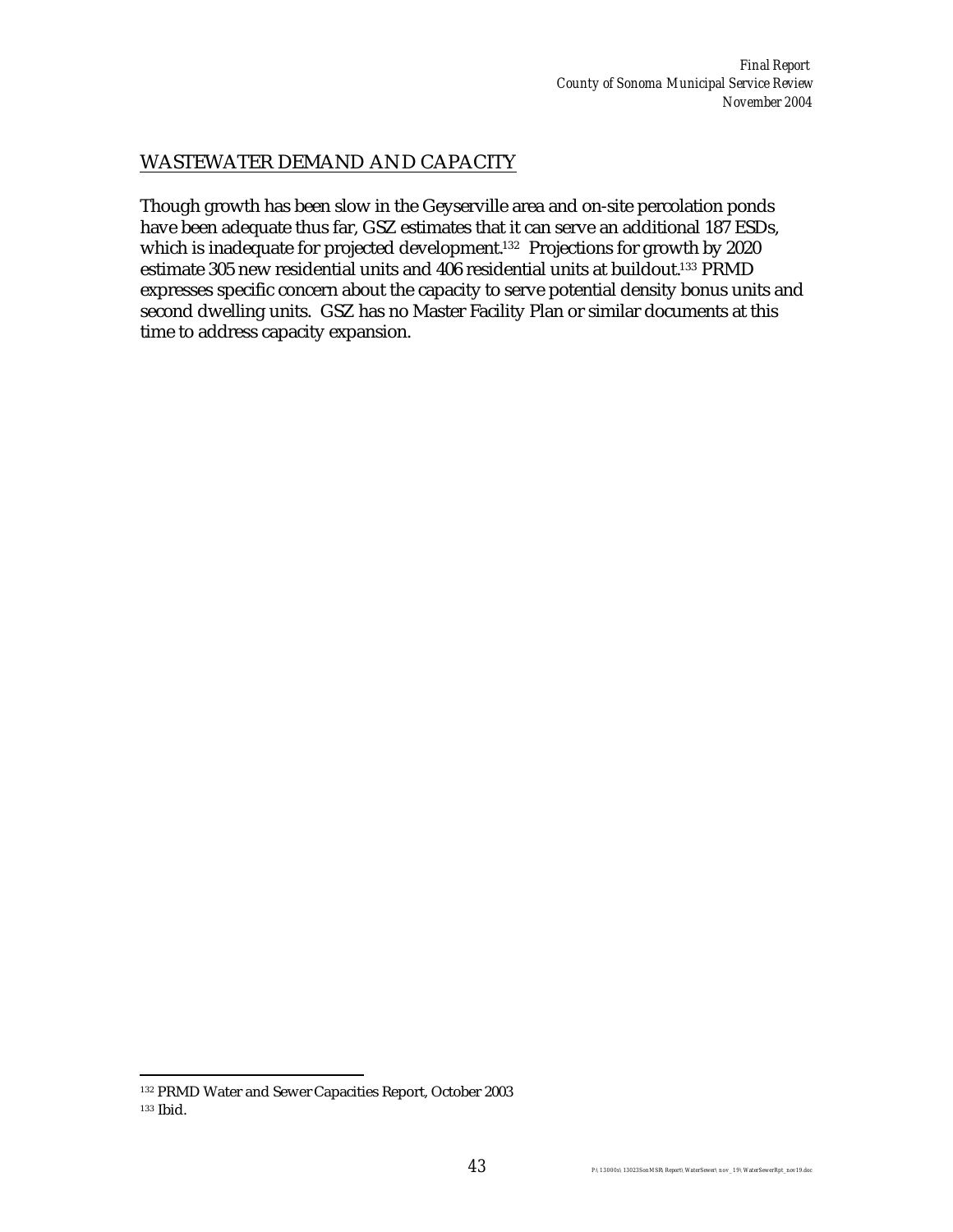## WASTEWATER DEMAND AND CAPACITY

Though growth has been slow in the Geyserville area and on-site percolation ponds have been adequate thus far, GSZ estimates that it can serve an additional 187 ESDs, which is inadequate for projected development.[132] Projections for growth by 2020 estimate 305 new residential units and 406 residential units at buildout.[133] PRMD expresses specific concern about the capacity to serve potential density bonus units and second dwelling units. GSZ has no Master Facility Plan or similar documents at this time to address capacity expansion.

---

[132] PRMD Water and Sewer Capacities Report, October 2003

[133] Ibid.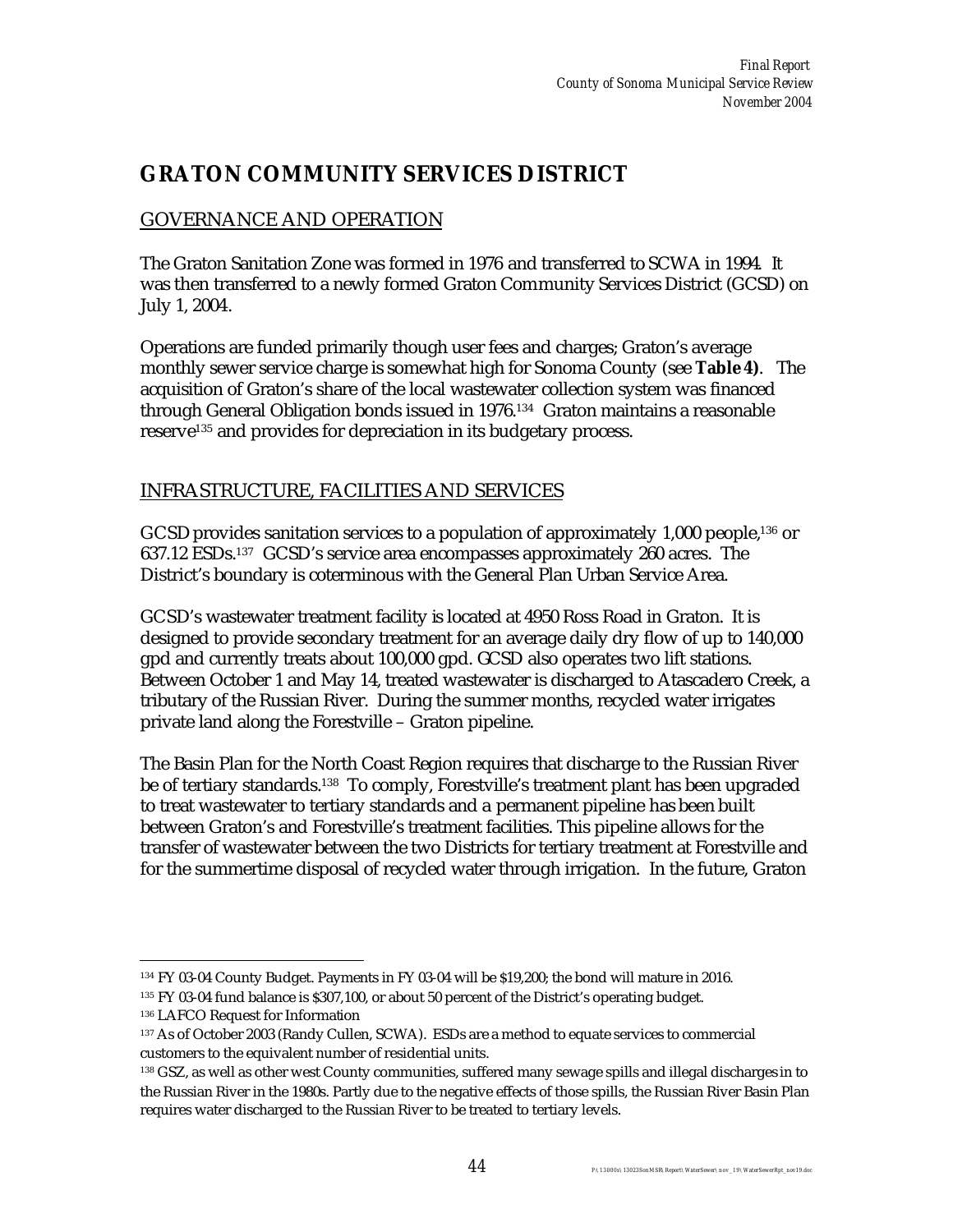# GRATON COMMUNITY SERVICES DISTRICT

## GOVERNANCE AND OPERATION

The Graton Sanitation Zone was formed in 1976 and transferred to SCWA in 1994. It was then transferred to a newly formed Graton Community Services District (GCSD) on July 1, 2004.

Operations are funded primarily though user fees and charges; Graton's average monthly sewer service charge is somewhat high for Sonoma County (see **Table 4)**. The acquisition of Graton's share of the local wastewater collection system was financed through General Obligation bonds issued in 1976.[134] Graton maintains a reasonable reserve[135] and provides for depreciation in its budgetary process.

## INFRASTRUCTURE, FACILITIES AND SERVICES

GCSD provides sanitation services to a population of approximately 1,000 people,[136] or 637.12 ESDs.[137] GCSD's service area encompasses approximately 260 acres. The District's boundary is coterminous with the General Plan Urban Service Area.

GCSD's wastewater treatment facility is located at 4950 Ross Road in Graton. It is designed to provide secondary treatment for an average daily dry flow of up to 140,000 gpd and currently treats about 100,000 gpd. GCSD also operates two lift stations. Between October 1 and May 14, treated wastewater is discharged to Atascadero Creek, a tributary of the Russian River. During the summer months, recycled water irrigates private land along the Forestville – Graton pipeline.

The Basin Plan for the North Coast Region requires that discharge to the Russian River be of tertiary standards.[138] To comply, Forestville's treatment plant has been upgraded to treat wastewater to tertiary standards and a permanent pipeline has been built between Graton's and Forestville's treatment facilities. This pipeline allows for the transfer of wastewater between the two Districts for tertiary treatment at Forestville and for the summertime disposal of recycled water through irrigation. In the future, Graton

---

[134] FY 03-04 County Budget. Payments in FY 03-04 will be $19,200; the bond will mature in 2016.

[135] FY 03-04 fund balance is $307,100, or about 50 percent of the District's operating budget.

[136] LAFCO Request for Information

[137] As of October 2003 (Randy Cullen, SCWA). ESDs are a method to equate services to commercial customers to the equivalent number of residential units.

[138] GSZ, as well as other west County communities, suffered many sewage spills and illegal discharges in to the Russian River in the 1980s. Partly due to the negative effects of those spills, the Russian River Basin Plan requires water discharged to the Russian River to be treated to tertiary levels.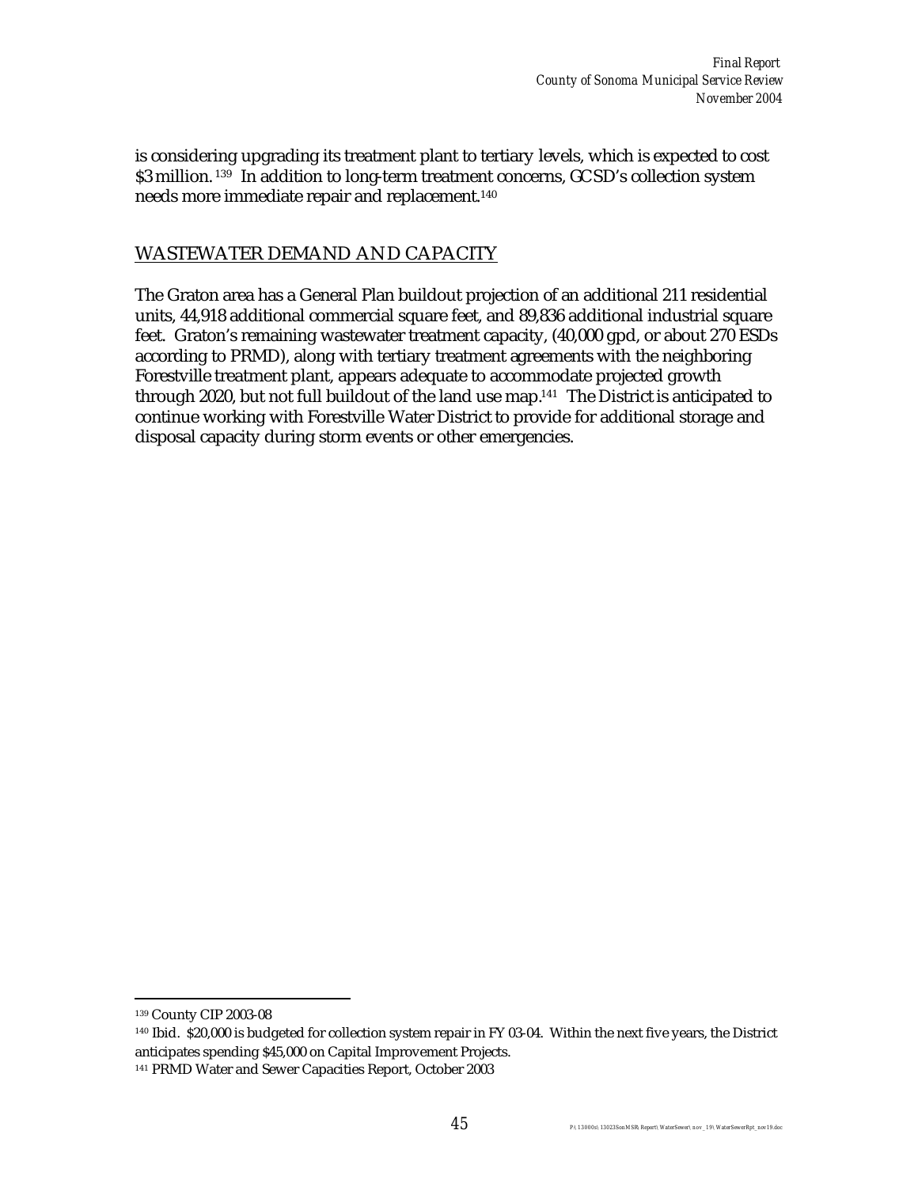is considering upgrading its treatment plant to tertiary levels, which is expected to cost $3 million.[139] In addition to long-term treatment concerns, GCSD's collection system needs more immediate repair and replacement.[140]

## WASTEWATER DEMAND AND CAPACITY

The Graton area has a General Plan buildout projection of an additional 211 residential units, 44,918 additional commercial square feet, and 89,836 additional industrial square feet. Graton's remaining wastewater treatment capacity, (40,000 gpd, or about 270 ESDs according to PRMD), along with tertiary treatment agreements with the neighboring Forestville treatment plant, appears adequate to accommodate projected growth through 2020, but not full buildout of the land use map.[141] The District is anticipated to continue working with Forestville Water District to provide for additional storage and disposal capacity during storm events or other emergencies.

---

[139] County CIP 2003-08

[140] Ibid. $20,000 is budgeted for collection system repair in FY 03-04. Within the next five years, the District anticipates spending $45,000 on Capital Improvement Projects.

[141] PRMD Water and Sewer Capacities Report, October 2003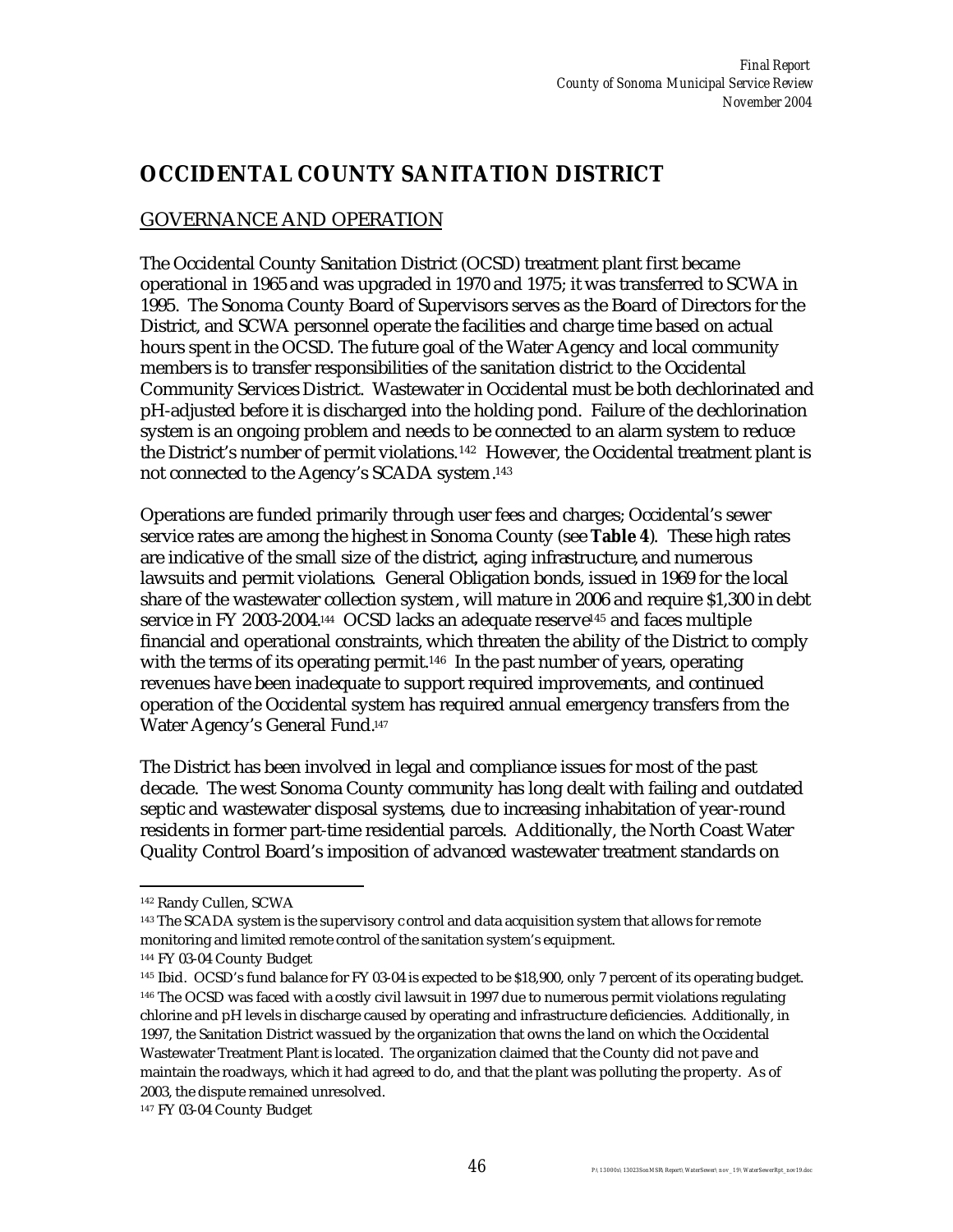# OCCIDENTAL COUNTY SANITATION DISTRICT

## GOVERNANCE AND OPERATION

The Occidental County Sanitation District (OCSD) treatment plant first became operational in 1965 and was upgraded in 1970 and 1975; it was transferred to SCWA in 1995. The Sonoma County Board of Supervisors serves as the Board of Directors for the District, and SCWA personnel operate the facilities and charge time based on actual hours spent in the OCSD. The future goal of the Water Agency and local community members is to transfer responsibilities of the sanitation district to the Occidental Community Services District. Wastewater in Occidental must be both dechlorinated and pH-adjusted before it is discharged into the holding pond. Failure of the dechlorination system is an ongoing problem and needs to be connected to an alarm system to reduce the District's number of permit violations.[142] However, the Occidental treatment plant is not connected to the Agency's SCADA system.[143]

Operations are funded primarily through user fees and charges; Occidental's sewer service rates are among the highest in Sonoma County (see **Table 4**). These high rates are indicative of the small size of the district, aging infrastructure, and numerous lawsuits and permit violations. General Obligation bonds, issued in 1969 for the local share of the wastewater collection system, will mature in 2006 and require $1,300 in debt service in FY 2003-2004.[144] OCSD lacks an adequate reserve[145] and faces multiple financial and operational constraints, which threaten the ability of the District to comply with the terms of its operating permit.[146] In the past number of years, operating revenues have been inadequate to support required improvements, and continued operation of the Occidental system has required annual emergency transfers from the Water Agency's General Fund.[147]

The District has been involved in legal and compliance issues for most of the past decade. The west Sonoma County community has long dealt with failing and outdated septic and wastewater disposal systems, due to increasing inhabitation of year-round residents in former part-time residential parcels. Additionally, the North Coast Water Quality Control Board's imposition of advanced wastewater treatment standards on

---

[142] Randy Cullen, SCWA

[143] The SCADA system is the supervisory control and data acquisition system that allows for remote monitoring and limited remote control of the sanitation system's equipment.

[144] FY 03-04 County Budget

[145] Ibid. OCSD's fund balance for FY 03-04 is expected to be $18,900, only 7 percent of its operating budget.

[146] The OCSD was faced with a costly civil lawsuit in 1997 due to numerous permit violations regulating chlorine and pH levels in discharge caused by operating and infrastructure deficiencies. Additionally, in 1997, the Sanitation District was sued by the organization that owns the land on which the Occidental Wastewater Treatment Plant is located. The organization claimed that the County did not pave and maintain the roadways, which it had agreed to do, and that the plant was polluting the property. As of 2003, the dispute remained unresolved.

[147] FY 03-04 County Budget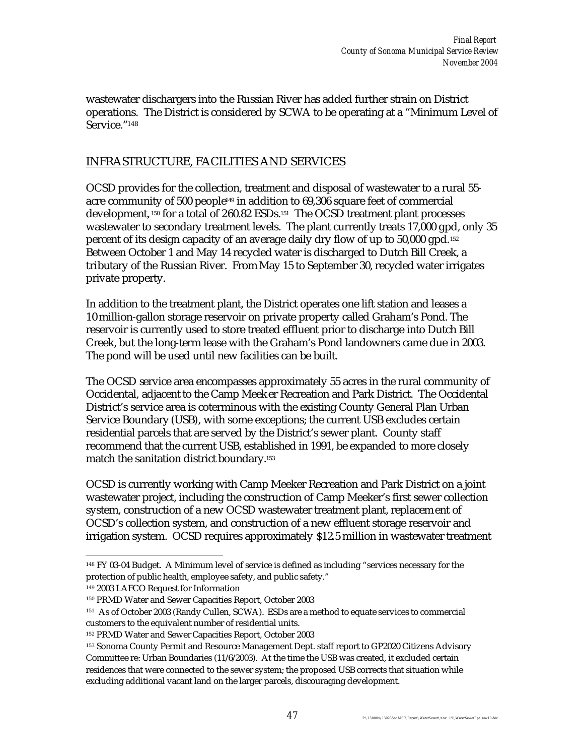wastewater dischargers into the Russian River has added further strain on District operations. The District is considered by SCWA to be operating at a "Minimum Level of Service."[148]

## INFRASTRUCTURE, FACILITIES AND SERVICES

OCSD provides for the collection, treatment and disposal of wastewater to a rural 55-acre community of 500 people[149] in addition to 69,306 square feet of commercial development,[150] for a total of 260.82 ESDs.[151] The OCSD treatment plant processes wastewater to secondary treatment levels. The plant currently treats 17,000 gpd, only 35 percent of its design capacity of an average daily dry flow of up to 50,000 gpd.[152] Between October 1 and May 14 recycled water is discharged to Dutch Bill Creek, a tributary of the Russian River. From May 15 to September 30, recycled water irrigates private property.

In addition to the treatment plant, the District operates one lift station and leases a 10 million-gallon storage reservoir on private property called Graham's Pond. The reservoir is currently used to store treated effluent prior to discharge into Dutch Bill Creek, but the long-term lease with the Graham's Pond landowners came due in 2003. The pond will be used until new facilities can be built.

The OCSD service area encompasses approximately 55 acres in the rural community of Occidental, adjacent to the Camp Meeker Recreation and Park District. The Occidental District's service area is coterminous with the existing County General Plan Urban Service Boundary (USB), with some exceptions; the current USB excludes certain residential parcels that are served by the District's sewer plant. County staff recommend that the current USB, established in 1991, be expanded to more closely match the sanitation district boundary.[153]

OCSD is currently working with Camp Meeker Recreation and Park District on a joint wastewater project, including the construction of Camp Meeker's first sewer collection system, construction of a new OCSD wastewater treatment plant, replacement of OCSD's collection system, and construction of a new effluent storage reservoir and irrigation system. OCSD requires approximately $12.5 million in wastewater treatment

---

[148] FY 03-04 Budget. A Minimum level of service is defined as including "services necessary for the protection of public health, employee safety, and public safety."

[149] 2003 LAFCO Request for Information

[150] PRMD Water and Sewer Capacities Report, October 2003

[151] As of October 2003 (Randy Cullen, SCWA). ESDs are a method to equate services to commercial customers to the equivalent number of residential units.

[152] PRMD Water and Sewer Capacities Report, October 2003

[153] Sonoma County Permit and Resource Management Dept. staff report to GP2020 Citizens Advisory Committee re: Urban Boundaries (11/6/2003). At the time the USB was created, it excluded certain residences that were connected to the sewer system; the proposed USB corrects that situation while excluding additional vacant land on the larger parcels, discouraging development.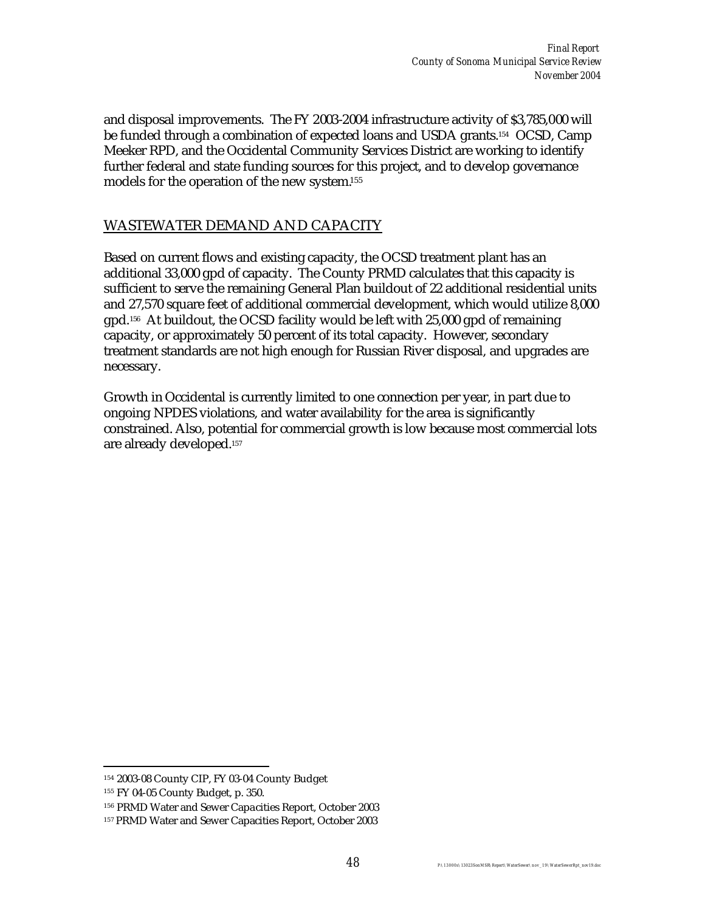and disposal improvements. The FY 2003-2004 infrastructure activity of $3,785,000 will be funded through a combination of expected loans and USDA grants.[154] OCSD, Camp Meeker RPD, and the Occidental Community Services District are working to identify further federal and state funding sources for this project, and to develop governance models for the operation of the new system.[155]

## WASTEWATER DEMAND AND CAPACITY

Based on current flows and existing capacity, the OCSD treatment plant has an additional 33,000 gpd of capacity. The County PRMD calculates that this capacity is sufficient to serve the remaining General Plan buildout of 22 additional residential units and 27,570 square feet of additional commercial development, which would utilize 8,000 gpd.[156] At buildout, the OCSD facility would be left with 25,000 gpd of remaining capacity, or approximately 50 percent of its total capacity. However, secondary treatment standards are not high enough for Russian River disposal, and upgrades are necessary.

Growth in Occidental is currently limited to one connection per year, in part due to ongoing NPDES violations, and water availability for the area is significantly constrained. Also, potential for commercial growth is low because most commercial lots are already developed.[157]

---

[154] 2003-08 County CIP, FY 03-04 County Budget

[155] FY 04-05 County Budget, p. 350.

[156] PRMD Water and Sewer Capacities Report, October 2003

[157] PRMD Water and Sewer Capacities Report, October 2003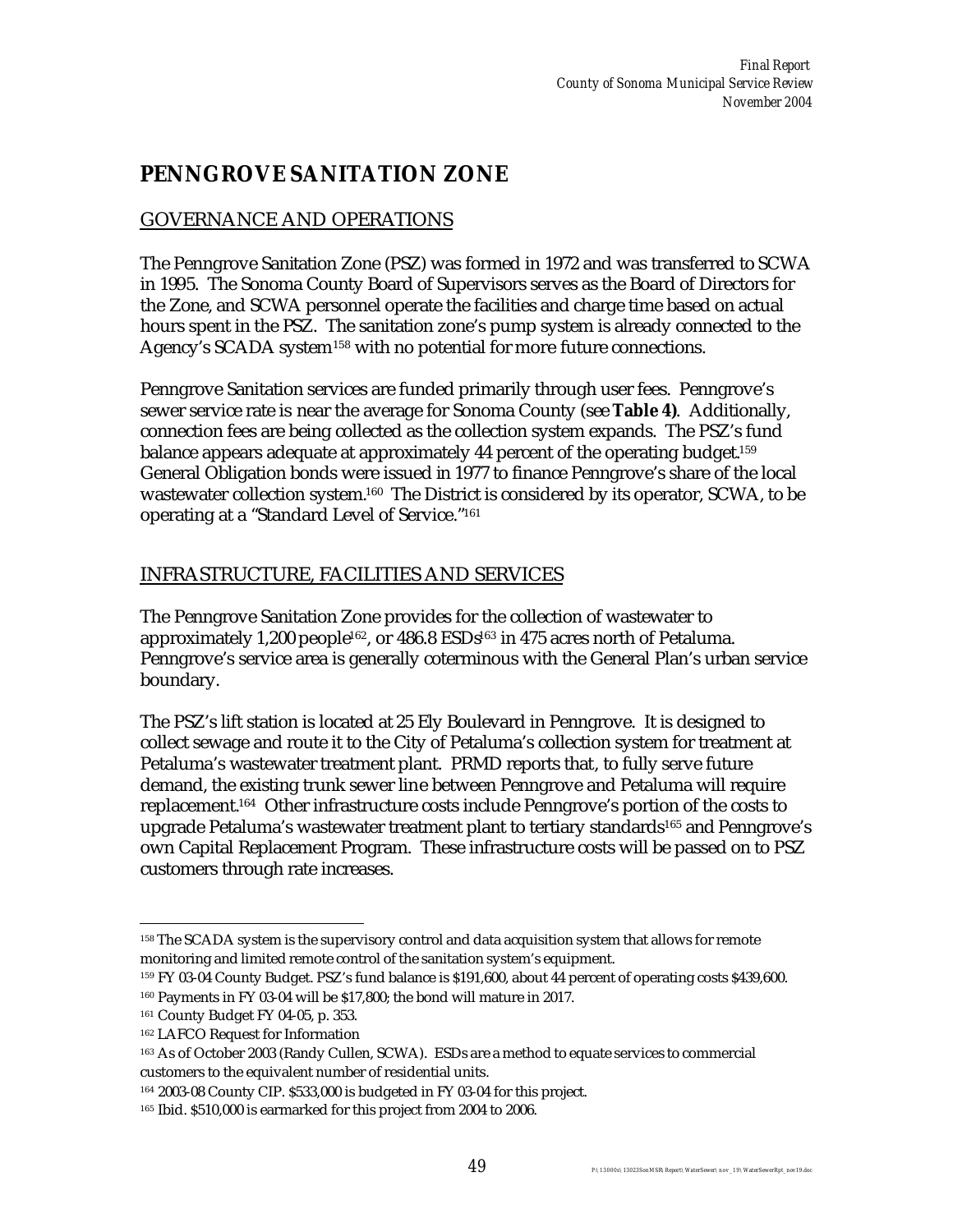# PENNGROVE SANITATION ZONE

## GOVERNANCE AND OPERATIONS

The Penngrove Sanitation Zone (PSZ) was formed in 1972 and was transferred to SCWA in 1995. The Sonoma County Board of Supervisors serves as the Board of Directors for the Zone, and SCWA personnel operate the facilities and charge time based on actual hours spent in the PSZ. The sanitation zone's pump system is already connected to the Agency's SCADA system[158] with no potential for more future connections.

Penngrove Sanitation services are funded primarily through user fees. Penngrove's sewer service rate is near the average for Sonoma County (see **Table 4)**. Additionally, connection fees are being collected as the collection system expands. The PSZ's fund balance appears adequate at approximately 44 percent of the operating budget.[159] General Obligation bonds were issued in 1977 to finance Penngrove's share of the local wastewater collection system.[160] The District is considered by its operator, SCWA, to be operating at a "Standard Level of Service."[161]

## INFRASTRUCTURE, FACILITIES AND SERVICES

The Penngrove Sanitation Zone provides for the collection of wastewater to approximately 1,200 people[162], or 486.8 ESDs[163] in 475 acres north of Petaluma. Penngrove's service area is generally coterminous with the General Plan's urban service boundary.

The PSZ's lift station is located at 25 Ely Boulevard in Penngrove. It is designed to collect sewage and route it to the City of Petaluma's collection system for treatment at Petaluma's wastewater treatment plant. PRMD reports that, to fully serve future demand, the existing trunk sewer line between Penngrove and Petaluma will require replacement.[164] Other infrastructure costs include Penngrove's portion of the costs to upgrade Petaluma's wastewater treatment plant to tertiary standards[165] and Penngrove's own Capital Replacement Program. These infrastructure costs will be passed on to PSZ customers through rate increases.

---

[158] The SCADA system is the supervisory control and data acquisition system that allows for remote monitoring and limited remote control of the sanitation system's equipment.

[159] FY 03-04 County Budget. PSZ's fund balance is $191,600, about 44 percent of operating costs $439,600.

[160] Payments in FY 03-04 will be $17,800; the bond will mature in 2017.

[161] County Budget FY 04-05, p. 353.

[162] LAFCO Request for Information

[163] As of October 2003 (Randy Cullen, SCWA). ESDs are a method to equate services to commercial customers to the equivalent number of residential units.

[164] 2003-08 County CIP. $533,000 is budgeted in FY 03-04 for this project.

[165] Ibid. $510,000 is earmarked for this project from 2004 to 2006.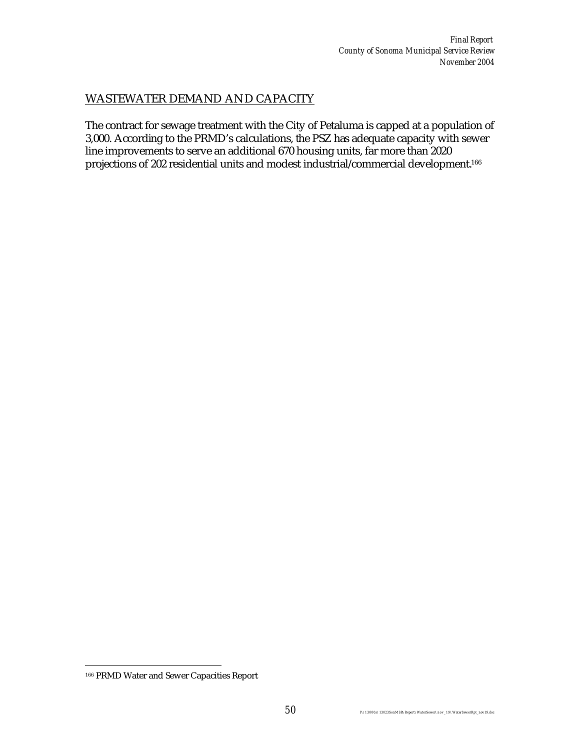## WASTEWATER DEMAND AND CAPACITY

The contract for sewage treatment with the City of Petaluma is capped at a population of 3,000. According to the PRMD's calculations, the PSZ has adequate capacity with sewer line improvements to serve an additional 670 housing units, far more than 2020 projections of 202 residential units and modest industrial/commercial development.[166]

[166] PRMD Water and Sewer Capacities Report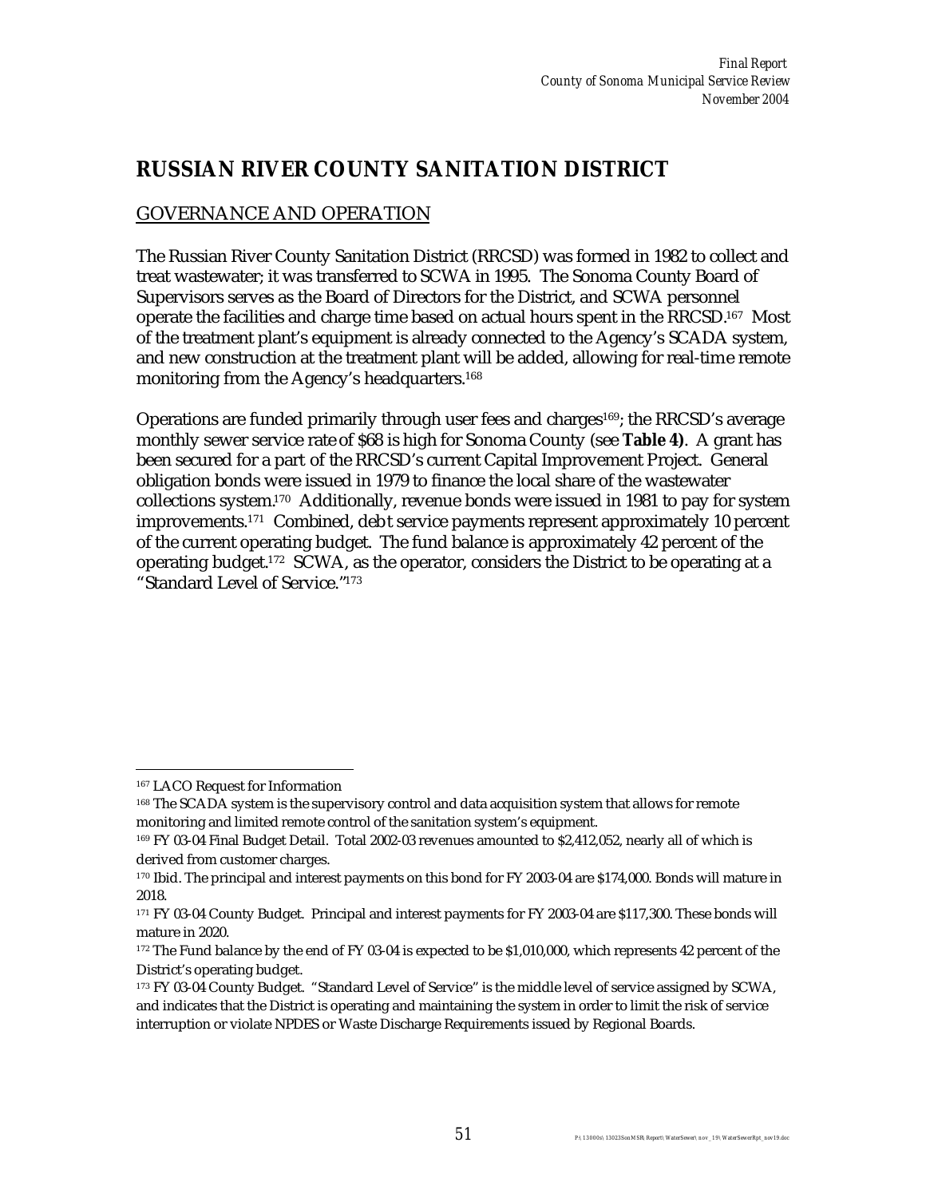# RUSSIAN RIVER COUNTY SANITATION DISTRICT

## GOVERNANCE AND OPERATION

The Russian River County Sanitation District (RRCSD) was formed in 1982 to collect and treat wastewater; it was transferred to SCWA in 1995. The Sonoma County Board of Supervisors serves as the Board of Directors for the District, and SCWA personnel operate the facilities and charge time based on actual hours spent in the RRCSD.[167] Most of the treatment plant's equipment is already connected to the Agency's SCADA system, and new construction at the treatment plant will be added, allowing for real-time remote monitoring from the Agency's headquarters.[168]

Operations are funded primarily through user fees and charges[169]; the RRCSD's average monthly sewer service rate of $68 is high for Sonoma County (see **Table 4)**. A grant has been secured for a part of the RRCSD's current Capital Improvement Project. General obligation bonds were issued in 1979 to finance the local share of the wastewater collections system.[170] Additionally, revenue bonds were issued in 1981 to pay for system improvements.[171] Combined, debt service payments represent approximately 10 percent of the current operating budget. The fund balance is approximately 42 percent of the operating budget.[172] SCWA, as the operator, considers the District to be operating at a "Standard Level of Service."[173]

---

[167] LACO Request for Information

[168] The SCADA system is the supervisory control and data acquisition system that allows for remote monitoring and limited remote control of the sanitation system's equipment.

[169] FY 03-04 Final Budget Detail. Total 2002-03 revenues amounted to $2,412,052, nearly all of which is derived from customer charges.

[170] Ibid. The principal and interest payments on this bond for FY 2003-04 are $174,000. Bonds will mature in 2018.

[171] FY 03-04 County Budget. Principal and interest payments for FY 2003-04 are $117,300. These bonds will mature in 2020.

[172] The Fund balance by the end of FY 03-04 is expected to be $1,010,000, which represents 42 percent of the District's operating budget.

[173] FY 03-04 County Budget. "Standard Level of Service" is the middle level of service assigned by SCWA, and indicates that the District is operating and maintaining the system in order to limit the risk of service interruption or violate NPDES or Waste Discharge Requirements issued by Regional Boards.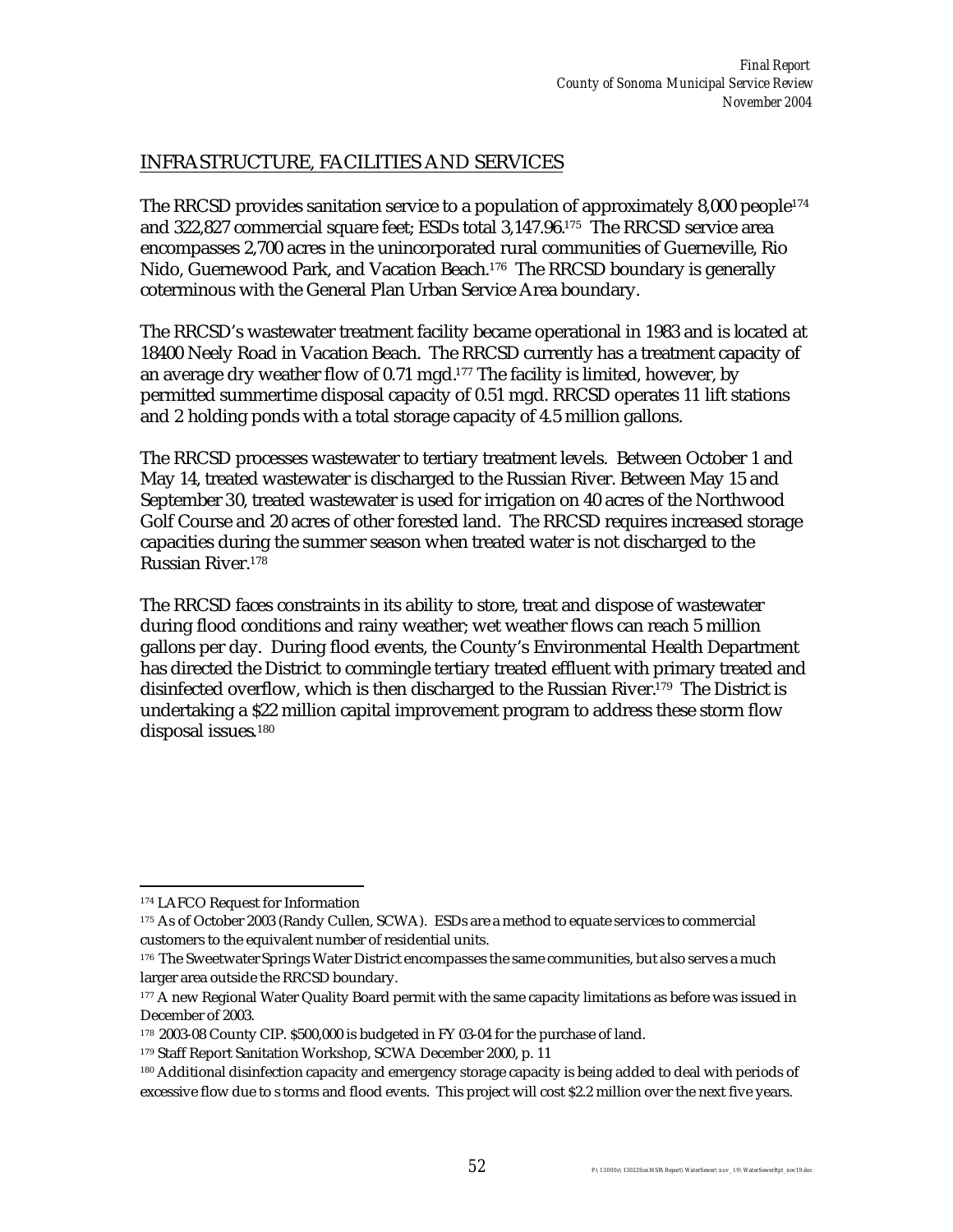## INFRASTRUCTURE, FACILITIES AND SERVICES

The RRCSD provides sanitation service to a population of approximately 8,000 people[174] and 322,827 commercial square feet; ESDs total 3,147.96.[175] The RRCSD service area encompasses 2,700 acres in the unincorporated rural communities of Guerneville, Rio Nido, Guernewood Park, and Vacation Beach.[176] The RRCSD boundary is generally coterminous with the General Plan Urban Service Area boundary.

The RRCSD's wastewater treatment facility became operational in 1983 and is located at 18400 Neely Road in Vacation Beach. The RRCSD currently has a treatment capacity of an average dry weather flow of 0.71 mgd.[177] The facility is limited, however, by permitted summertime disposal capacity of 0.51 mgd. RRCSD operates 11 lift stations and 2 holding ponds with a total storage capacity of 4.5 million gallons.

The RRCSD processes wastewater to tertiary treatment levels. Between October 1 and May 14, treated wastewater is discharged to the Russian River. Between May 15 and September 30, treated wastewater is used for irrigation on 40 acres of the Northwood Golf Course and 20 acres of other forested land. The RRCSD requires increased storage capacities during the summer season when treated water is not discharged to the Russian River.[178]

The RRCSD faces constraints in its ability to store, treat and dispose of wastewater during flood conditions and rainy weather; wet weather flows can reach 5 million gallons per day. During flood events, the County's Environmental Health Department has directed the District to commingle tertiary treated effluent with primary treated and disinfected overflow, which is then discharged to the Russian River.[179] The District is undertaking a $22 million capital improvement program to address these storm flow disposal issues.[180]

---

[174] LAFCO Request for Information

[175] As of October 2003 (Randy Cullen, SCWA). ESDs are a method to equate services to commercial customers to the equivalent number of residential units.

[176] The Sweetwater Springs Water District encompasses the same communities, but also serves a much larger area outside the RRCSD boundary.

[177] A new Regional Water Quality Board permit with the same capacity limitations as before was issued in December of 2003.

[178] 2003-08 County CIP. $500,000 is budgeted in FY 03-04 for the purchase of land.

[179] Staff Report Sanitation Workshop, SCWA December 2000, p. 11

[180] Additional disinfection capacity and emergency storage capacity is being added to deal with periods of excessive flow due to storms and flood events. This project will cost $2.2 million over the next five years.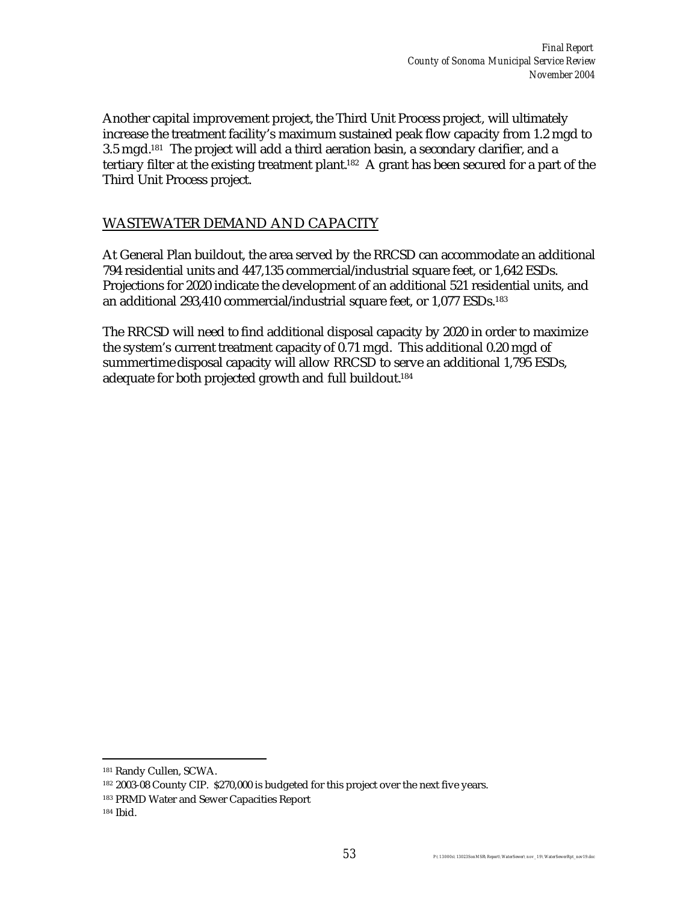Another capital improvement project, the Third Unit Process project, will ultimately increase the treatment facility's maximum sustained peak flow capacity from 1.2 mgd to 3.5 mgd.[181] The project will add a third aeration basin, a secondary clarifier, and a tertiary filter at the existing treatment plant.[182] A grant has been secured for a part of the Third Unit Process project.

## WASTEWATER DEMAND AND CAPACITY

At General Plan buildout, the area served by the RRCSD can accommodate an additional 794 residential units and 447,135 commercial/industrial square feet, or 1,642 ESDs. Projections for 2020 indicate the development of an additional 521 residential units, and an additional 293,410 commercial/industrial square feet, or 1,077 ESDs.[183]

The RRCSD will need to find additional disposal capacity by 2020 in order to maximize the system's current treatment capacity of 0.71 mgd. This additional 0.20 mgd of summertime disposal capacity will allow RRCSD to serve an additional 1,795 ESDs, adequate for both projected growth and full buildout.[184]

---

[181] Randy Cullen, SCWA.

[182] 2003-08 County CIP. $270,000 is budgeted for this project over the next five years.

[183] PRMD Water and Sewer Capacities Report

[184] Ibid.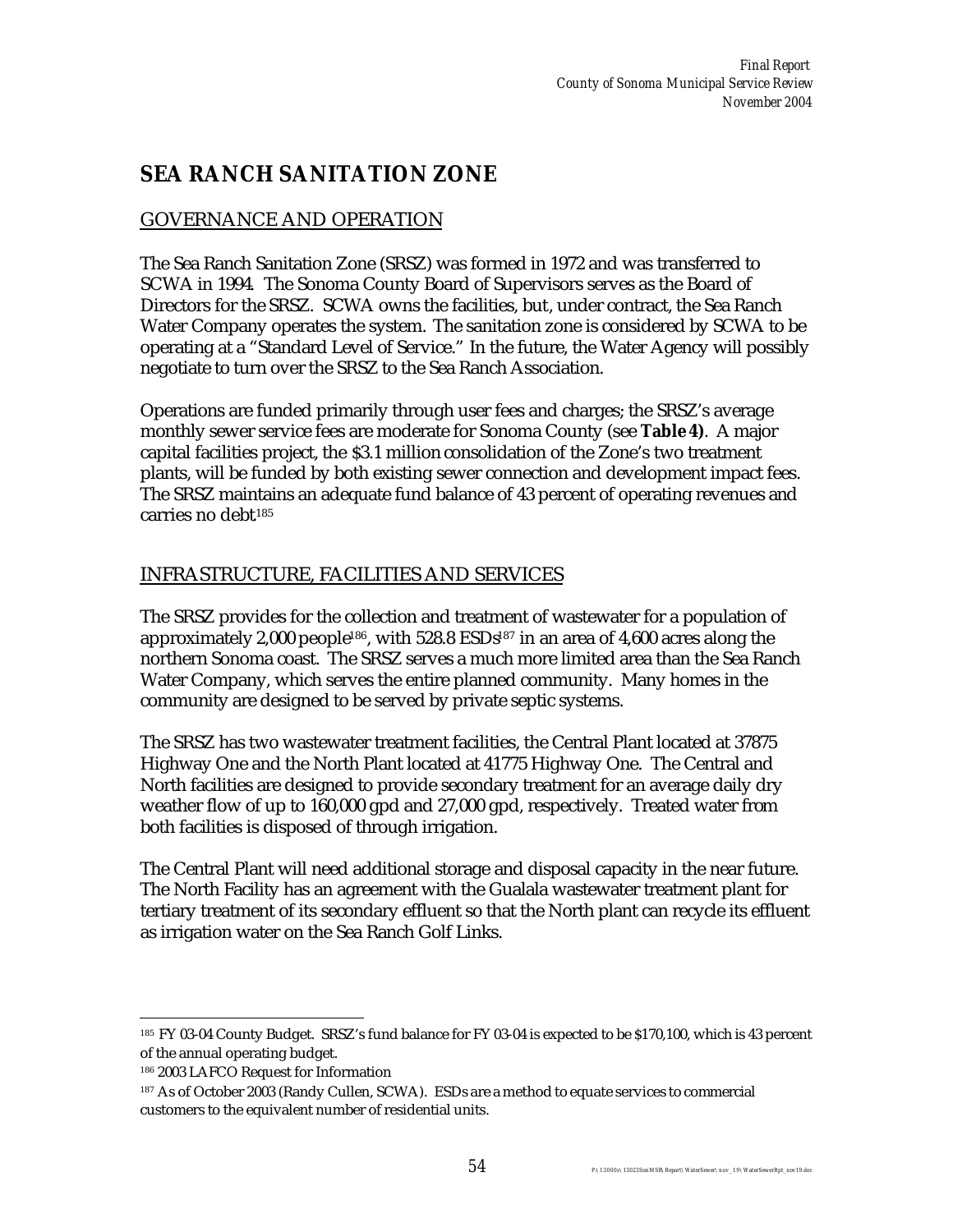# SEA RANCH SANITATION ZONE

## GOVERNANCE AND OPERATION

The Sea Ranch Sanitation Zone (SRSZ) was formed in 1972 and was transferred to SCWA in 1994. The Sonoma County Board of Supervisors serves as the Board of Directors for the SRSZ. SCWA owns the facilities, but, under contract, the Sea Ranch Water Company operates the system. The sanitation zone is considered by SCWA to be operating at a "Standard Level of Service." In the future, the Water Agency will possibly negotiate to turn over the SRSZ to the Sea Ranch Association.

Operations are funded primarily through user fees and charges; the SRSZ's average monthly sewer service fees are moderate for Sonoma County (see **Table 4)**. A major capital facilities project, the $3.1 million consolidation of the Zone's two treatment plants, will be funded by both existing sewer connection and development impact fees. The SRSZ maintains an adequate fund balance of 43 percent of operating revenues and carries no debt[185]

## INFRASTRUCTURE, FACILITIES AND SERVICES

The SRSZ provides for the collection and treatment of wastewater for a population of approximately 2,000 people[186], with 528.8 ESDs[187] in an area of 4,600 acres along the northern Sonoma coast. The SRSZ serves a much more limited area than the Sea Ranch Water Company, which serves the entire planned community. Many homes in the community are designed to be served by private septic systems.

The SRSZ has two wastewater treatment facilities, the Central Plant located at 37875 Highway One and the North Plant located at 41775 Highway One. The Central and North facilities are designed to provide secondary treatment for an average daily dry weather flow of up to 160,000 gpd and 27,000 gpd, respectively. Treated water from both facilities is disposed of through irrigation.

The Central Plant will need additional storage and disposal capacity in the near future. The North Facility has an agreement with the Gualala wastewater treatment plant for tertiary treatment of its secondary effluent so that the North plant can recycle its effluent as irrigation water on the Sea Ranch Golf Links.

---

[185] FY 03-04 County Budget. SRSZ's fund balance for FY 03-04 is expected to be $170,100, which is 43 percent of the annual operating budget.

[186] 2003 LAFCO Request for Information

[187] As of October 2003 (Randy Cullen, SCWA). ESDs are a method to equate services to commercial customers to the equivalent number of residential units.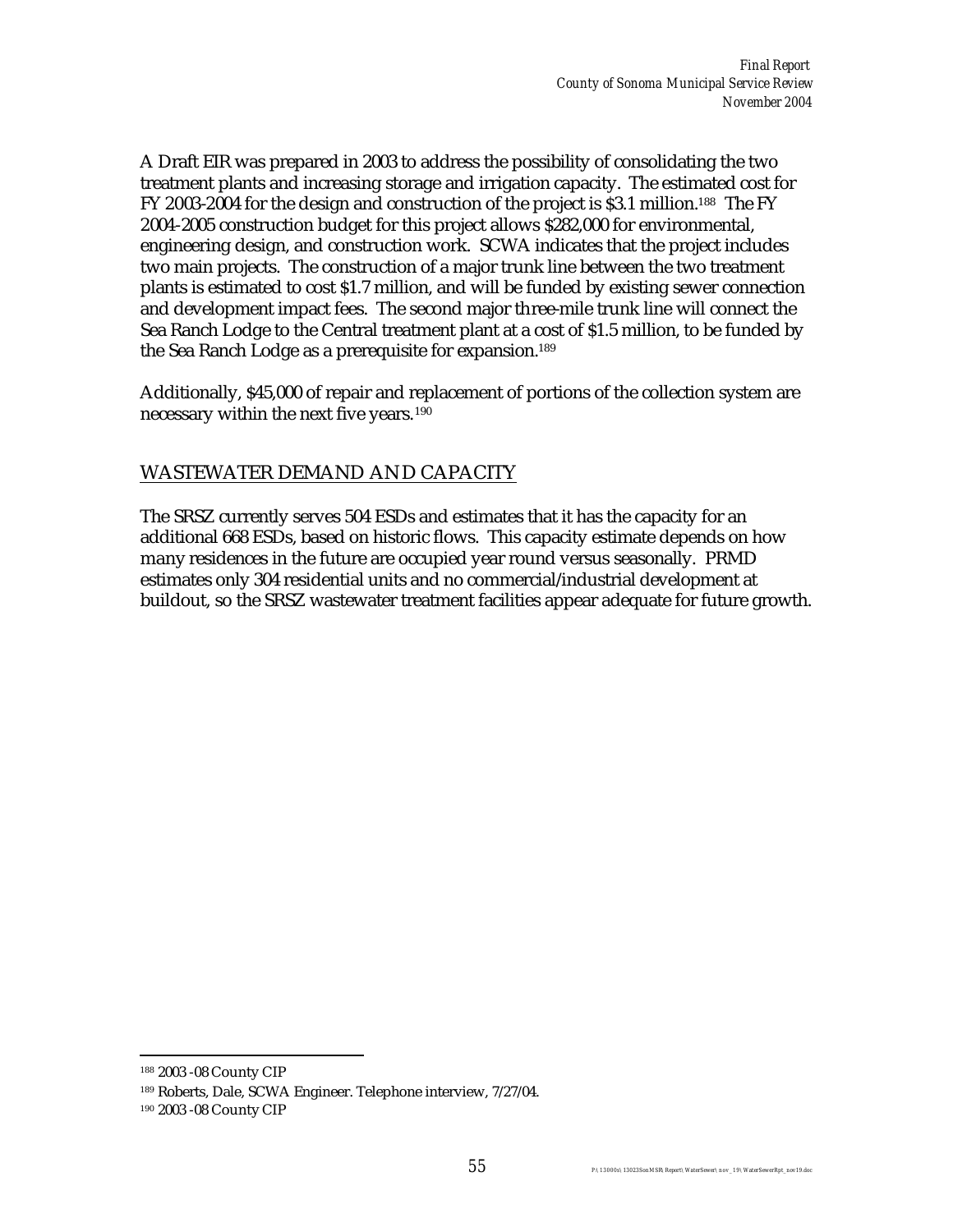A Draft EIR was prepared in 2003 to address the possibility of consolidating the two treatment plants and increasing storage and irrigation capacity. The estimated cost for FY 2003-2004 for the design and construction of the project is $3.1 million.[188] The FY 2004-2005 construction budget for this project allows $282,000 for environmental, engineering design, and construction work. SCWA indicates that the project includes two main projects. The construction of a major trunk line between the two treatment plants is estimated to cost $1.7 million, and will be funded by existing sewer connection and development impact fees. The second major three-mile trunk line will connect the Sea Ranch Lodge to the Central treatment plant at a cost of $1.5 million, to be funded by the Sea Ranch Lodge as a prerequisite for expansion.[189]

Additionally, $45,000 of repair and replacement of portions of the collection system are necessary within the next five years.[190]

## WASTEWATER DEMAND AND CAPACITY

The SRSZ currently serves 504 ESDs and estimates that it has the capacity for an additional 668 ESDs, based on historic flows. This capacity estimate depends on how many residences in the future are occupied year round versus seasonally. PRMD estimates only 304 residential units and no commercial/industrial development at buildout, so the SRSZ wastewater treatment facilities appear adequate for future growth.

---

[188] 2003 -08 County CIP

[189] Roberts, Dale, SCWA Engineer. Telephone interview, 7/27/04.

[190] 2003 -08 County CIP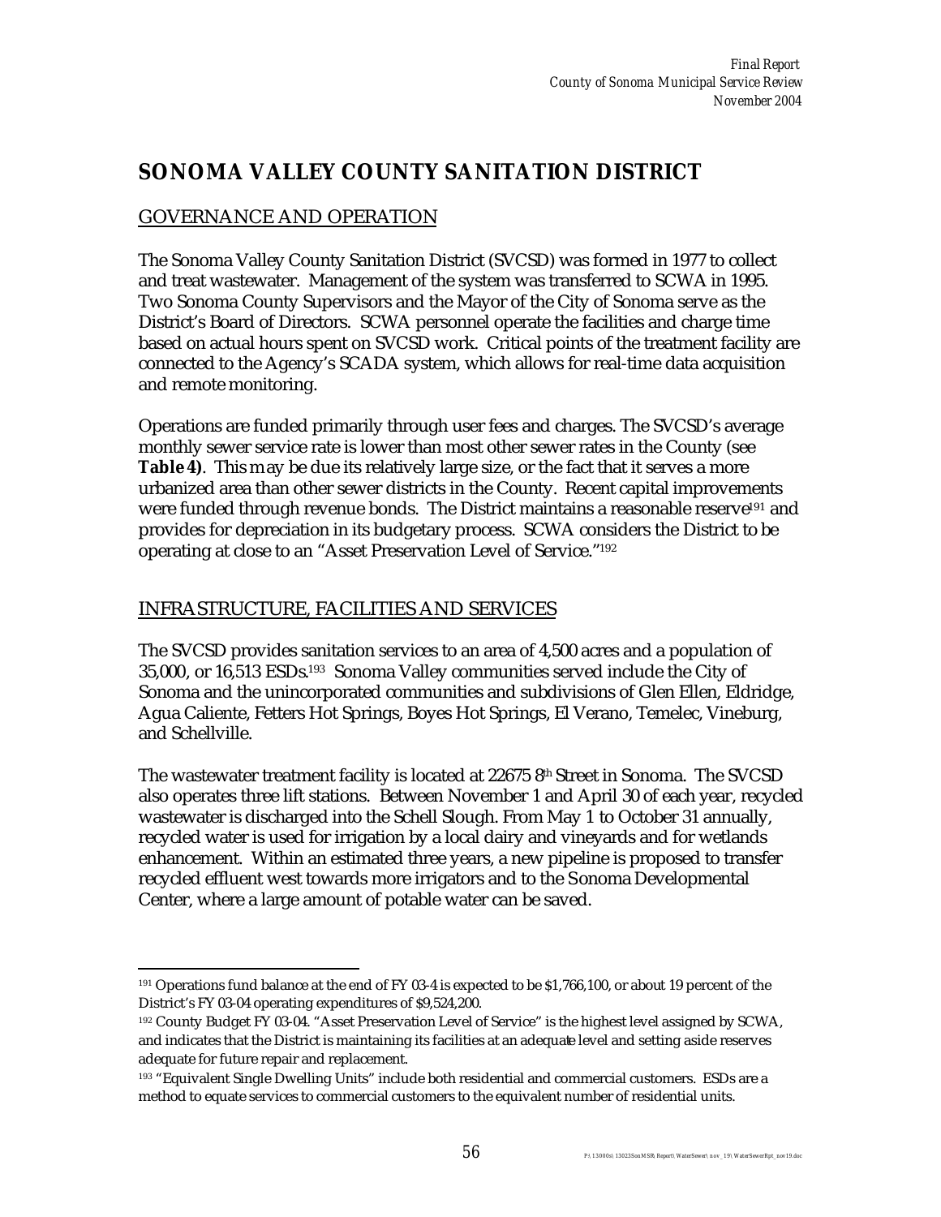# SONOMA VALLEY COUNTY SANITATION DISTRICT

## GOVERNANCE AND OPERATION

The Sonoma Valley County Sanitation District (SVCSD) was formed in 1977 to collect and treat wastewater. Management of the system was transferred to SCWA in 1995. Two Sonoma County Supervisors and the Mayor of the City of Sonoma serve as the District's Board of Directors. SCWA personnel operate the facilities and charge time based on actual hours spent on SVCSD work. Critical points of the treatment facility are connected to the Agency's SCADA system, which allows for real-time data acquisition and remote monitoring.

Operations are funded primarily through user fees and charges. The SVCSD's average monthly sewer service rate is lower than most other sewer rates in the County (see **Table 4)**. This may be due its relatively large size, or the fact that it serves a more urbanized area than other sewer districts in the County. Recent capital improvements were funded through revenue bonds. The District maintains a reasonable reserve[191] and provides for depreciation in its budgetary process. SCWA considers the District to be operating at close to an "Asset Preservation Level of Service."[192]

## INFRASTRUCTURE, FACILITIES AND SERVICES

The SVCSD provides sanitation services to an area of 4,500 acres and a population of 35,000, or 16,513 ESDs.[193] Sonoma Valley communities served include the City of Sonoma and the unincorporated communities and subdivisions of Glen Ellen, Eldridge, Agua Caliente, Fetters Hot Springs, Boyes Hot Springs, El Verano, Temelec, Vineburg, and Schellville.

The wastewater treatment facility is located at 22675 8th Street in Sonoma. The SVCSD also operates three lift stations. Between November 1 and April 30 of each year, recycled wastewater is discharged into the Schell Slough. From May 1 to October 31 annually, recycled water is used for irrigation by a local dairy and vineyards and for wetlands enhancement. Within an estimated three years, a new pipeline is proposed to transfer recycled effluent west towards more irrigators and to the Sonoma Developmental Center, where a large amount of potable water can be saved.

---

[191] Operations fund balance at the end of FY 03-4 is expected to be $1,766,100, or about 19 percent of the District's FY 03-04 operating expenditures of $9,524,200.

[192] County Budget FY 03-04. "Asset Preservation Level of Service" is the highest level assigned by SCWA, and indicates that the District is maintaining its facilities at an adequate level and setting aside reserves adequate for future repair and replacement.

[193] "Equivalent Single Dwelling Units" include both residential and commercial customers. ESDs are a method to equate services to commercial customers to the equivalent number of residential units.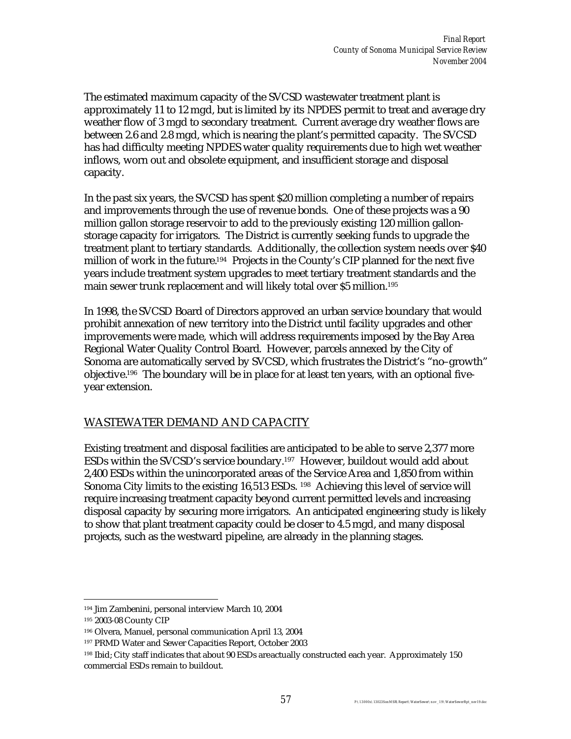The estimated maximum capacity of the SVCSD wastewater treatment plant is approximately 11 to 12 mgd, but is limited by its NPDES permit to treat and average dry weather flow of 3 mgd to secondary treatment. Current average dry weather flows are between 2.6 and 2.8 mgd, which is nearing the plant's permitted capacity. The SVCSD has had difficulty meeting NPDES water quality requirements due to high wet weather inflows, worn out and obsolete equipment, and insufficient storage and disposal capacity.

In the past six years, the SVCSD has spent $20 million completing a number of repairs and improvements through the use of revenue bonds. One of these projects was a 90 million gallon storage reservoir to add to the previously existing 120 million gallon-storage capacity for irrigators. The District is currently seeking funds to upgrade the treatment plant to tertiary standards. Additionally, the collection system needs over $40 million of work in the future.[194] Projects in the County's CIP planned for the next five years include treatment system upgrades to meet tertiary treatment standards and the main sewer trunk replacement and will likely total over $5 million.[195]

In 1998, the SVCSD Board of Directors approved an urban service boundary that would prohibit annexation of new territory into the District until facility upgrades and other improvements were made, which will address requirements imposed by the Bay Area Regional Water Quality Control Board. However, parcels annexed by the City of Sonoma are automatically served by SVCSD, which frustrates the District's "no-growth" objective.[196] The boundary will be in place for at least ten years, with an optional five-year extension.

## WASTEWATER DEMAND AND CAPACITY

Existing treatment and disposal facilities are anticipated to be able to serve 2,377 more ESDs within the SVCSD's service boundary.[197] However, buildout would add about 2,400 ESDs within the unincorporated areas of the Service Area and 1,850 from within Sonoma City limits to the existing 16,513 ESDs. [198] Achieving this level of service will require increasing treatment capacity beyond current permitted levels and increasing disposal capacity by securing more irrigators. An anticipated engineering study is likely to show that plant treatment capacity could be closer to 4.5 mgd, and many disposal projects, such as the westward pipeline, are already in the planning stages.

---

[194] Jim Zambenini, personal interview March 10, 2004

[195] 2003-08 County CIP

[196] Olvera, Manuel, personal communication April 13, 2004

[197] PRMD Water and Sewer Capacities Report, October 2003

[198] Ibid; City staff indicates that about 90 ESDs areactually constructed each year. Approximately 150 commercial ESDs remain to buildout.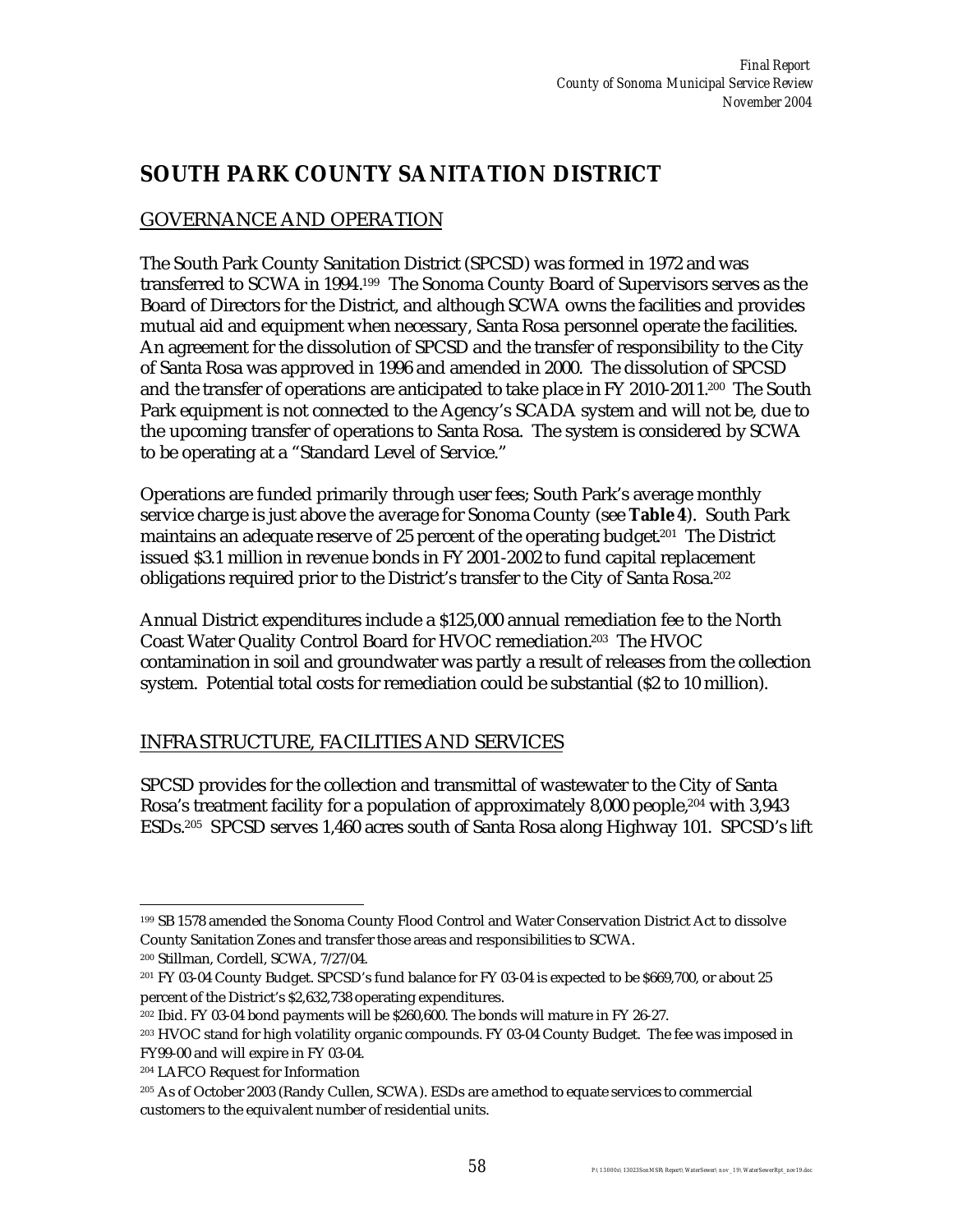# SOUTH PARK COUNTY SANITATION DISTRICT

## GOVERNANCE AND OPERATION

The South Park County Sanitation District (SPCSD) was formed in 1972 and was transferred to SCWA in 1994.[199] The Sonoma County Board of Supervisors serves as the Board of Directors for the District, and although SCWA owns the facilities and provides mutual aid and equipment when necessary, Santa Rosa personnel operate the facilities. An agreement for the dissolution of SPCSD and the transfer of responsibility to the City of Santa Rosa was approved in 1996 and amended in 2000. The dissolution of SPCSD and the transfer of operations are anticipated to take place in FY 2010-2011.[200] The South Park equipment is not connected to the Agency's SCADA system and will not be, due to the upcoming transfer of operations to Santa Rosa. The system is considered by SCWA to be operating at a "Standard Level of Service."

Operations are funded primarily through user fees; South Park's average monthly service charge is just above the average for Sonoma County (see **Table 4**). South Park maintains an adequate reserve of 25 percent of the operating budget.[201] The District issued $3.1 million in revenue bonds in FY 2001-2002 to fund capital replacement obligations required prior to the District's transfer to the City of Santa Rosa.[202]

Annual District expenditures include a $125,000 annual remediation fee to the North Coast Water Quality Control Board for HVOC remediation.[203] The HVOC contamination in soil and groundwater was partly a result of releases from the collection system. Potential total costs for remediation could be substantial ($2 to 10 million).

## INFRASTRUCTURE, FACILITIES AND SERVICES

SPCSD provides for the collection and transmittal of wastewater to the City of Santa Rosa's treatment facility for a population of approximately 8,000 people,[204] with 3,943 ESDs.[205] SPCSD serves 1,460 acres south of Santa Rosa along Highway 101. SPCSD's lift

---

[199] SB 1578 amended the Sonoma County Flood Control and Water Conservation District Act to dissolve County Sanitation Zones and transfer those areas and responsibilities to SCWA.

[200] Stillman, Cordell, SCWA, 7/27/04.

[201] FY 03-04 County Budget. SPCSD's fund balance for FY 03-04 is expected to be $669,700, or about 25 percent of the District's $2,632,738 operating expenditures.

[202] Ibid. FY 03-04 bond payments will be $260,600. The bonds will mature in FY 26-27.

[203] HVOC stand for high volatility organic compounds. FY 03-04 County Budget. The fee was imposed in FY99-00 and will expire in FY 03-04.

[204] LAFCO Request for Information

[205] As of October 2003 (Randy Cullen, SCWA). ESDs are a method to equate services to commercial customers to the equivalent number of residential units.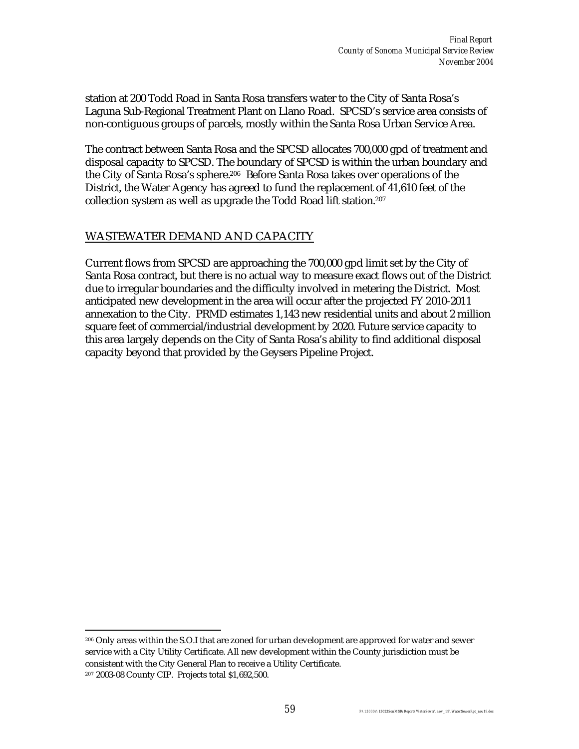station at 200 Todd Road in Santa Rosa transfers water to the City of Santa Rosa's Laguna Sub-Regional Treatment Plant on Llano Road. SPCSD's service area consists of non-contiguous groups of parcels, mostly within the Santa Rosa Urban Service Area.

The contract between Santa Rosa and the SPCSD allocates 700,000 gpd of treatment and disposal capacity to SPCSD. The boundary of SPCSD is within the urban boundary and the City of Santa Rosa's sphere.[206] Before Santa Rosa takes over operations of the District, the Water Agency has agreed to fund the replacement of 41,610 feet of the collection system as well as upgrade the Todd Road lift station.[207]

## WASTEWATER DEMAND AND CAPACITY

Current flows from SPCSD are approaching the 700,000 gpd limit set by the City of Santa Rosa contract, but there is no actual way to measure exact flows out of the District due to irregular boundaries and the difficulty involved in metering the District. Most anticipated new development in the area will occur after the projected FY 2010-2011 annexation to the City. PRMD estimates 1,143 new residential units and about 2 million square feet of commercial/industrial development by 2020. Future service capacity to this area largely depends on the City of Santa Rosa's ability to find additional disposal capacity beyond that provided by the Geysers Pipeline Project.

---

[206] Only areas within the S.O.I that are zoned for urban development are approved for water and sewer service with a City Utility Certificate. All new development within the County jurisdiction must be consistent with the City General Plan to receive a Utility Certificate.

[207] 2003-08 County CIP. Projects total $1,692,500.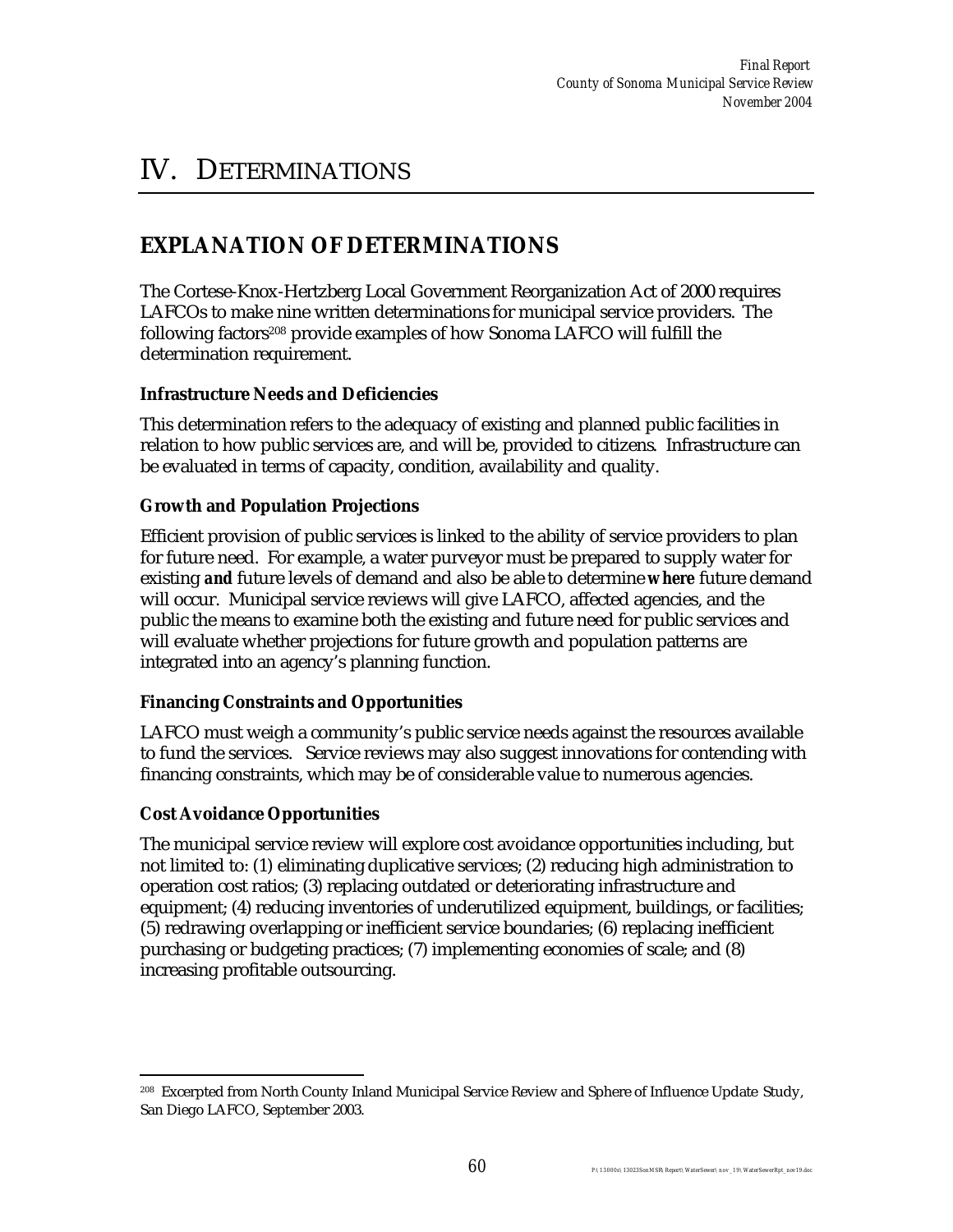# IV. DETERMINATIONS

## EXPLANATION OF DETERMINATIONS

The Cortese-Knox-Hertzberg Local Government Reorganization Act of 2000 requires LAFCOs to make nine written determinations for municipal service providers. The following factors[208] provide examples of how Sonoma LAFCO will fulfill the determination requirement.

### Infrastructure Needs and Deficiencies

This determination refers to the adequacy of existing and planned public facilities in relation to how public services are, and will be, provided to citizens. Infrastructure can be evaluated in terms of capacity, condition, availability and quality.

### Growth and Population Projections

Efficient provision of public services is linked to the ability of service providers to plan for future need. For example, a water purveyor must be prepared to supply water for existing **and** future levels of demand and also be able to determine **where** future demand will occur. Municipal service reviews will give LAFCO, affected agencies, and the public the means to examine both the existing and future need for public services and will evaluate whether projections for future growth and population patterns are integrated into an agency's planning function.

### Financing Constraints and Opportunities

LAFCO must weigh a community's public service needs against the resources available to fund the services. Service reviews may also suggest innovations for contending with financing constraints, which may be of considerable value to numerous agencies.

### Cost Avoidance Opportunities

The municipal service review will explore cost avoidance opportunities including, but not limited to: (1) eliminating duplicative services; (2) reducing high administration to operation cost ratios; (3) replacing outdated or deteriorating infrastructure and equipment; (4) reducing inventories of underutilized equipment, buildings, or facilities; (5) redrawing overlapping or inefficient service boundaries; (6) replacing inefficient purchasing or budgeting practices; (7) implementing economies of scale; and (8) increasing profitable outsourcing.

---

[208] Excerpted from North County Inland Municipal Service Review and Sphere of Influence Update Study, San Diego LAFCO, September 2003.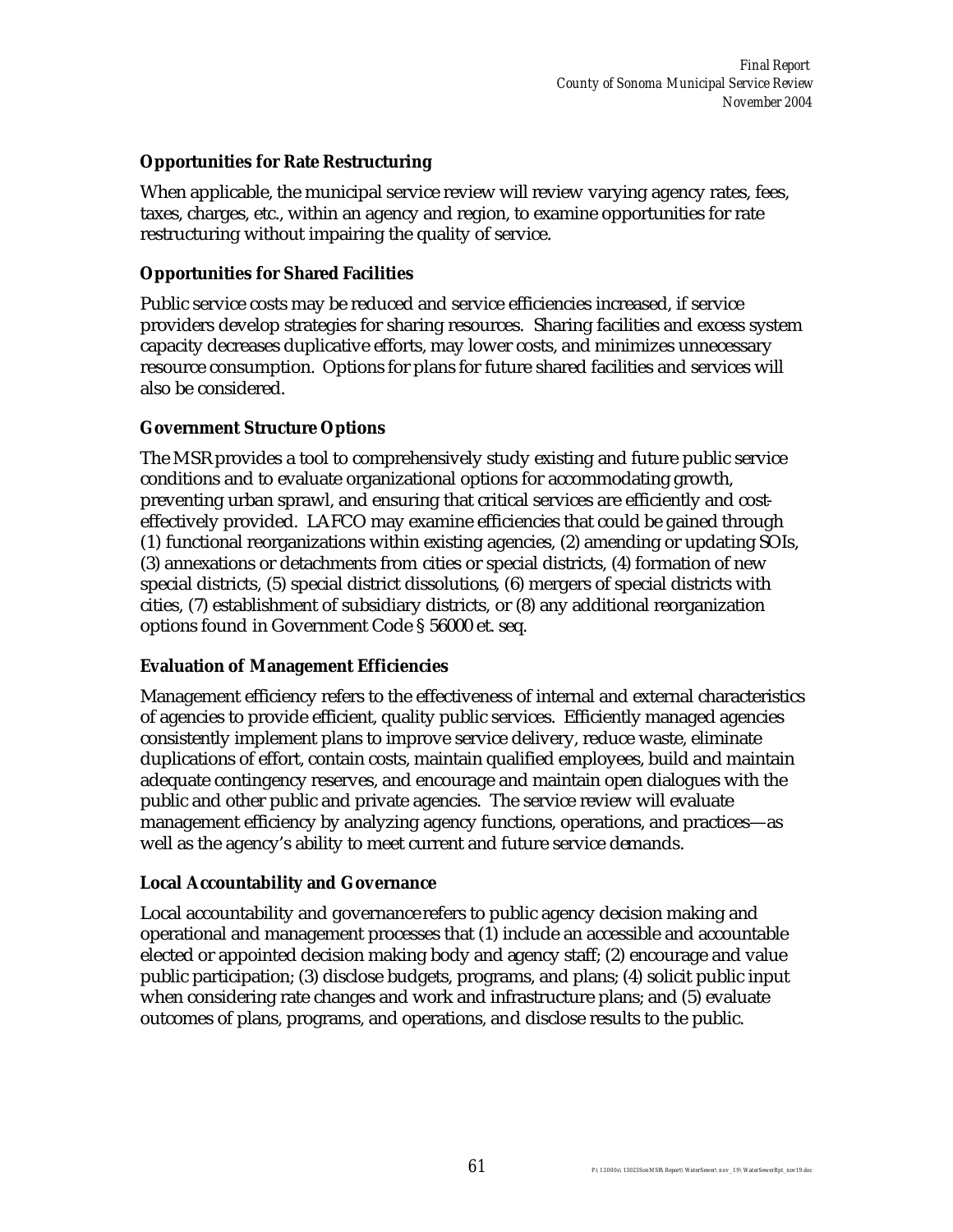### Opportunities for Rate Restructuring

When applicable, the municipal service review will review varying agency rates, fees, taxes, charges, etc., within an agency and region, to examine opportunities for rate restructuring without impairing the quality of service.

### Opportunities for Shared Facilities

Public service costs may be reduced and service efficiencies increased, if service providers develop strategies for sharing resources. Sharing facilities and excess system capacity decreases duplicative efforts, may lower costs, and minimizes unnecessary resource consumption. Options for plans for future shared facilities and services will also be considered.

### Government Structure Options

The MSR provides a tool to comprehensively study existing and future public service conditions and to evaluate organizational options for accommodating growth, preventing urban sprawl, and ensuring that critical services are efficiently and cost-effectively provided. LAFCO may examine efficiencies that could be gained through (1) functional reorganizations within existing agencies, (2) amending or updating SOIs, (3) annexations or detachments from cities or special districts, (4) formation of new special districts, (5) special district dissolutions, (6) mergers of special districts with cities, (7) establishment of subsidiary districts, or (8) any additional reorganization options found in Government Code § 56000 et. seq.

### Evaluation of Management Efficiencies

Management efficiency refers to the effectiveness of internal and external characteristics of agencies to provide efficient, quality public services. Efficiently managed agencies consistently implement plans to improve service delivery, reduce waste, eliminate duplications of effort, contain costs, maintain qualified employees, build and maintain adequate contingency reserves, and encourage and maintain open dialogues with the public and other public and private agencies. The service review will evaluate management efficiency by analyzing agency functions, operations, and practices—as well as the agency's ability to meet current and future service demands.

### Local Accountability and Governance

Local accountability and governance refers to public agency decision making and operational and management processes that (1) include an accessible and accountable elected or appointed decision making body and agency staff; (2) encourage and value public participation; (3) disclose budgets, programs, and plans; (4) solicit public input when considering rate changes and work and infrastructure plans; and (5) evaluate outcomes of plans, programs, and operations, and disclose results to the public.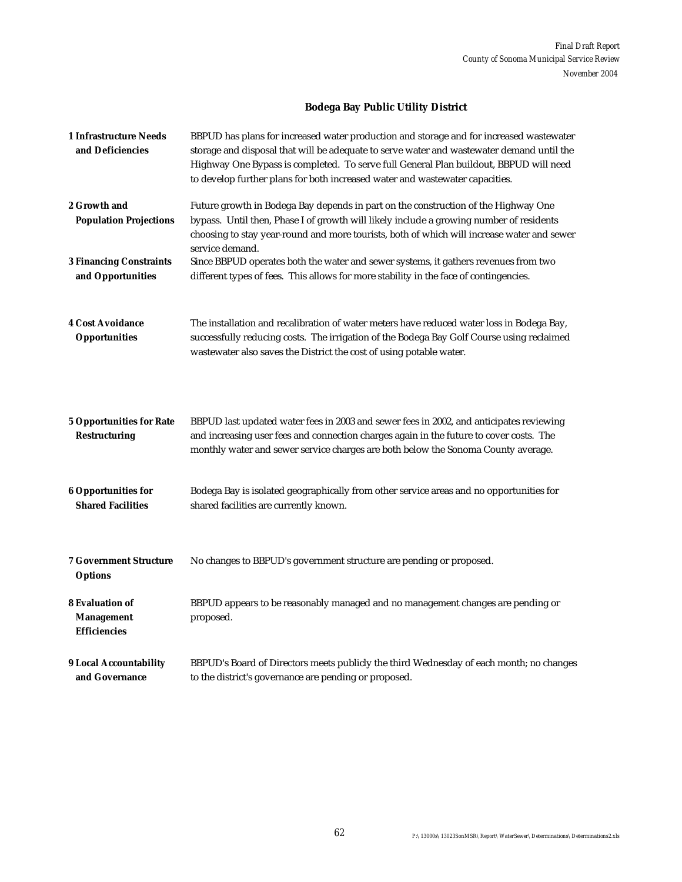## Bodega Bay Public Utility District

| | |
|---|---|
| **1 Infrastructure Needs and Deficiencies** | BBPUD has plans for increased water production and storage and for increased wastewater storage and disposal that will be adequate to serve water and wastewater demand until the Highway One Bypass is completed. To serve full General Plan buildout, BBPUD will need to develop further plans for both increased water and wastewater capacities. |
| **2 Growth and Population Projections** | Future growth in Bodega Bay depends in part on the construction of the Highway One bypass. Until then, Phase I of growth will likely include a growing number of residents choosing to stay year-round and more tourists, both of which will increase water and sewer service demand. |
| **3 Financing Constraints and Opportunities** | Since BBPUD operates both the water and sewer systems, it gathers revenues from two different types of fees. This allows for more stability in the face of contingencies. |
| **4 Cost Avoidance Opportunities** | The installation and recalibration of water meters have reduced water loss in Bodega Bay, successfully reducing costs. The irrigation of the Bodega Bay Golf Course using reclaimed wastewater also saves the District the cost of using potable water. |
| **5 Opportunities for Rate Restructuring** | BBPUD last updated water fees in 2003 and sewer fees in 2002, and anticipates reviewing and increasing user fees and connection charges again in the future to cover costs. The monthly water and sewer service charges are both below the Sonoma County average. |
| **6 Opportunities for Shared Facilities** | Bodega Bay is isolated geographically from other service areas and no opportunities for shared facilities are currently known. |
| **7 Government Structure Options** | No changes to BBPUD's government structure are pending or proposed. |
| **8 Evaluation of Management Efficiencies** | BBPUD appears to be reasonably managed and no management changes are pending or proposed. |
| **9 Local Accountability and Governance** | BBPUD's Board of Directors meets publicly the third Wednesday of each month; no changes to the district's governance are pending or proposed. |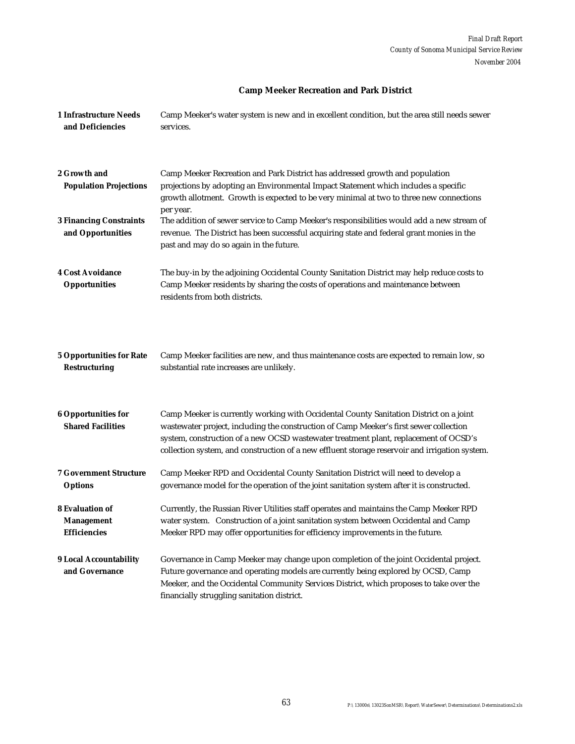## Camp Meeker Recreation and Park District

| | |
|---|---|
| **1 Infrastructure Needs and Deficiencies** | Camp Meeker's water system is new and in excellent condition, but the area still needs sewer services. |
| **2 Growth and Population Projections** | Camp Meeker Recreation and Park District has addressed growth and population projections by adopting an Environmental Impact Statement which includes a specific growth allotment. Growth is expected to be very minimal at two to three new connections per year. |
| **3 Financing Constraints and Opportunities** | The addition of sewer service to Camp Meeker's responsibilities would add a new stream of revenue. The District has been successful acquiring state and federal grant monies in the past and may do so again in the future. |
| **4 Cost Avoidance Opportunities** | The buy-in by the adjoining Occidental County Sanitation District may help reduce costs to Camp Meeker residents by sharing the costs of operations and maintenance between residents from both districts. |
| **5 Opportunities for Rate Restructuring** | Camp Meeker facilities are new, and thus maintenance costs are expected to remain low, so substantial rate increases are unlikely. |
| **6 Opportunities for Shared Facilities** | Camp Meeker is currently working with Occidental County Sanitation District on a joint wastewater project, including the construction of Camp Meeker's first sewer collection system, construction of a new OCSD wastewater treatment plant, replacement of OCSD's collection system, and construction of a new effluent storage reservoir and irrigation system. |
| **7 Government Structure Options** | Camp Meeker RPD and Occidental County Sanitation District will need to develop a governance model for the operation of the joint sanitation system after it is constructed. |
| **8 Evaluation of Management Efficiencies** | Currently, the Russian River Utilities staff operates and maintains the Camp Meeker RPD water system. Construction of a joint sanitation system between Occidental and Camp Meeker RPD may offer opportunities for efficiency improvements in the future. |
| **9 Local Accountability and Governance** | Governance in Camp Meeker may change upon completion of the joint Occidental project. Future governance and operating models are currently being explored by OCSD, Camp Meeker, and the Occidental Community Services District, which proposes to take over the financially struggling sanitation district. |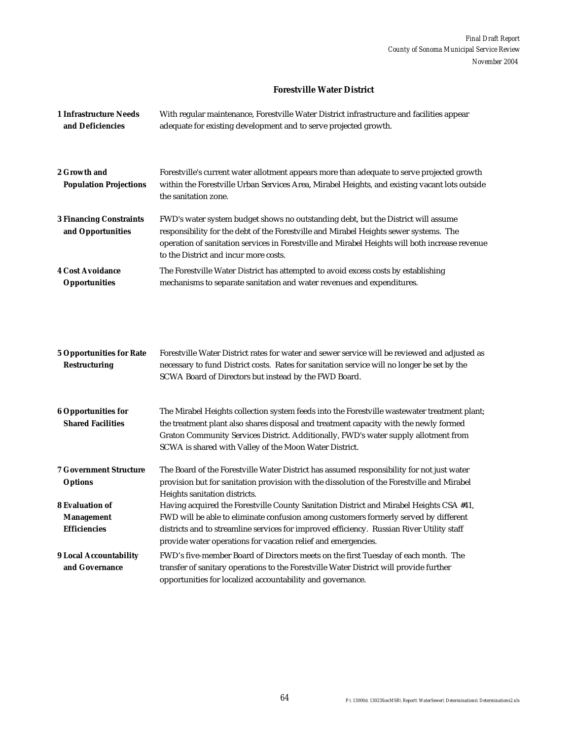## Forestville Water District

| | |
|---|---|
| **1 Infrastructure Needs and Deficiencies** | With regular maintenance, Forestville Water District infrastructure and facilities appear adequate for existing development and to serve projected growth. |
| **2 Growth and Population Projections** | Forestville's current water allotment appears more than adequate to serve projected growth within the Forestville Urban Services Area, Mirabel Heights, and existing vacant lots outside the sanitation zone. |
| **3 Financing Constraints and Opportunities** | FWD's water system budget shows no outstanding debt, but the District will assume responsibility for the debt of the Forestville and Mirabel Heights sewer systems. The operation of sanitation services in Forestville and Mirabel Heights will both increase revenue to the District and incur more costs. |
| **4 Cost Avoidance Opportunities** | The Forestville Water District has attempted to avoid excess costs by establishing mechanisms to separate sanitation and water revenues and expenditures. |
| **5 Opportunities for Rate Restructuring** | Forestville Water District rates for water and sewer service will be reviewed and adjusted as necessary to fund District costs. Rates for sanitation service will no longer be set by the SCWA Board of Directors but instead by the FWD Board. |
| **6 Opportunities for Shared Facilities** | The Mirabel Heights collection system feeds into the Forestville wastewater treatment plant; the treatment plant also shares disposal and treatment capacity with the newly formed Graton Community Services District. Additionally, FWD's water supply allotment from SCWA is shared with Valley of the Moon Water District. |
| **7 Government Structure Options** | The Board of the Forestville Water District has assumed responsibility for not just water provision but for sanitation provision with the dissolution of the Forestville and Mirabel Heights sanitation districts. |
| **8 Evaluation of Management Efficiencies** | Having acquired the Forestville County Sanitation District and Mirabel Heights CSA #41, FWD will be able to eliminate confusion among customers formerly served by different districts and to streamline services for improved efficiency. Russian River Utility staff provide water operations for vacation relief and emergencies. |
| **9 Local Accountability and Governance** | FWD's five-member Board of Directors meets on the first Tuesday of each month. The transfer of sanitary operations to the Forestville Water District will provide further opportunities for localized accountability and governance. |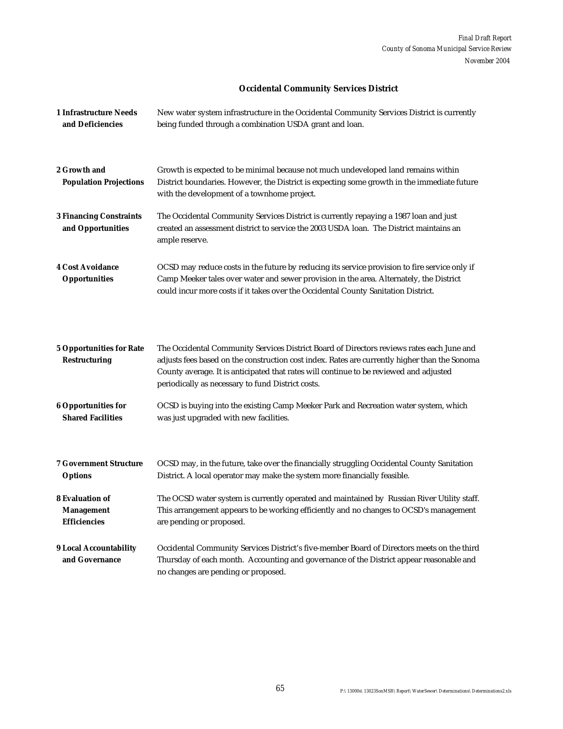## Occidental Community Services District

| | |
|---|---|
| **1 Infrastructure Needs and Deficiencies** | New water system infrastructure in the Occidental Community Services District is currently being funded through a combination USDA grant and loan. |
| **2 Growth and Population Projections** | Growth is expected to be minimal because not much undeveloped land remains within District boundaries. However, the District is expecting some growth in the immediate future with the development of a townhome project. |
| **3 Financing Constraints and Opportunities** | The Occidental Community Services District is currently repaying a 1987 loan and just created an assessment district to service the 2003 USDA loan. The District maintains an ample reserve. |
| **4 Cost Avoidance Opportunities** | OCSD may reduce costs in the future by reducing its service provision to fire service only if Camp Meeker tales over water and sewer provision in the area. Alternately, the District could incur more costs if it takes over the Occidental County Sanitation District. |
| **5 Opportunities for Rate Restructuring** | The Occidental Community Services District Board of Directors reviews rates each June and adjusts fees based on the construction cost index. Rates are currently higher than the Sonoma County average. It is anticipated that rates will continue to be reviewed and adjusted periodically as necessary to fund District costs. |
| **6 Opportunities for Shared Facilities** | OCSD is buying into the existing Camp Meeker Park and Recreation water system, which was just upgraded with new facilities. |
| **7 Government Structure Options** | OCSD may, in the future, take over the financially struggling Occidental County Sanitation District. A local operator may make the system more financially feasible. |
| **8 Evaluation of Management Efficiencies** | The OCSD water system is currently operated and maintained by Russian River Utility staff. This arrangement appears to be working efficiently and no changes to OCSD's management are pending or proposed. |
| **9 Local Accountability and Governance** | Occidental Community Services District's five-member Board of Directors meets on the third Thursday of each month. Accounting and governance of the District appear reasonable and no changes are pending or proposed. |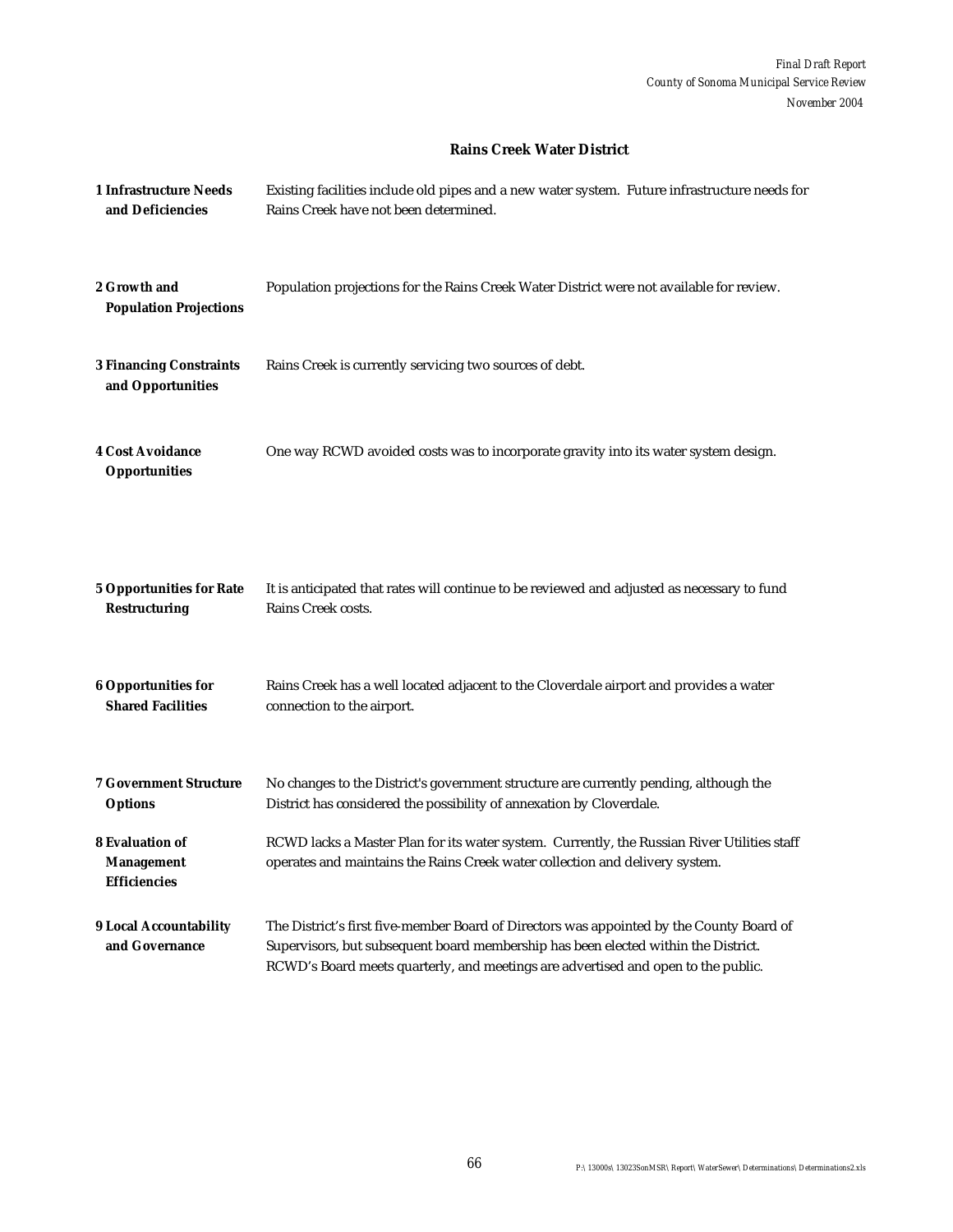## Rains Creek Water District

| | |
|---|---|
| **1 Infrastructure Needs and Deficiencies** | Existing facilities include old pipes and a new water system. Future infrastructure needs for Rains Creek have not been determined. |
| **2 Growth and Population Projections** | Population projections for the Rains Creek Water District were not available for review. |
| **3 Financing Constraints and Opportunities** | Rains Creek is currently servicing two sources of debt. |
| **4 Cost Avoidance Opportunities** | One way RCWD avoided costs was to incorporate gravity into its water system design. |
| **5 Opportunities for Rate Restructuring** | It is anticipated that rates will continue to be reviewed and adjusted as necessary to fund Rains Creek costs. |
| **6 Opportunities for Shared Facilities** | Rains Creek has a well located adjacent to the Cloverdale airport and provides a water connection to the airport. |
| **7 Government Structure Options** | No changes to the District's government structure are currently pending, although the District has considered the possibility of annexation by Cloverdale. |
| **8 Evaluation of Management Efficiencies** | RCWD lacks a Master Plan for its water system. Currently, the Russian River Utilities staff operates and maintains the Rains Creek water collection and delivery system. |
| **9 Local Accountability and Governance** | The District's first five-member Board of Directors was appointed by the County Board of Supervisors, but subsequent board membership has been elected within the District. RCWD's Board meets quarterly, and meetings are advertised and open to the public. |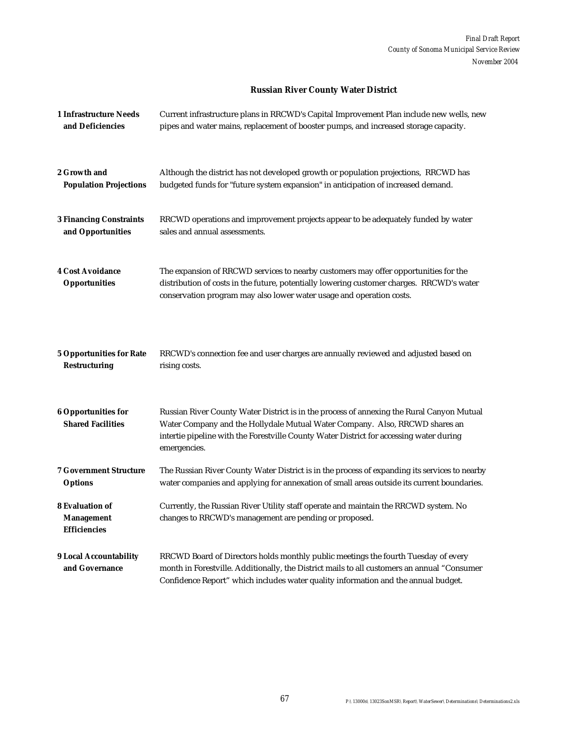## Russian River County Water District

| | |
|---|---|
| **1 Infrastructure Needs and Deficiencies** | Current infrastructure plans in RRCWD's Capital Improvement Plan include new wells, new pipes and water mains, replacement of booster pumps, and increased storage capacity. |
| **2 Growth and Population Projections** | Although the district has not developed growth or population projections, RRCWD has budgeted funds for "future system expansion" in anticipation of increased demand. |
| **3 Financing Constraints and Opportunities** | RRCWD operations and improvement projects appear to be adequately funded by water sales and annual assessments. |
| **4 Cost Avoidance Opportunities** | The expansion of RRCWD services to nearby customers may offer opportunities for the distribution of costs in the future, potentially lowering customer charges. RRCWD's water conservation program may also lower water usage and operation costs. |
| **5 Opportunities for Rate Restructuring** | RRCWD's connection fee and user charges are annually reviewed and adjusted based on rising costs. |
| **6 Opportunities for Shared Facilities** | Russian River County Water District is in the process of annexing the Rural Canyon Mutual Water Company and the Hollydale Mutual Water Company. Also, RRCWD shares an intertie pipeline with the Forestville County Water District for accessing water during emergencies. |
| **7 Government Structure Options** | The Russian River County Water District is in the process of expanding its services to nearby water companies and applying for annexation of small areas outside its current boundaries. |
| **8 Evaluation of Management Efficiencies** | Currently, the Russian River Utility staff operate and maintain the RRCWD system. No changes to RRCWD's management are pending or proposed. |
| **9 Local Accountability and Governance** | RRCWD Board of Directors holds monthly public meetings the fourth Tuesday of every month in Forestville. Additionally, the District mails to all customers an annual "Consumer Confidence Report" which includes water quality information and the annual budget. |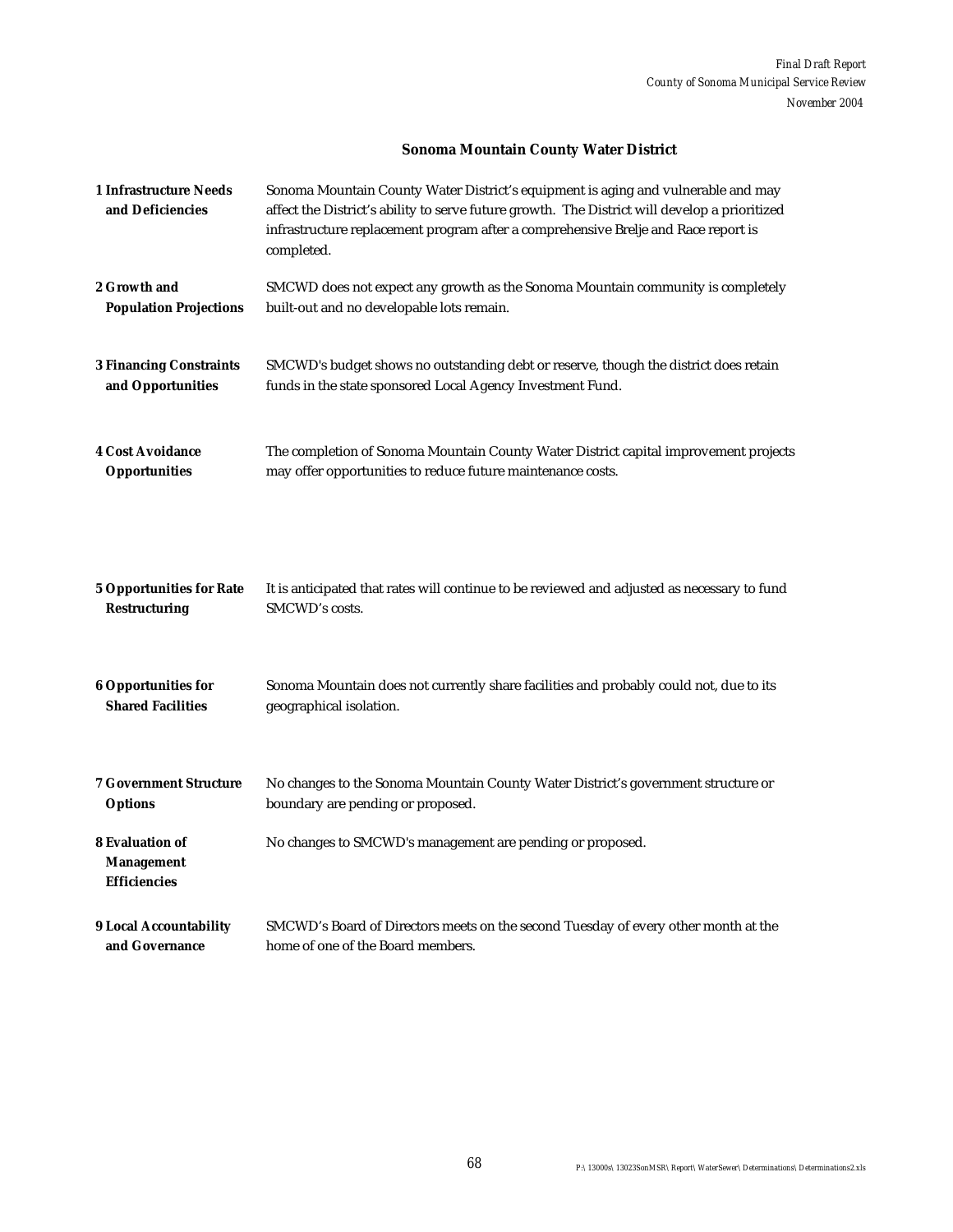## Sonoma Mountain County Water District

| | |
|---|---|
| **1 Infrastructure Needs and Deficiencies** | Sonoma Mountain County Water District's equipment is aging and vulnerable and may affect the District's ability to serve future growth. The District will develop a prioritized infrastructure replacement program after a comprehensive Brelje and Race report is completed. |
| **2 Growth and Population Projections** | SMCWD does not expect any growth as the Sonoma Mountain community is completely built-out and no developable lots remain. |
| **3 Financing Constraints and Opportunities** | SMCWD's budget shows no outstanding debt or reserve, though the district does retain funds in the state sponsored Local Agency Investment Fund. |
| **4 Cost Avoidance Opportunities** | The completion of Sonoma Mountain County Water District capital improvement projects may offer opportunities to reduce future maintenance costs. |
| **5 Opportunities for Rate Restructuring** | It is anticipated that rates will continue to be reviewed and adjusted as necessary to fund SMCWD's costs. |
| **6 Opportunities for Shared Facilities** | Sonoma Mountain does not currently share facilities and probably could not, due to its geographical isolation. |
| **7 Government Structure Options** | No changes to the Sonoma Mountain County Water District's government structure or boundary are pending or proposed. |
| **8 Evaluation of Management Efficiencies** | No changes to SMCWD's management are pending or proposed. |
| **9 Local Accountability and Governance** | SMCWD's Board of Directors meets on the second Tuesday of every other month at the home of one of the Board members. |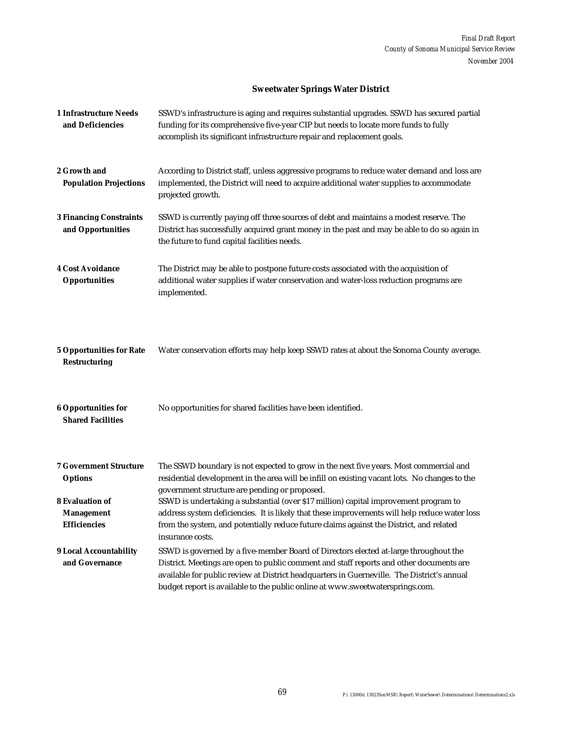## Sweetwater Springs Water District

| | |
|---|---|
| **1 Infrastructure Needs and Deficiencies** | SSWD's infrastructure is aging and requires substantial upgrades. SSWD has secured partial funding for its comprehensive five-year CIP but needs to locate more funds to fully accomplish its significant infrastructure repair and replacement goals. |
| **2 Growth and Population Projections** | According to District staff, unless aggressive programs to reduce water demand and loss are implemented, the District will need to acquire additional water supplies to accommodate projected growth. |
| **3 Financing Constraints and Opportunities** | SSWD is currently paying off three sources of debt and maintains a modest reserve. The District has successfully acquired grant money in the past and may be able to do so again in the future to fund capital facilities needs. |
| **4 Cost Avoidance Opportunities** | The District may be able to postpone future costs associated with the acquisition of additional water supplies if water conservation and water-loss reduction programs are implemented. |
| **5 Opportunities for Rate Restructuring** | Water conservation efforts may help keep SSWD rates at about the Sonoma County average. |
| **6 Opportunities for Shared Facilities** | No opportunities for shared facilities have been identified. |
| **7 Government Structure Options** | The SSWD boundary is not expected to grow in the next five years. Most commercial and residential development in the area will be infill on existing vacant lots. No changes to the government structure are pending or proposed. |
| **8 Evaluation of Management Efficiencies** | SSWD is undertaking a substantial (over $17 million) capital improvement program to address system deficiencies. It is likely that these improvements will help reduce water loss from the system, and potentially reduce future claims against the District, and related insurance costs. |
| **9 Local Accountability and Governance** | SSWD is governed by a five-member Board of Directors elected at-large throughout the District. Meetings are open to public comment and staff reports and other documents are available for public review at District headquarters in Guerneville. The District's annual budget report is available to the public online at www.sweetwatersprings.com. |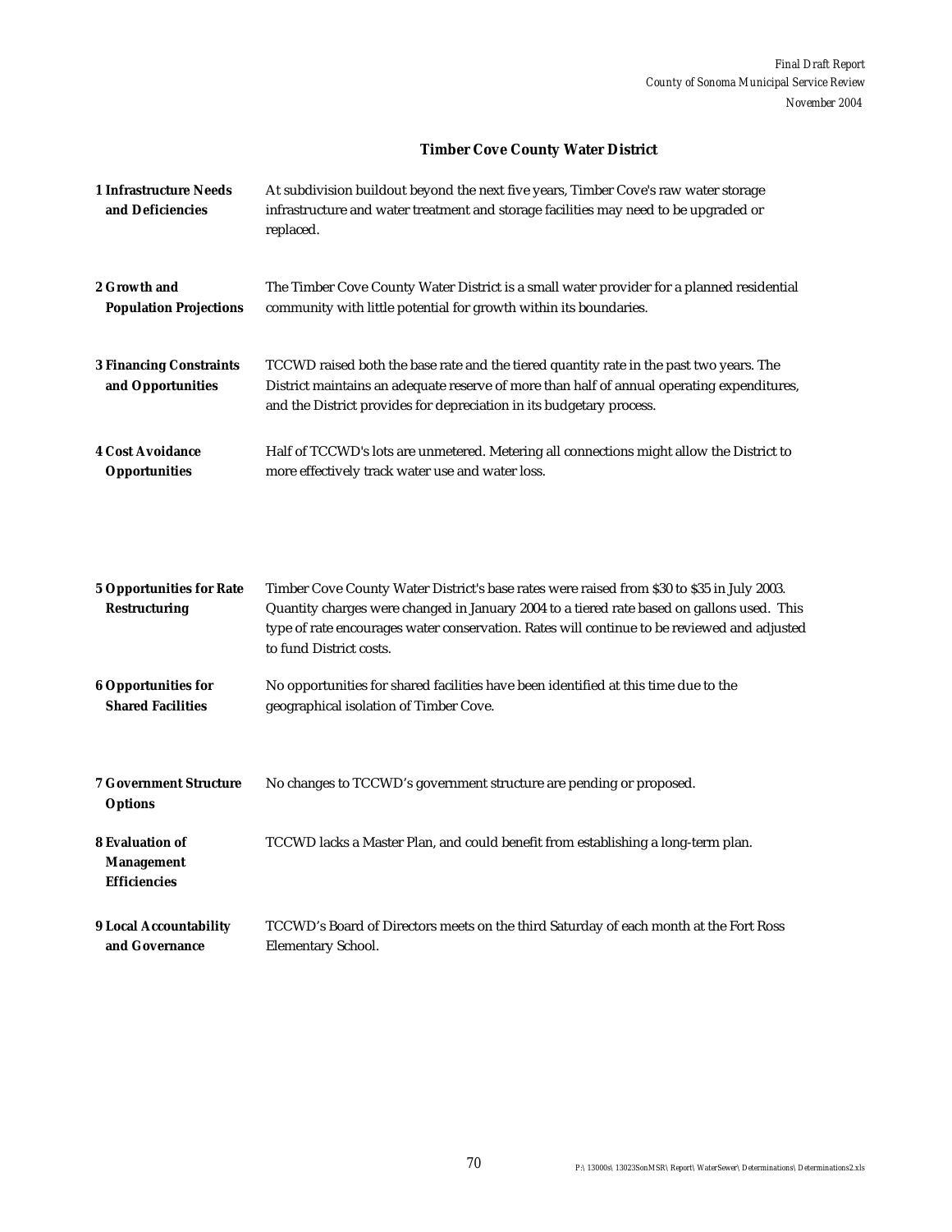## Timber Cove County Water District

| | |
|---|---|
| **1 Infrastructure Needs and Deficiencies** | At subdivision buildout beyond the next five years, Timber Cove's raw water storage infrastructure and water treatment and storage facilities may need to be upgraded or replaced. |
| **2 Growth and Population Projections** | The Timber Cove County Water District is a small water provider for a planned residential community with little potential for growth within its boundaries. |
| **3 Financing Constraints and Opportunities** | TCCWD raised both the base rate and the tiered quantity rate in the past two years. The District maintains an adequate reserve of more than half of annual operating expenditures, and the District provides for depreciation in its budgetary process. |
| **4 Cost Avoidance Opportunities** | Half of TCCWD's lots are unmetered. Metering all connections might allow the District to more effectively track water use and water loss. |
| **5 Opportunities for Rate Restructuring** | Timber Cove County Water District's base rates were raised from $30 to $35 in July 2003. Quantity charges were changed in January 2004 to a tiered rate based on gallons used. This type of rate encourages water conservation. Rates will continue to be reviewed and adjusted to fund District costs. |
| **6 Opportunities for Shared Facilities** | No opportunities for shared facilities have been identified at this time due to the geographical isolation of Timber Cove. |
| **7 Government Structure Options** | No changes to TCCWD's government structure are pending or proposed. |
| **8 Evaluation of Management Efficiencies** | TCCWD lacks a Master Plan, and could benefit from establishing a long-term plan. |
| **9 Local Accountability and Governance** | TCCWD's Board of Directors meets on the third Saturday of each month at the Fort Ross Elementary School. |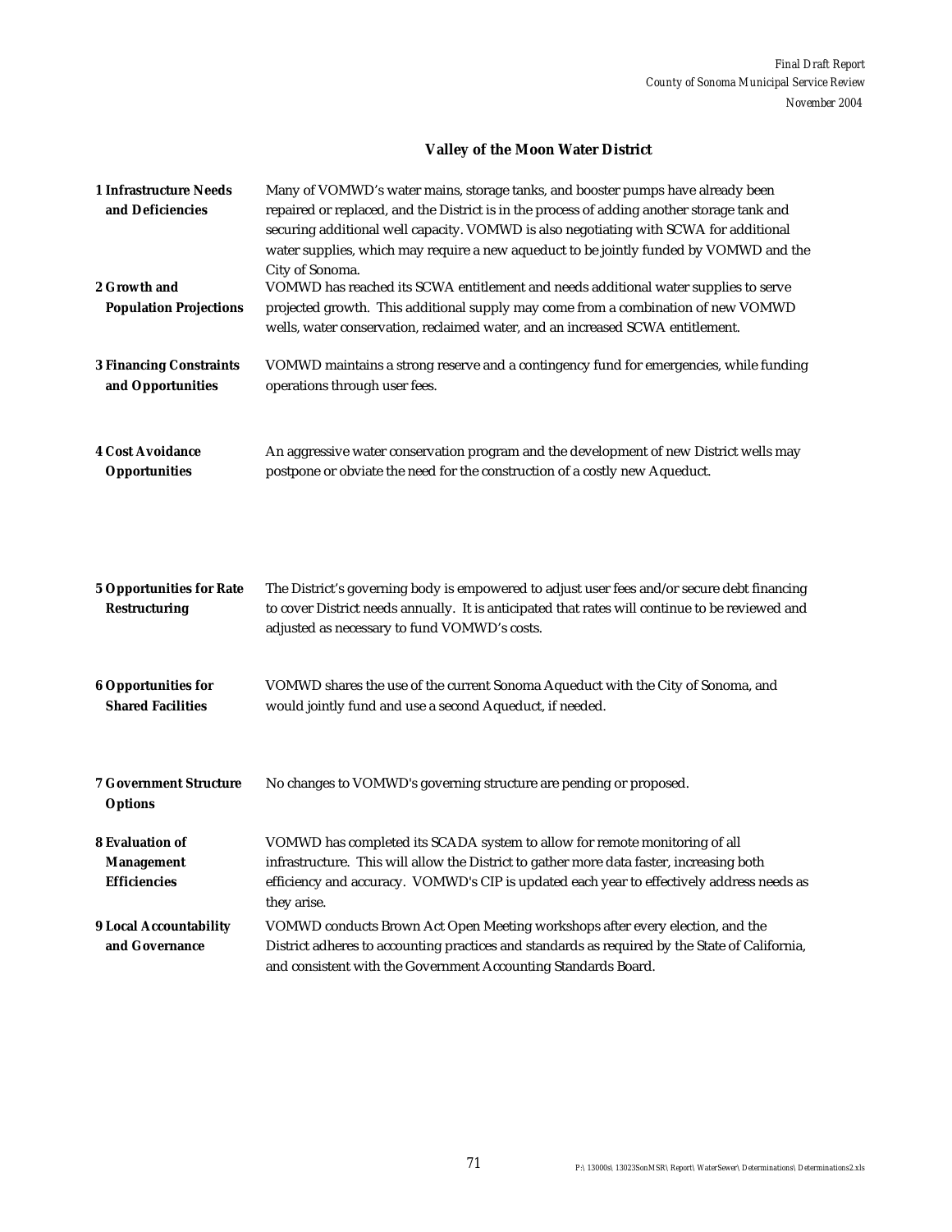## Valley of the Moon Water District

| | |
|---|---|
| **1 Infrastructure Needs and Deficiencies** | Many of VOMWD's water mains, storage tanks, and booster pumps have already been repaired or replaced, and the District is in the process of adding another storage tank and securing additional well capacity. VOMWD is also negotiating with SCWA for additional water supplies, which may require a new aqueduct to be jointly funded by VOMWD and the City of Sonoma. |
| **2 Growth and Population Projections** | VOMWD has reached its SCWA entitlement and needs additional water supplies to serve projected growth. This additional supply may come from a combination of new VOMWD wells, water conservation, reclaimed water, and an increased SCWA entitlement. |
| **3 Financing Constraints and Opportunities** | VOMWD maintains a strong reserve and a contingency fund for emergencies, while funding operations through user fees. |
| **4 Cost Avoidance Opportunities** | An aggressive water conservation program and the development of new District wells may postpone or obviate the need for the construction of a costly new Aqueduct. |
| **5 Opportunities for Rate Restructuring** | The District's governing body is empowered to adjust user fees and/or secure debt financing to cover District needs annually. It is anticipated that rates will continue to be reviewed and adjusted as necessary to fund VOMWD's costs. |
| **6 Opportunities for Shared Facilities** | VOMWD shares the use of the current Sonoma Aqueduct with the City of Sonoma, and would jointly fund and use a second Aqueduct, if needed. |
| **7 Government Structure Options** | No changes to VOMWD's governing structure are pending or proposed. |
| **8 Evaluation of Management Efficiencies** | VOMWD has completed its SCADA system to allow for remote monitoring of all infrastructure. This will allow the District to gather more data faster, increasing both efficiency and accuracy. VOMWD's CIP is updated each year to effectively address needs as they arise. |
| **9 Local Accountability and Governance** | VOMWD conducts Brown Act Open Meeting workshops after every election, and the District adheres to accounting practices and standards as required by the State of California, and consistent with the Government Accounting Standards Board. |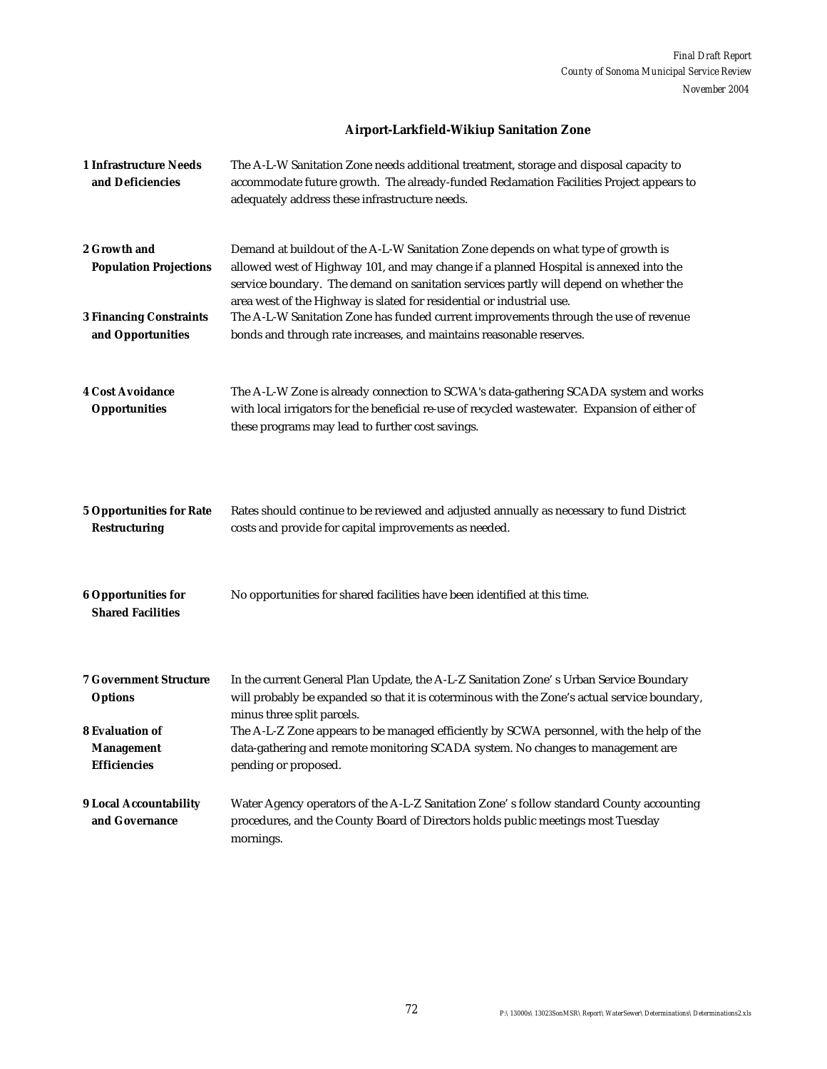## Airport-Larkfield-Wikiup Sanitation Zone

| | |
|---|---|
| **1 Infrastructure Needs and Deficiencies** | The A-L-W Sanitation Zone needs additional treatment, storage and disposal capacity to accommodate future growth. The already-funded Reclamation Facilities Project appears to adequately address these infrastructure needs. |
| **2 Growth and Population Projections** | Demand at buildout of the A-L-W Sanitation Zone depends on what type of growth is allowed west of Highway 101, and may change if a planned Hospital is annexed into the service boundary. The demand on sanitation services partly will depend on whether the area west of the Highway is slated for residential or industrial use. |
| **3 Financing Constraints and Opportunities** | The A-L-W Sanitation Zone has funded current improvements through the use of revenue bonds and through rate increases, and maintains reasonable reserves. |
| **4 Cost Avoidance Opportunities** | The A-L-W Zone is already connection to SCWA's data-gathering SCADA system and works with local irrigators for the beneficial re-use of recycled wastewater. Expansion of either of these programs may lead to further cost savings. |
| **5 Opportunities for Rate Restructuring** | Rates should continue to be reviewed and adjusted annually as necessary to fund District costs and provide for capital improvements as needed. |
| **6 Opportunities for Shared Facilities** | No opportunities for shared facilities have been identified at this time. |
| **7 Government Structure Options** | In the current General Plan Update, the A-L-Z Sanitation Zone's Urban Service Boundary will probably be expanded so that it is coterminous with the Zone's actual service boundary, minus three split parcels. |
| **8 Evaluation of Management Efficiencies** | The A-L-Z Zone appears to be managed efficiently by SCWA personnel, with the help of the data-gathering and remote monitoring SCADA system. No changes to management are pending or proposed. |
| **9 Local Accountability and Governance** | Water Agency operators of the A-L-Z Sanitation Zone's follow standard County accounting procedures, and the County Board of Directors holds public meetings most Tuesday mornings. |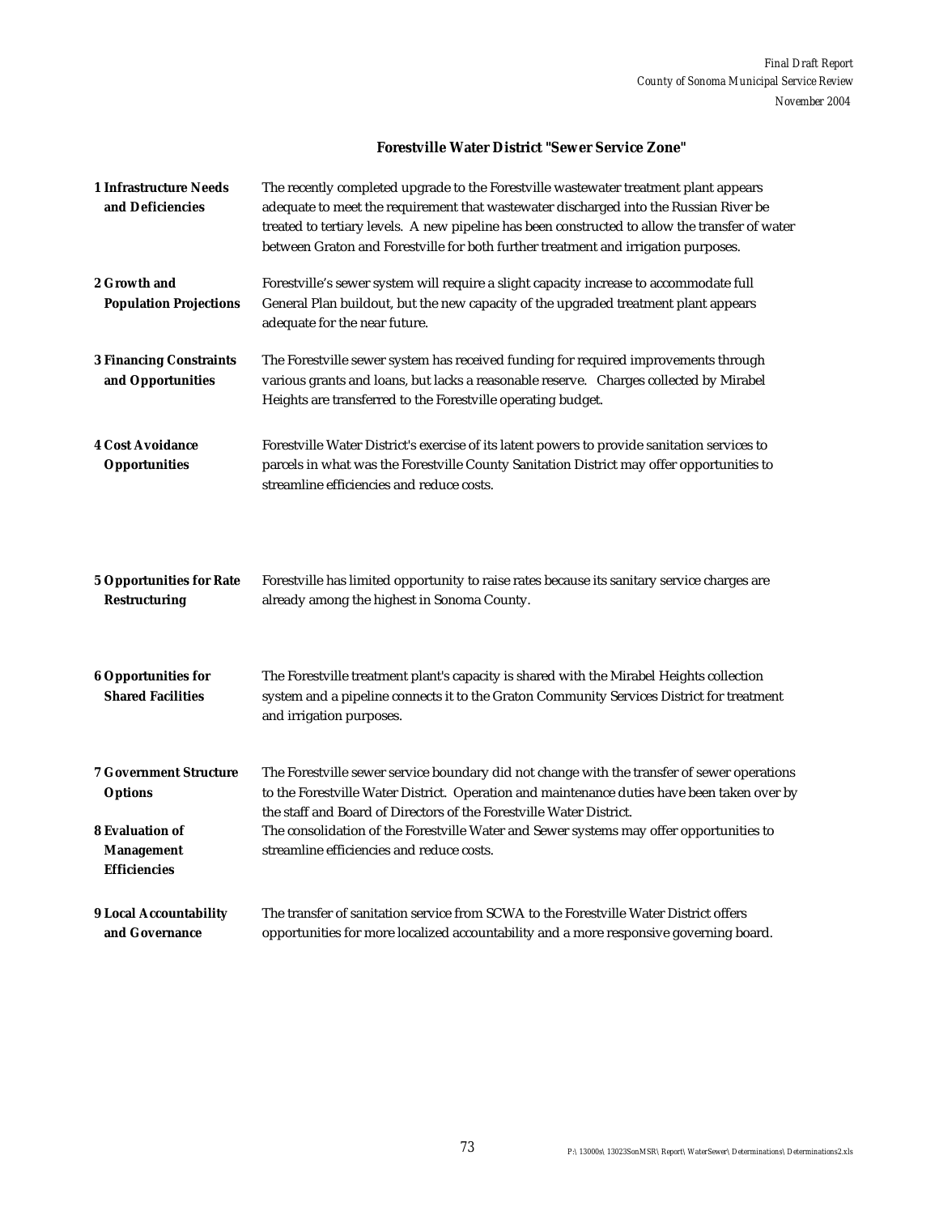## Forestville Water District "Sewer Service Zone"

| | |
|---|---|
| **1 Infrastructure Needs and Deficiencies** | The recently completed upgrade to the Forestville wastewater treatment plant appears adequate to meet the requirement that wastewater discharged into the Russian River be treated to tertiary levels. A new pipeline has been constructed to allow the transfer of water between Graton and Forestville for both further treatment and irrigation purposes. |
| **2 Growth and Population Projections** | Forestville's sewer system will require a slight capacity increase to accommodate full General Plan buildout, but the new capacity of the upgraded treatment plant appears adequate for the near future. |
| **3 Financing Constraints and Opportunities** | The Forestville sewer system has received funding for required improvements through various grants and loans, but lacks a reasonable reserve. Charges collected by Mirabel Heights are transferred to the Forestville operating budget. |
| **4 Cost Avoidance Opportunities** | Forestville Water District's exercise of its latent powers to provide sanitation services to parcels in what was the Forestville County Sanitation District may offer opportunities to streamline efficiencies and reduce costs. |
| **5 Opportunities for Rate Restructuring** | Forestville has limited opportunity to raise rates because its sanitary service charges are already among the highest in Sonoma County. |
| **6 Opportunities for Shared Facilities** | The Forestville treatment plant's capacity is shared with the Mirabel Heights collection system and a pipeline connects it to the Graton Community Services District for treatment and irrigation purposes. |
| **7 Government Structure Options** | The Forestville sewer service boundary did not change with the transfer of sewer operations to the Forestville Water District. Operation and maintenance duties have been taken over by the staff and Board of Directors of the Forestville Water District. |
| **8 Evaluation of Management Efficiencies** | The consolidation of the Forestville Water and Sewer systems may offer opportunities to streamline efficiencies and reduce costs. |
| **9 Local Accountability and Governance** | The transfer of sanitation service from SCWA to the Forestville Water District offers opportunities for more localized accountability and a more responsive governing board. |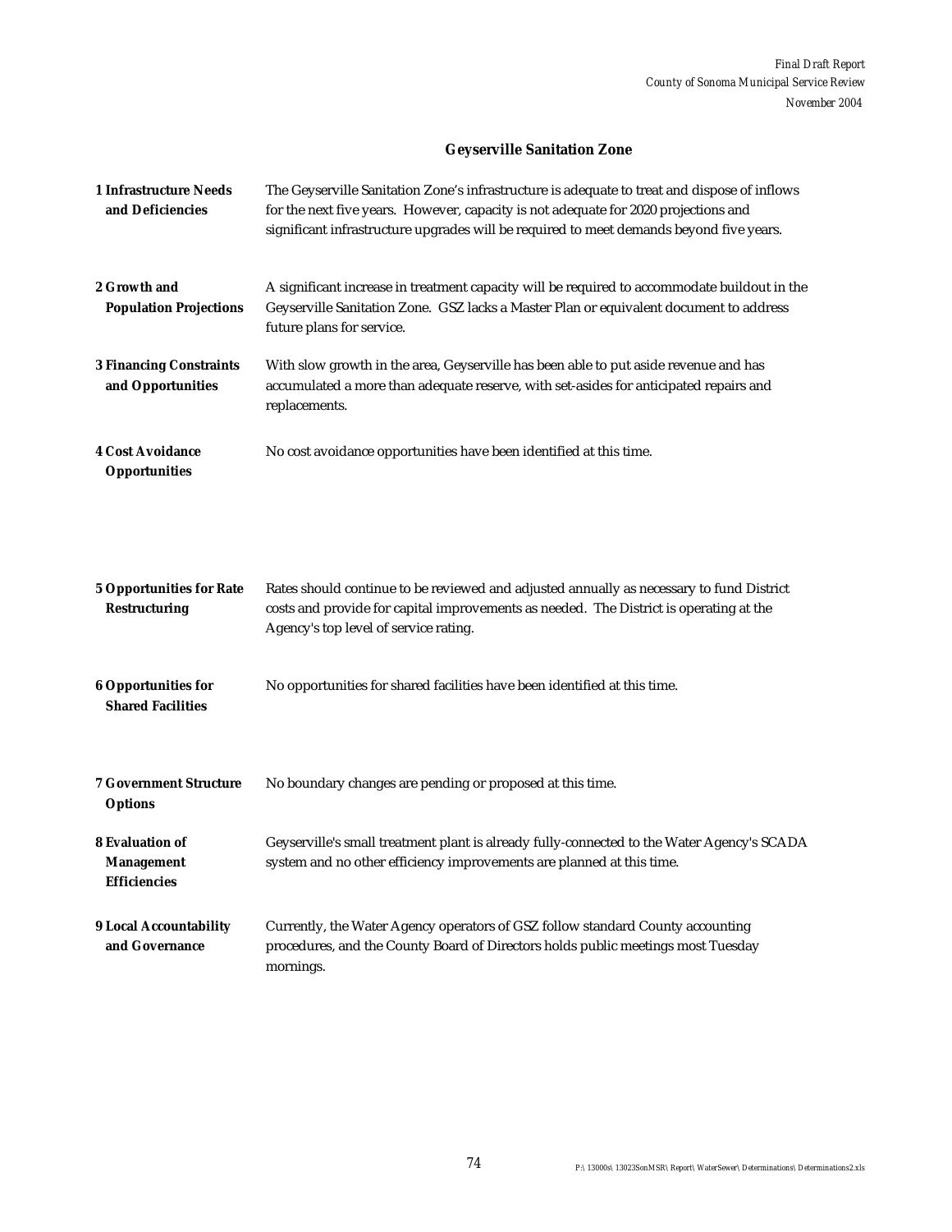## Geyserville Sanitation Zone

| | |
|---|---|
| **1 Infrastructure Needs and Deficiencies** | The Geyserville Sanitation Zone's infrastructure is adequate to treat and dispose of inflows for the next five years. However, capacity is not adequate for 2020 projections and significant infrastructure upgrades will be required to meet demands beyond five years. |
| **2 Growth and Population Projections** | A significant increase in treatment capacity will be required to accommodate buildout in the Geyserville Sanitation Zone. GSZ lacks a Master Plan or equivalent document to address future plans for service. |
| **3 Financing Constraints and Opportunities** | With slow growth in the area, Geyserville has been able to put aside revenue and has accumulated a more than adequate reserve, with set-asides for anticipated repairs and replacements. |
| **4 Cost Avoidance Opportunities** | No cost avoidance opportunities have been identified at this time. |
| **5 Opportunities for Rate Restructuring** | Rates should continue to be reviewed and adjusted annually as necessary to fund District costs and provide for capital improvements as needed. The District is operating at the Agency's top level of service rating. |
| **6 Opportunities for Shared Facilities** | No opportunities for shared facilities have been identified at this time. |
| **7 Government Structure Options** | No boundary changes are pending or proposed at this time. |
| **8 Evaluation of Management Efficiencies** | Geyserville's small treatment plant is already fully-connected to the Water Agency's SCADA system and no other efficiency improvements are planned at this time. |
| **9 Local Accountability and Governance** | Currently, the Water Agency operators of GSZ follow standard County accounting procedures, and the County Board of Directors holds public meetings most Tuesday mornings. |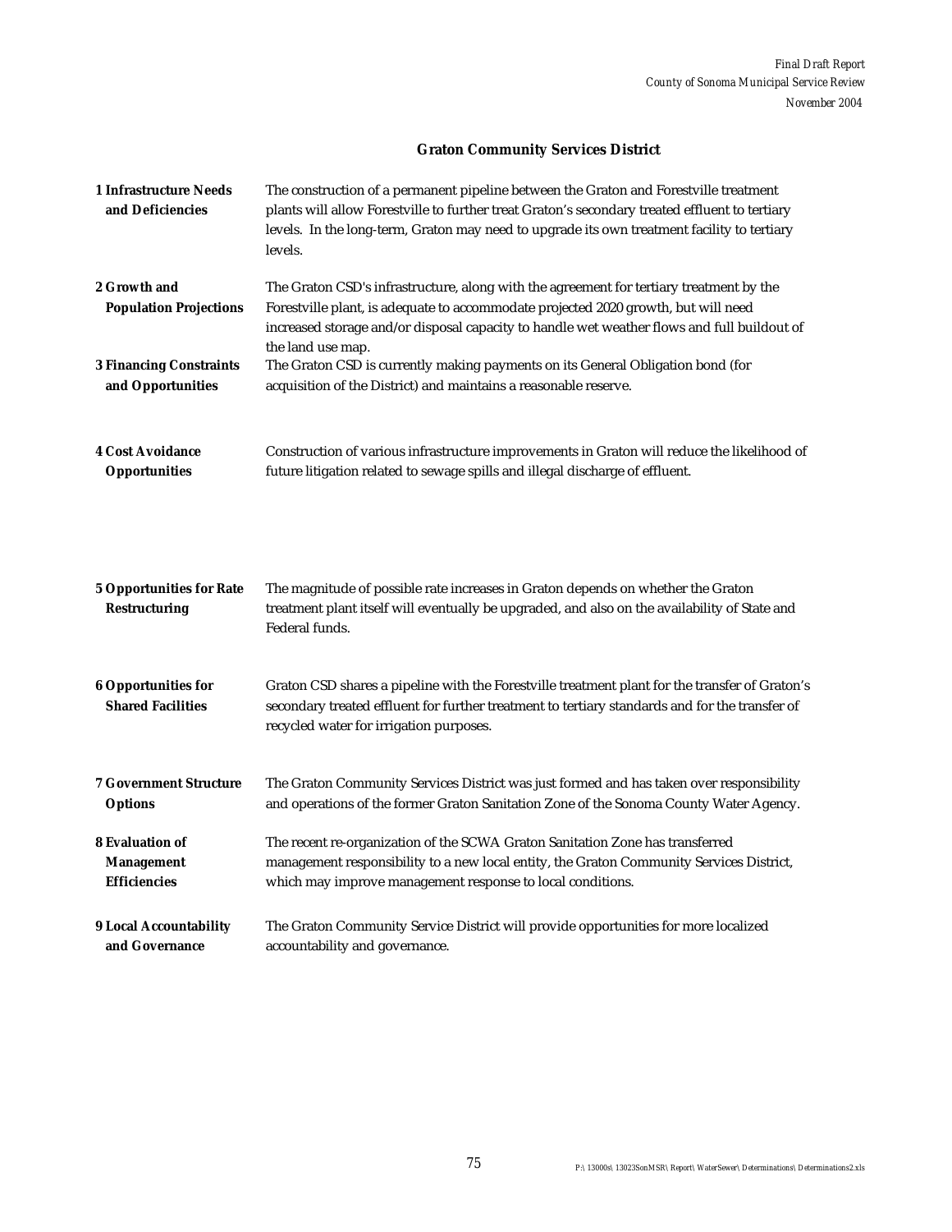## Graton Community Services District

| | |
|---|---|
| **1 Infrastructure Needs and Deficiencies** | The construction of a permanent pipeline between the Graton and Forestville treatment plants will allow Forestville to further treat Graton's secondary treated effluent to tertiary levels. In the long-term, Graton may need to upgrade its own treatment facility to tertiary levels. |
| **2 Growth and Population Projections** | The Graton CSD's infrastructure, along with the agreement for tertiary treatment by the Forestville plant, is adequate to accommodate projected 2020 growth, but will need increased storage and/or disposal capacity to handle wet weather flows and full buildout of the land use map. |
| **3 Financing Constraints and Opportunities** | The Graton CSD is currently making payments on its General Obligation bond (for acquisition of the District) and maintains a reasonable reserve. |
| **4 Cost Avoidance Opportunities** | Construction of various infrastructure improvements in Graton will reduce the likelihood of future litigation related to sewage spills and illegal discharge of effluent. |
| **5 Opportunities for Rate Restructuring** | The magnitude of possible rate increases in Graton depends on whether the Graton treatment plant itself will eventually be upgraded, and also on the availability of State and Federal funds. |
| **6 Opportunities for Shared Facilities** | Graton CSD shares a pipeline with the Forestville treatment plant for the transfer of Graton's secondary treated effluent for further treatment to tertiary standards and for the transfer of recycled water for irrigation purposes. |
| **7 Government Structure Options** | The Graton Community Services District was just formed and has taken over responsibility and operations of the former Graton Sanitation Zone of the Sonoma County Water Agency. |
| **8 Evaluation of Management Efficiencies** | The recent re-organization of the SCWA Graton Sanitation Zone has transferred management responsibility to a new local entity, the Graton Community Services District, which may improve management response to local conditions. |
| **9 Local Accountability and Governance** | The Graton Community Service District will provide opportunities for more localized accountability and governance. |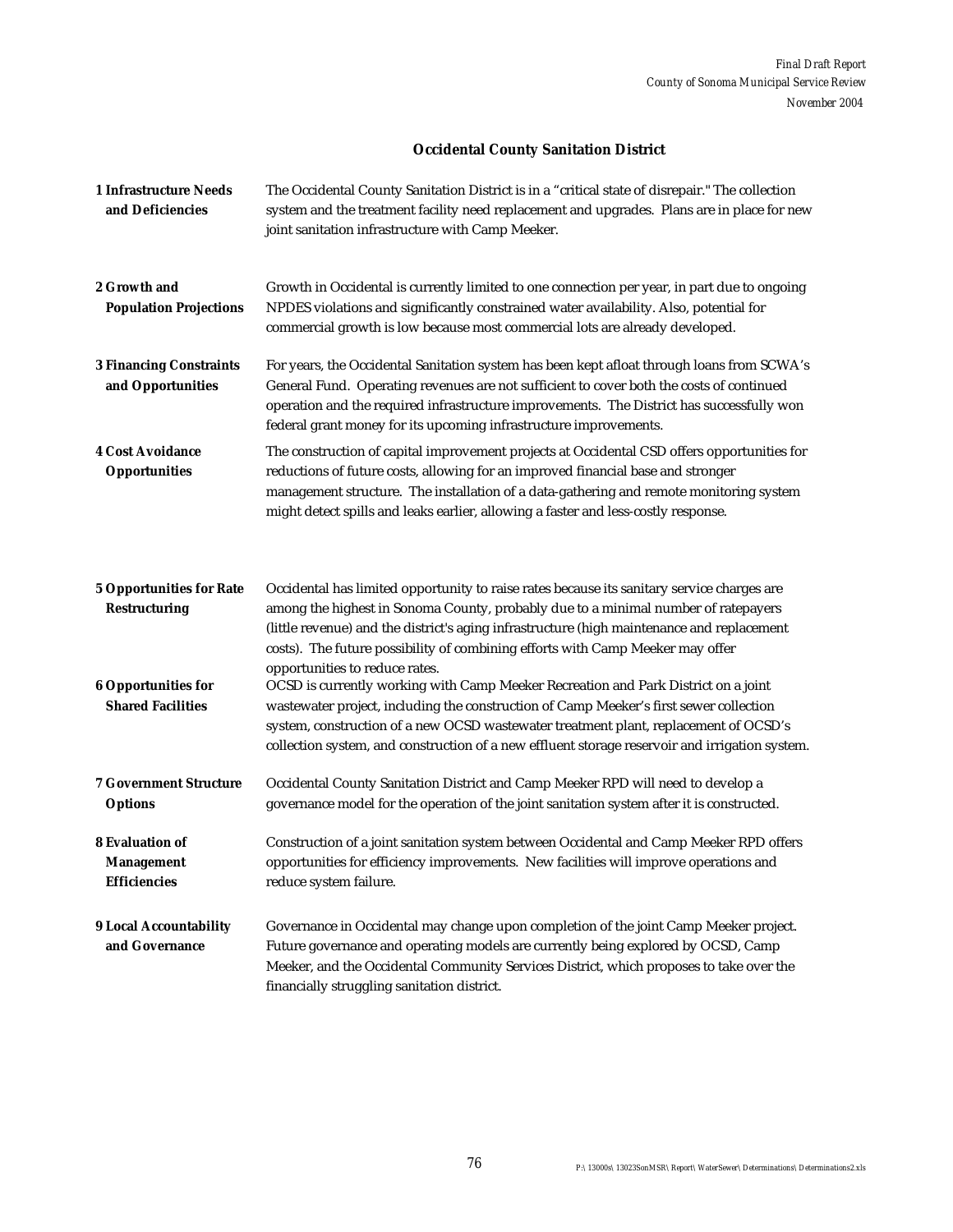## Occidental County Sanitation District

| | |
|---|---|
| **1 Infrastructure Needs and Deficiencies** | The Occidental County Sanitation District is in a "critical state of disrepair." The collection system and the treatment facility need replacement and upgrades. Plans are in place for new joint sanitation infrastructure with Camp Meeker. |
| **2 Growth and Population Projections** | Growth in Occidental is currently limited to one connection per year, in part due to ongoing NPDES violations and significantly constrained water availability. Also, potential for commercial growth is low because most commercial lots are already developed. |
| **3 Financing Constraints and Opportunities** | For years, the Occidental Sanitation system has been kept afloat through loans from SCWA's General Fund. Operating revenues are not sufficient to cover both the costs of continued operation and the required infrastructure improvements. The District has successfully won federal grant money for its upcoming infrastructure improvements. |
| **4 Cost Avoidance Opportunities** | The construction of capital improvement projects at Occidental CSD offers opportunities for reductions of future costs, allowing for an improved financial base and stronger management structure. The installation of a data-gathering and remote monitoring system might detect spills and leaks earlier, allowing a faster and less-costly response. |
| **5 Opportunities for Rate Restructuring** | Occidental has limited opportunity to raise rates because its sanitary service charges are among the highest in Sonoma County, probably due to a minimal number of ratepayers (little revenue) and the district's aging infrastructure (high maintenance and replacement costs). The future possibility of combining efforts with Camp Meeker may offer opportunities to reduce rates. |
| **6 Opportunities for Shared Facilities** | OCSD is currently working with Camp Meeker Recreation and Park District on a joint wastewater project, including the construction of Camp Meeker's first sewer collection system, construction of a new OCSD wastewater treatment plant, replacement of OCSD's collection system, and construction of a new effluent storage reservoir and irrigation system. |
| **7 Government Structure Options** | Occidental County Sanitation District and Camp Meeker RPD will need to develop a governance model for the operation of the joint sanitation system after it is constructed. |
| **8 Evaluation of Management Efficiencies** | Construction of a joint sanitation system between Occidental and Camp Meeker RPD offers opportunities for efficiency improvements. New facilities will improve operations and reduce system failure. |
| **9 Local Accountability and Governance** | Governance in Occidental may change upon completion of the joint Camp Meeker project. Future governance and operating models are currently being explored by OCSD, Camp Meeker, and the Occidental Community Services District, which proposes to take over the financially struggling sanitation district. |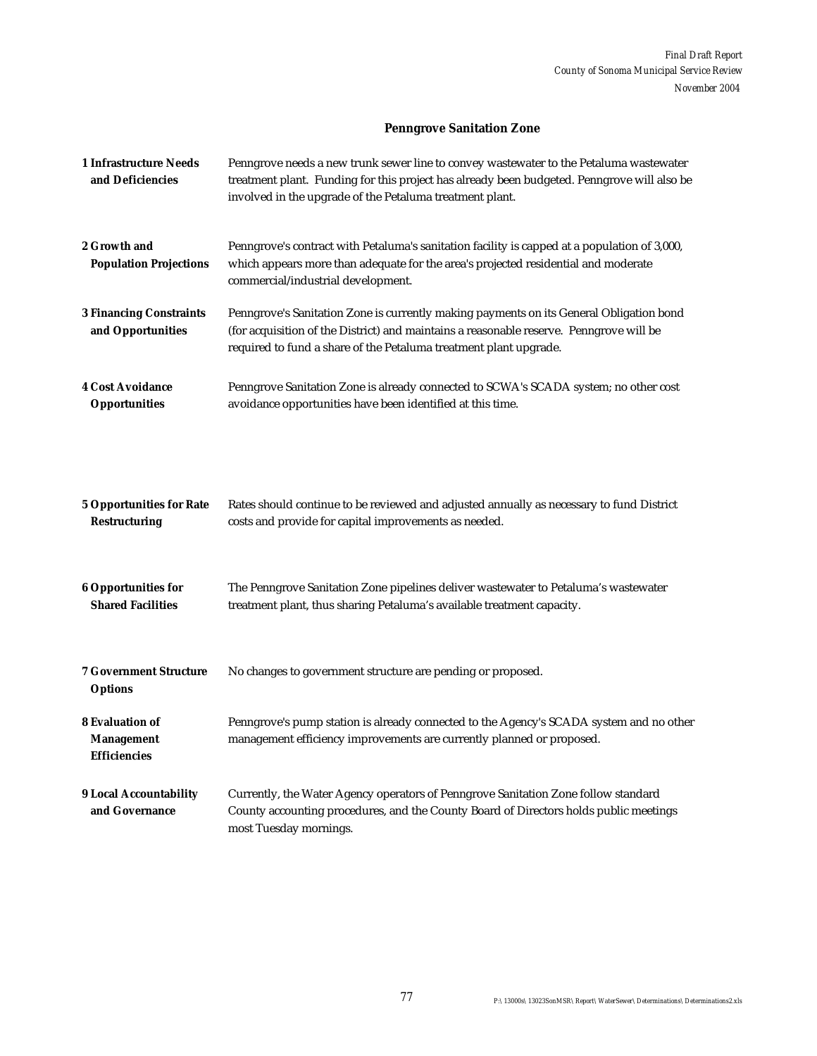## Penngrove Sanitation Zone

| | |
|---|---|
| **1 Infrastructure Needs and Deficiencies** | Penngrove needs a new trunk sewer line to convey wastewater to the Petaluma wastewater treatment plant. Funding for this project has already been budgeted. Penngrove will also be involved in the upgrade of the Petaluma treatment plant. |
| **2 Growth and Population Projections** | Penngrove's contract with Petaluma's sanitation facility is capped at a population of 3,000, which appears more than adequate for the area's projected residential and moderate commercial/industrial development. |
| **3 Financing Constraints and Opportunities** | Penngrove's Sanitation Zone is currently making payments on its General Obligation bond (for acquisition of the District) and maintains a reasonable reserve. Penngrove will be required to fund a share of the Petaluma treatment plant upgrade. |
| **4 Cost Avoidance Opportunities** | Penngrove Sanitation Zone is already connected to SCWA's SCADA system; no other cost avoidance opportunities have been identified at this time. |
| **5 Opportunities for Rate Restructuring** | Rates should continue to be reviewed and adjusted annually as necessary to fund District costs and provide for capital improvements as needed. |
| **6 Opportunities for Shared Facilities** | The Penngrove Sanitation Zone pipelines deliver wastewater to Petaluma's wastewater treatment plant, thus sharing Petaluma's available treatment capacity. |
| **7 Government Structure Options** | No changes to government structure are pending or proposed. |
| **8 Evaluation of Management Efficiencies** | Penngrove's pump station is already connected to the Agency's SCADA system and no other management efficiency improvements are currently planned or proposed. |
| **9 Local Accountability and Governance** | Currently, the Water Agency operators of Penngrove Sanitation Zone follow standard County accounting procedures, and the County Board of Directors holds public meetings most Tuesday mornings. |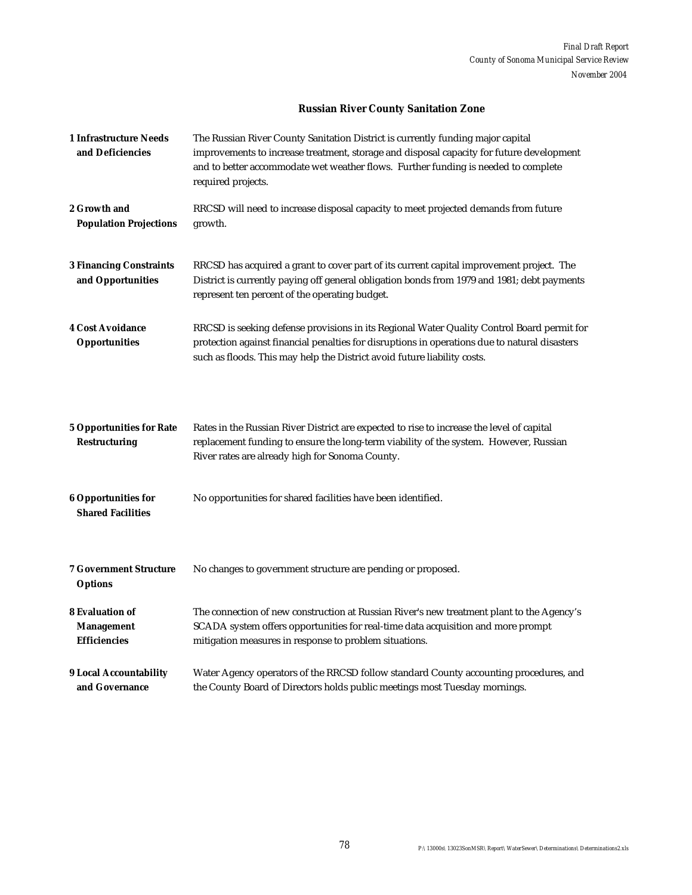## Russian River County Sanitation Zone

| | |
|---|---|
| **1 Infrastructure Needs and Deficiencies** | The Russian River County Sanitation District is currently funding major capital improvements to increase treatment, storage and disposal capacity for future development and to better accommodate wet weather flows. Further funding is needed to complete required projects. |
| **2 Growth and Population Projections** | RRCSD will need to increase disposal capacity to meet projected demands from future growth. |
| **3 Financing Constraints and Opportunities** | RRCSD has acquired a grant to cover part of its current capital improvement project. The District is currently paying off general obligation bonds from 1979 and 1981; debt payments represent ten percent of the operating budget. |
| **4 Cost Avoidance Opportunities** | RRCSD is seeking defense provisions in its Regional Water Quality Control Board permit for protection against financial penalties for disruptions in operations due to natural disasters such as floods. This may help the District avoid future liability costs. |
| **5 Opportunities for Rate Restructuring** | Rates in the Russian River District are expected to rise to increase the level of capital replacement funding to ensure the long-term viability of the system. However, Russian River rates are already high for Sonoma County. |
| **6 Opportunities for Shared Facilities** | No opportunities for shared facilities have been identified. |
| **7 Government Structure Options** | No changes to government structure are pending or proposed. |
| **8 Evaluation of Management Efficiencies** | The connection of new construction at Russian River's new treatment plant to the Agency's SCADA system offers opportunities for real-time data acquisition and more prompt mitigation measures in response to problem situations. |
| **9 Local Accountability and Governance** | Water Agency operators of the RRCSD follow standard County accounting procedures, and the County Board of Directors holds public meetings most Tuesday mornings. |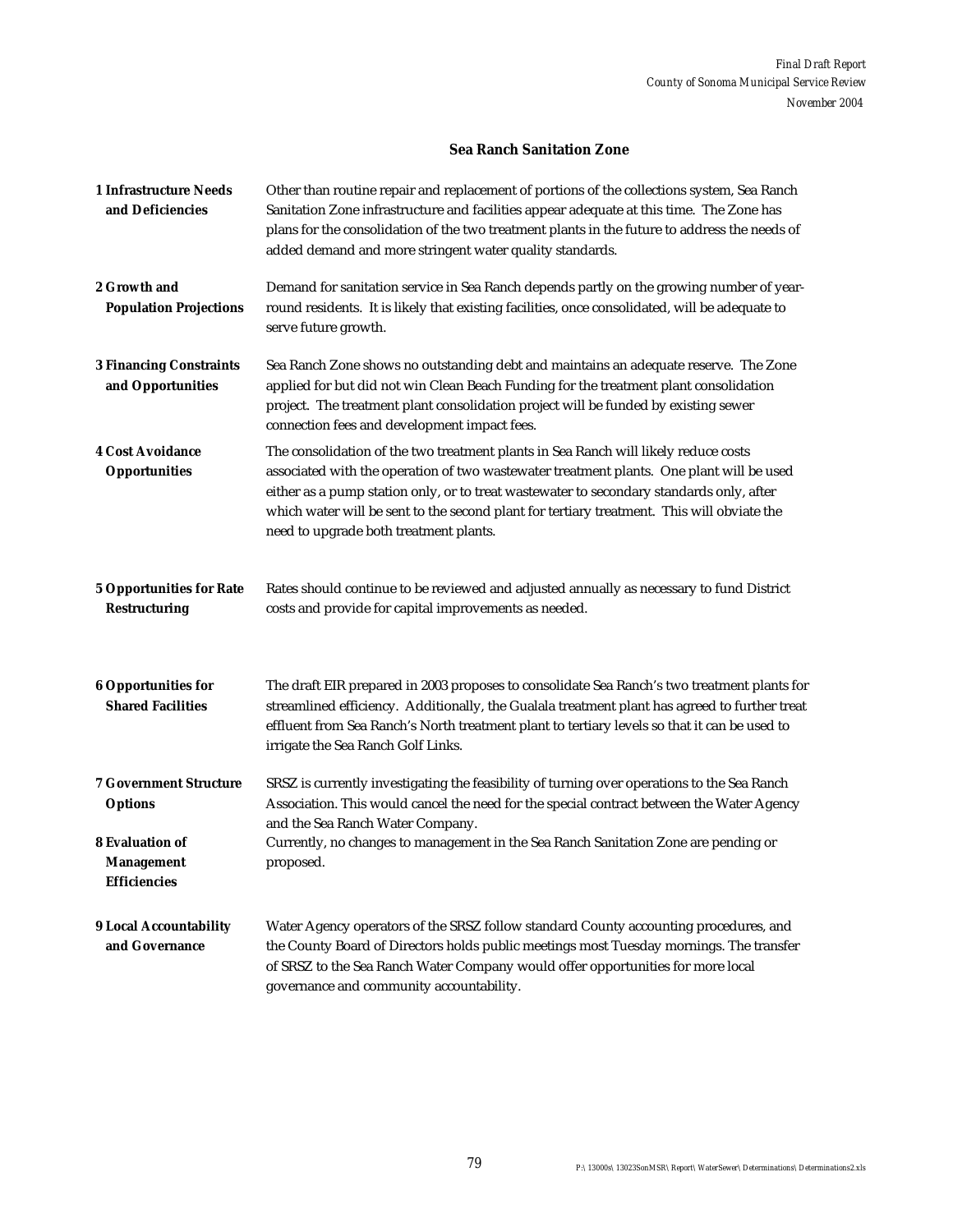## Sea Ranch Sanitation Zone

| | |
|---|---|
| **1 Infrastructure Needs and Deficiencies** | Other than routine repair and replacement of portions of the collections system, Sea Ranch Sanitation Zone infrastructure and facilities appear adequate at this time. The Zone has plans for the consolidation of the two treatment plants in the future to address the needs of added demand and more stringent water quality standards. |
| **2 Growth and Population Projections** | Demand for sanitation service in Sea Ranch depends partly on the growing number of year-round residents. It is likely that existing facilities, once consolidated, will be adequate to serve future growth. |
| **3 Financing Constraints and Opportunities** | Sea Ranch Zone shows no outstanding debt and maintains an adequate reserve. The Zone applied for but did not win Clean Beach Funding for the treatment plant consolidation project. The treatment plant consolidation project will be funded by existing sewer connection fees and development impact fees. |
| **4 Cost Avoidance Opportunities** | The consolidation of the two treatment plants in Sea Ranch will likely reduce costs associated with the operation of two wastewater treatment plants. One plant will be used either as a pump station only, or to treat wastewater to secondary standards only, after which water will be sent to the second plant for tertiary treatment. This will obviate the need to upgrade both treatment plants. |
| **5 Opportunities for Rate Restructuring** | Rates should continue to be reviewed and adjusted annually as necessary to fund District costs and provide for capital improvements as needed. |
| **6 Opportunities for Shared Facilities** | The draft EIR prepared in 2003 proposes to consolidate Sea Ranch's two treatment plants for streamlined efficiency. Additionally, the Gualala treatment plant has agreed to further treat effluent from Sea Ranch's North treatment plant to tertiary levels so that it can be used to irrigate the Sea Ranch Golf Links. |
| **7 Government Structure Options** | SRSZ is currently investigating the feasibility of turning over operations to the Sea Ranch Association. This would cancel the need for the special contract between the Water Agency and the Sea Ranch Water Company. |
| **8 Evaluation of Management Efficiencies** | Currently, no changes to management in the Sea Ranch Sanitation Zone are pending or proposed. |
| **9 Local Accountability and Governance** | Water Agency operators of the SRSZ follow standard County accounting procedures, and the County Board of Directors holds public meetings most Tuesday mornings. The transfer of SRSZ to the Sea Ranch Water Company would offer opportunities for more local governance and community accountability. |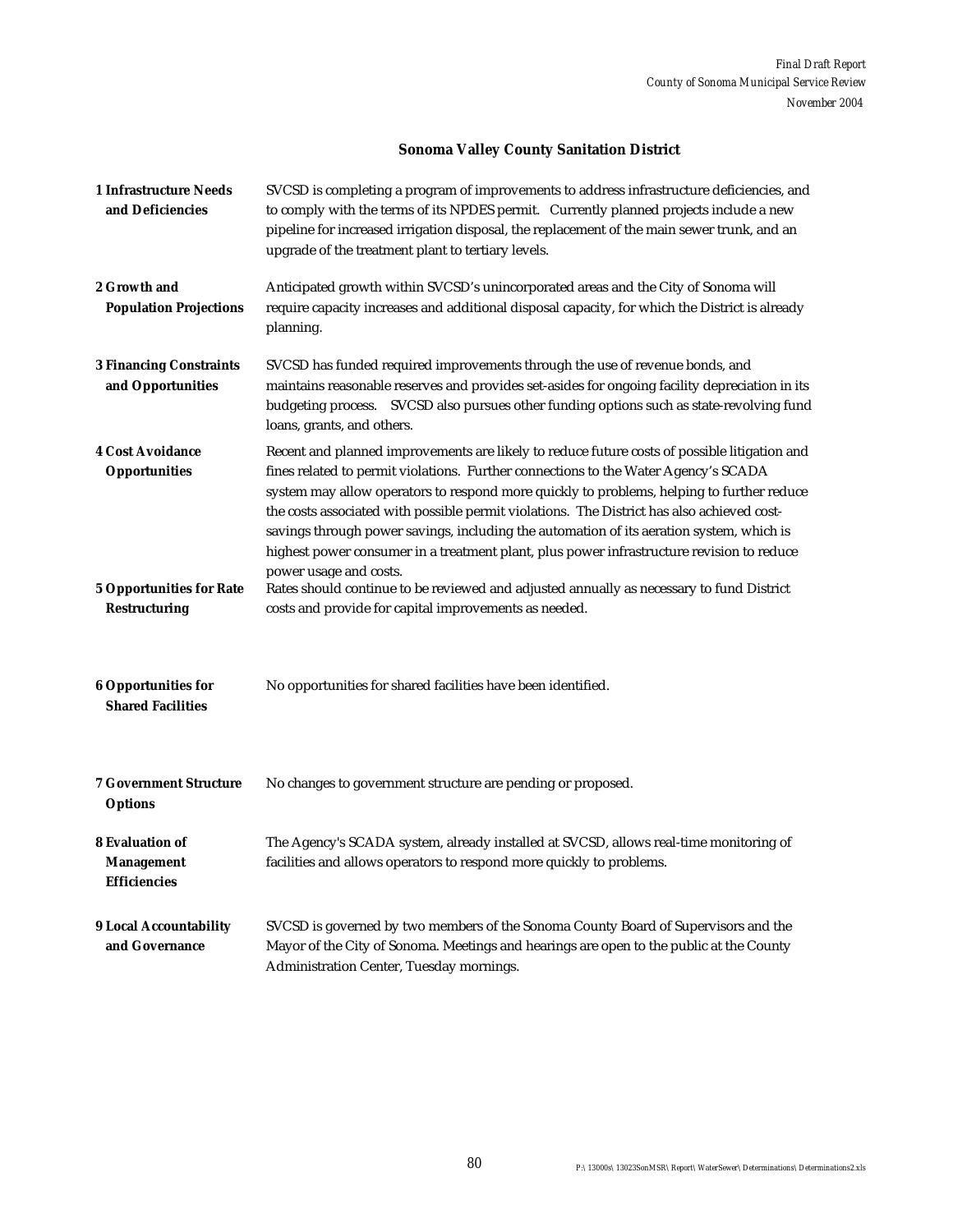## Sonoma Valley County Sanitation District

| | |
|---|---|
| **1 Infrastructure Needs and Deficiencies** | SVCSD is completing a program of improvements to address infrastructure deficiencies, and to comply with the terms of its NPDES permit. Currently planned projects include a new pipeline for increased irrigation disposal, the replacement of the main sewer trunk, and an upgrade of the treatment plant to tertiary levels. |
| **2 Growth and Population Projections** | Anticipated growth within SVCSD's unincorporated areas and the City of Sonoma will require capacity increases and additional disposal capacity, for which the District is already planning. |
| **3 Financing Constraints and Opportunities** | SVCSD has funded required improvements through the use of revenue bonds, and maintains reasonable reserves and provides set-asides for ongoing facility depreciation in its budgeting process. SVCSD also pursues other funding options such as state-revolving fund loans, grants, and others. |
| **4 Cost Avoidance Opportunities** | Recent and planned improvements are likely to reduce future costs of possible litigation and fines related to permit violations. Further connections to the Water Agency's SCADA system may allow operators to respond more quickly to problems, helping to further reduce the costs associated with possible permit violations. The District has also achieved cost-savings through power savings, including the automation of its aeration system, which is highest power consumer in a treatment plant, plus power infrastructure revision to reduce power usage and costs. |
| **5 Opportunities for Rate Restructuring** | Rates should continue to be reviewed and adjusted annually as necessary to fund District costs and provide for capital improvements as needed. |
| **6 Opportunities for Shared Facilities** | No opportunities for shared facilities have been identified. |
| **7 Government Structure Options** | No changes to government structure are pending or proposed. |
| **8 Evaluation of Management Efficiencies** | The Agency's SCADA system, already installed at SVCSD, allows real-time monitoring of facilities and allows operators to respond more quickly to problems. |
| **9 Local Accountability and Governance** | SVCSD is governed by two members of the Sonoma County Board of Supervisors and the Mayor of the City of Sonoma. Meetings and hearings are open to the public at the County Administration Center, Tuesday mornings. |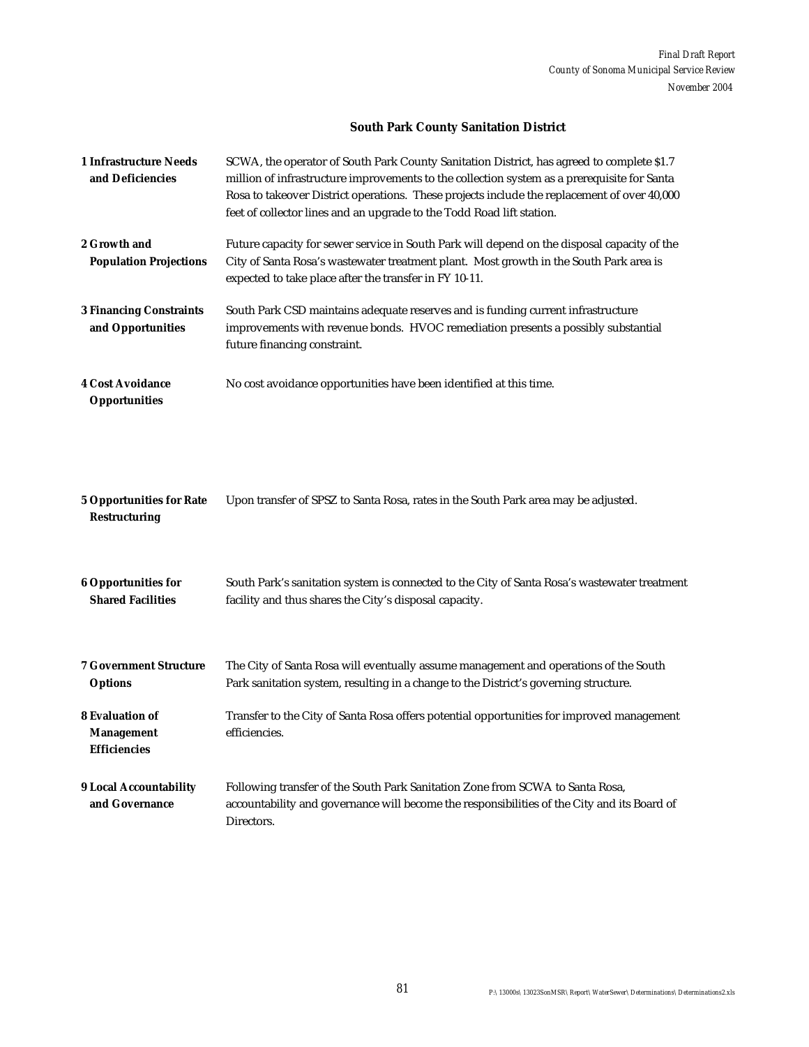## South Park County Sanitation District

| | |
|---|---|
| **1 Infrastructure Needs and Deficiencies** | SCWA, the operator of South Park County Sanitation District, has agreed to complete $1.7 million of infrastructure improvements to the collection system as a prerequisite for Santa Rosa to takeover District operations. These projects include the replacement of over 40,000 feet of collector lines and an upgrade to the Todd Road lift station. |
| **2 Growth and Population Projections** | Future capacity for sewer service in South Park will depend on the disposal capacity of the City of Santa Rosa's wastewater treatment plant. Most growth in the South Park area is expected to take place after the transfer in FY 10-11. |
| **3 Financing Constraints and Opportunities** | South Park CSD maintains adequate reserves and is funding current infrastructure improvements with revenue bonds. HVOC remediation presents a possibly substantial future financing constraint. |
| **4 Cost Avoidance Opportunities** | No cost avoidance opportunities have been identified at this time. |
| **5 Opportunities for Rate Restructuring** | Upon transfer of SPSZ to Santa Rosa, rates in the South Park area may be adjusted. |
| **6 Opportunities for Shared Facilities** | South Park's sanitation system is connected to the City of Santa Rosa's wastewater treatment facility and thus shares the City's disposal capacity. |
| **7 Government Structure Options** | The City of Santa Rosa will eventually assume management and operations of the South Park sanitation system, resulting in a change to the District's governing structure. |
| **8 Evaluation of Management Efficiencies** | Transfer to the City of Santa Rosa offers potential opportunities for improved management efficiencies. |
| **9 Local Accountability and Governance** | Following transfer of the South Park Sanitation Zone from SCWA to Santa Rosa, accountability and governance will become the responsibilities of the City and its Board of Directors. |